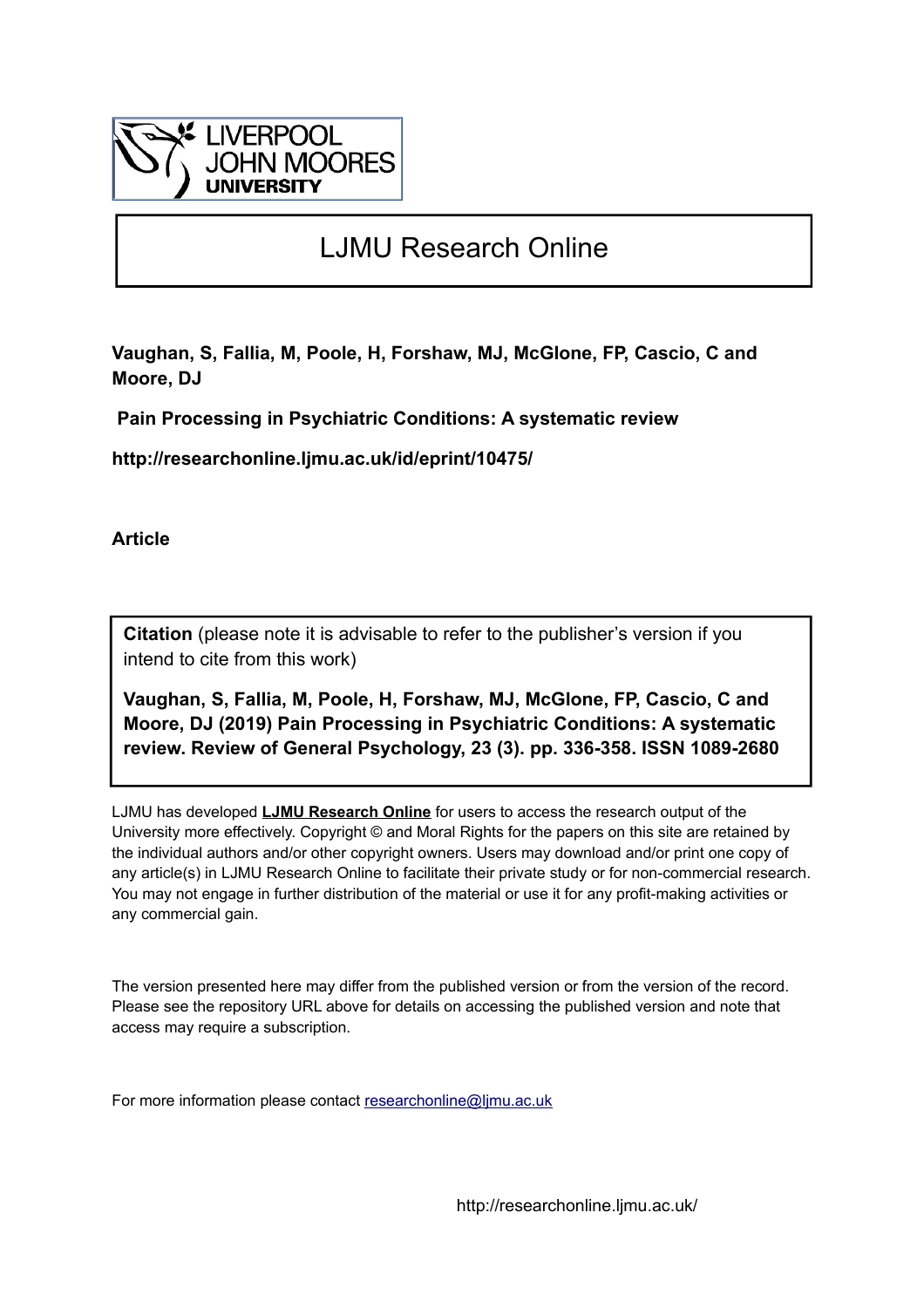LIVERPOOL JOHN MOORES UNIVERSITY

# LJMU Research Online

**Vaughan, S, Fallia, M, Poole, H, Forshaw, MJ, McGlone, FP, Cascio, C and Moore, DJ**

**Pain Processing in Psychiatric Conditions: A systematic review**

**http://researchonline.ljmu.ac.uk/id/eprint/10475/**

**Article**

**Citation** (please note it is advisable to refer to the publisher's version if you intend to cite from this work)

**Vaughan, S, Fallia, M, Poole, H, Forshaw, MJ, McGlone, FP, Cascio, C and Moore, DJ (2019) Pain Processing in Psychiatric Conditions: A systematic review. Review of General Psychology, 23 (3). pp. 336-358. ISSN 1089-2680**

LJMU has developed **LJMU Research Online** for users to access the research output of the University more effectively. Copyright © and Moral Rights for the papers on this site are retained by the individual authors and/or other copyright owners. Users may download and/or print one copy of any article(s) in LJMU Research Online to facilitate their private study or for non-commercial research. You may not engage in further distribution of the material or use it for any profit-making activities or any commercial gain.

The version presented here may differ from the published version or from the version of the record. Please see the repository URL above for details on accessing the published version and note that access may require a subscription.

For more information please contact researchonline@ljmu.ac.uk

http://researchonline.ljmu.ac.uk/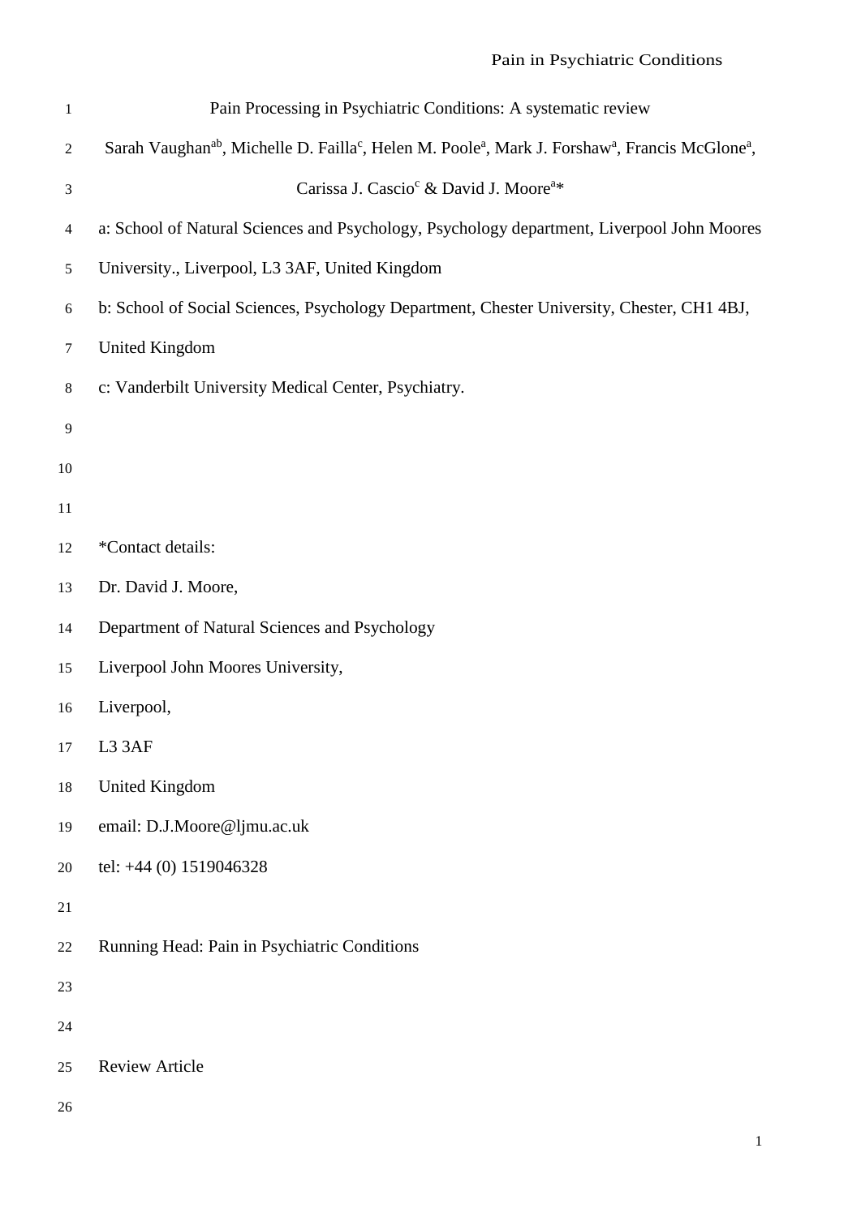# Pain Processing in Psychiatric Conditions: A systematic review

Sarah Vaughan[ab], Michelle D. Failla[c], Helen M. Poole[a], Mark J. Forshaw[a], Francis McGlone[a], Carissa J. Cascio[c] & David J. Moore[a]*

a: School of Natural Sciences and Psychology, Psychology department, Liverpool John Moores University., Liverpool, L3 3AF, United Kingdom

b: School of Social Sciences, Psychology Department, Chester University, Chester, CH1 4BJ, United Kingdom

c: Vanderbilt University Medical Center, Psychiatry.

*Contact details:

Dr. David J. Moore,

Department of Natural Sciences and Psychology

Liverpool John Moores University,

Liverpool,

L3 3AF

United Kingdom

email: D.J.Moore@ljmu.ac.uk

tel: +44 (0) 1519046328

Running Head: Pain in Psychiatric Conditions

Review Article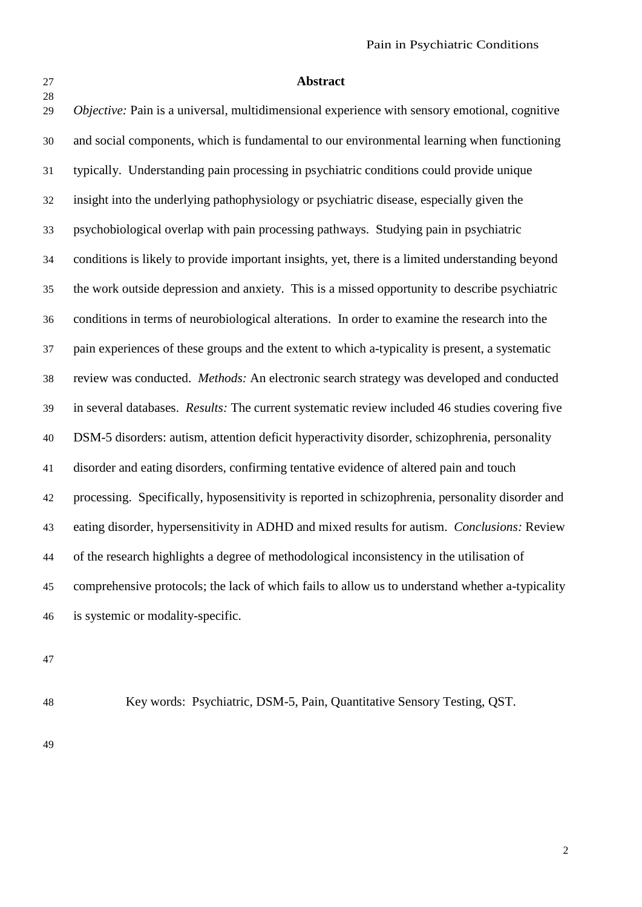## Abstract

*Objective:* Pain is a universal, multidimensional experience with sensory emotional, cognitive and social components, which is fundamental to our environmental learning when functioning typically. Understanding pain processing in psychiatric conditions could provide unique insight into the underlying pathophysiology or psychiatric disease, especially given the psychobiological overlap with pain processing pathways. Studying pain in psychiatric conditions is likely to provide important insights, yet, there is a limited understanding beyond the work outside depression and anxiety. This is a missed opportunity to describe psychiatric conditions in terms of neurobiological alterations. In order to examine the research into the pain experiences of these groups and the extent to which a-typicality is present, a systematic review was conducted. *Methods:* An electronic search strategy was developed and conducted in several databases. *Results:* The current systematic review included 46 studies covering five DSM-5 disorders: autism, attention deficit hyperactivity disorder, schizophrenia, personality disorder and eating disorders, confirming tentative evidence of altered pain and touch processing. Specifically, hyposensitivity is reported in schizophrenia, personality disorder and eating disorder, hypersensitivity in ADHD and mixed results for autism. *Conclusions:* Review of the research highlights a degree of methodological inconsistency in the utilisation of comprehensive protocols; the lack of which fails to allow us to understand whether a-typicality is systemic or modality-specific.

Key words: Psychiatric, DSM-5, Pain, Quantitative Sensory Testing, QST.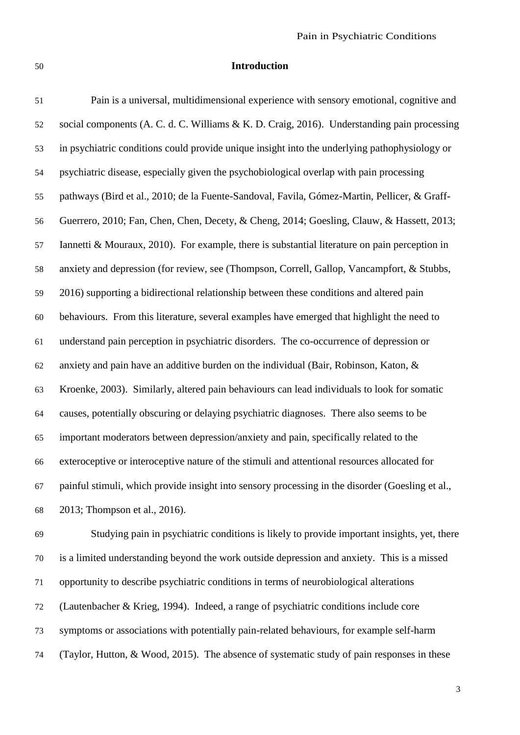## Introduction

Pain is a universal, multidimensional experience with sensory emotional, cognitive and social components (A. C. d. C. Williams & K. D. Craig, 2016). Understanding pain processing in psychiatric conditions could provide unique insight into the underlying pathophysiology or psychiatric disease, especially given the psychobiological overlap with pain processing pathways (Bird et al., 2010; de la Fuente-Sandoval, Favila, Gómez-Martin, Pellicer, & Graff-Guerrero, 2010; Fan, Chen, Chen, Decety, & Cheng, 2014; Goesling, Clauw, & Hassett, 2013; Iannetti & Mouraux, 2010). For example, there is substantial literature on pain perception in anxiety and depression (for review, see (Thompson, Correll, Gallop, Vancampfort, & Stubbs, 2016) supporting a bidirectional relationship between these conditions and altered pain behaviours. From this literature, several examples have emerged that highlight the need to understand pain perception in psychiatric disorders. The co-occurrence of depression or anxiety and pain have an additive burden on the individual (Bair, Robinson, Katon, & Kroenke, 2003). Similarly, altered pain behaviours can lead individuals to look for somatic causes, potentially obscuring or delaying psychiatric diagnoses. There also seems to be important moderators between depression/anxiety and pain, specifically related to the exteroceptive or interoceptive nature of the stimuli and attentional resources allocated for painful stimuli, which provide insight into sensory processing in the disorder (Goesling et al., 2013; Thompson et al., 2016).

Studying pain in psychiatric conditions is likely to provide important insights, yet, there is a limited understanding beyond the work outside depression and anxiety. This is a missed opportunity to describe psychiatric conditions in terms of neurobiological alterations (Lautenbacher & Krieg, 1994). Indeed, a range of psychiatric conditions include core symptoms or associations with potentially pain-related behaviours, for example self-harm (Taylor, Hutton, & Wood, 2015). The absence of systematic study of pain responses in these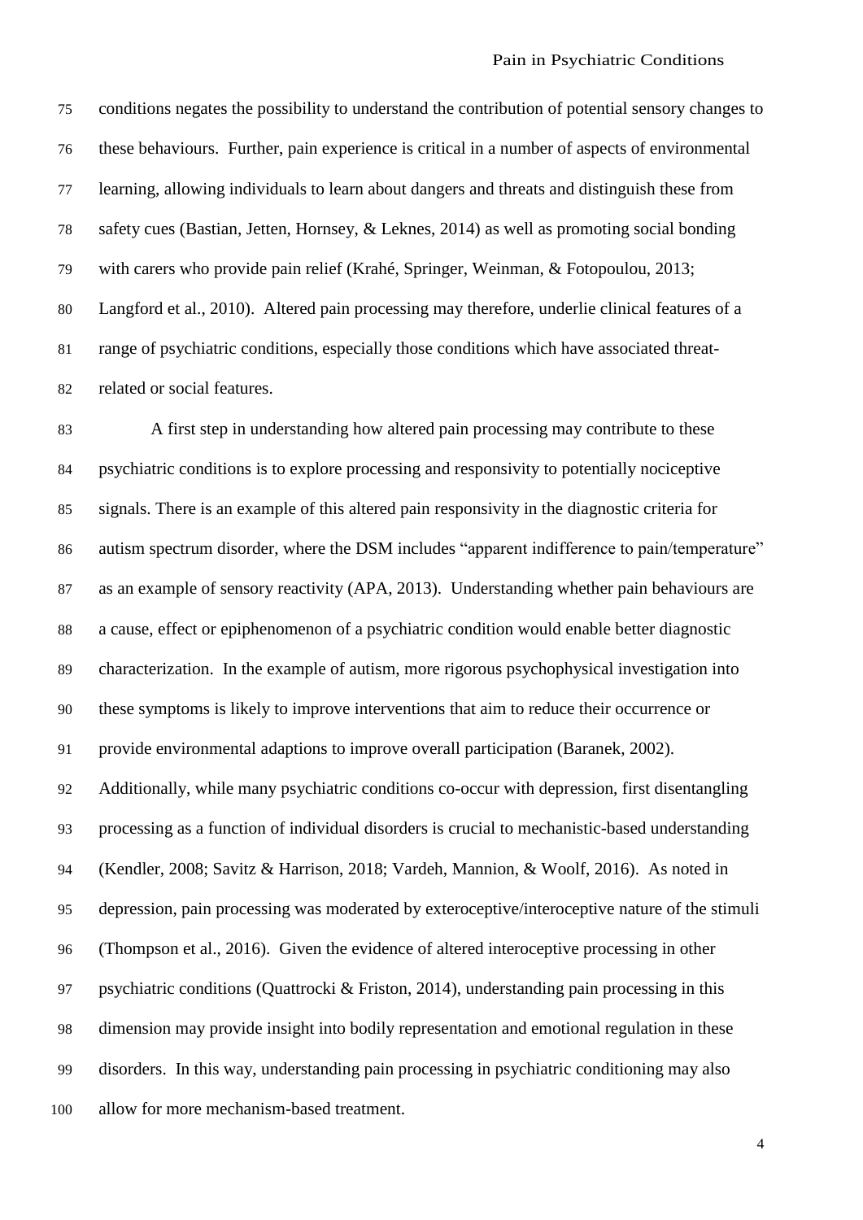conditions negates the possibility to understand the contribution of potential sensory changes to these behaviours. Further, pain experience is critical in a number of aspects of environmental learning, allowing individuals to learn about dangers and threats and distinguish these from safety cues (Bastian, Jetten, Hornsey, & Leknes, 2014) as well as promoting social bonding with carers who provide pain relief (Krahé, Springer, Weinman, & Fotopoulou, 2013; Langford et al., 2010). Altered pain processing may therefore, underlie clinical features of a range of psychiatric conditions, especially those conditions which have associated threat-related or social features.

A first step in understanding how altered pain processing may contribute to these psychiatric conditions is to explore processing and responsivity to potentially nociceptive signals. There is an example of this altered pain responsivity in the diagnostic criteria for autism spectrum disorder, where the DSM includes "apparent indifference to pain/temperature" as an example of sensory reactivity (APA, 2013). Understanding whether pain behaviours are a cause, effect or epiphenomenon of a psychiatric condition would enable better diagnostic characterization. In the example of autism, more rigorous psychophysical investigation into these symptoms is likely to improve interventions that aim to reduce their occurrence or provide environmental adaptions to improve overall participation (Baranek, 2002). Additionally, while many psychiatric conditions co-occur with depression, first disentangling processing as a function of individual disorders is crucial to mechanistic-based understanding (Kendler, 2008; Savitz & Harrison, 2018; Vardeh, Mannion, & Woolf, 2016). As noted in depression, pain processing was moderated by exteroceptive/interoceptive nature of the stimuli (Thompson et al., 2016). Given the evidence of altered interoceptive processing in other psychiatric conditions (Quattrocki & Friston, 2014), understanding pain processing in this dimension may provide insight into bodily representation and emotional regulation in these disorders. In this way, understanding pain processing in psychiatric conditioning may also allow for more mechanism-based treatment.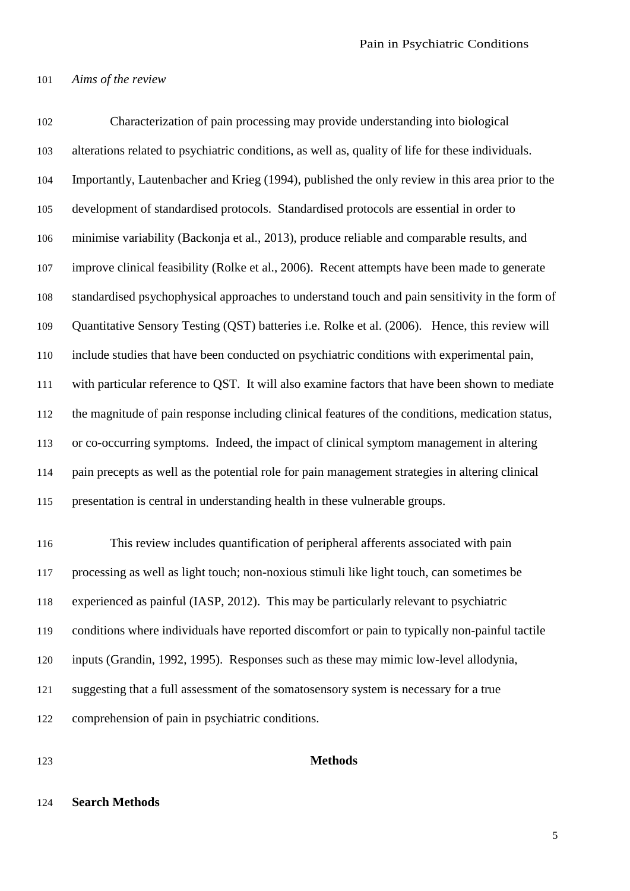*Aims of the review*

Characterization of pain processing may provide understanding into biological alterations related to psychiatric conditions, as well as, quality of life for these individuals. Importantly, Lautenbacher and Krieg (1994), published the only review in this area prior to the development of standardised protocols. Standardised protocols are essential in order to minimise variability (Backonja et al., 2013), produce reliable and comparable results, and improve clinical feasibility (Rolke et al., 2006). Recent attempts have been made to generate standardised psychophysical approaches to understand touch and pain sensitivity in the form of Quantitative Sensory Testing (QST) batteries i.e. Rolke et al. (2006). Hence, this review will include studies that have been conducted on psychiatric conditions with experimental pain, with particular reference to QST. It will also examine factors that have been shown to mediate the magnitude of pain response including clinical features of the conditions, medication status, or co-occurring symptoms. Indeed, the impact of clinical symptom management in altering pain precepts as well as the potential role for pain management strategies in altering clinical presentation is central in understanding health in these vulnerable groups.

This review includes quantification of peripheral afferents associated with pain processing as well as light touch; non-noxious stimuli like light touch, can sometimes be experienced as painful (IASP, 2012). This may be particularly relevant to psychiatric conditions where individuals have reported discomfort or pain to typically non-painful tactile inputs (Grandin, 1992, 1995). Responses such as these may mimic low-level allodynia, suggesting that a full assessment of the somatosensory system is necessary for a true comprehension of pain in psychiatric conditions.

## Methods

### Search Methods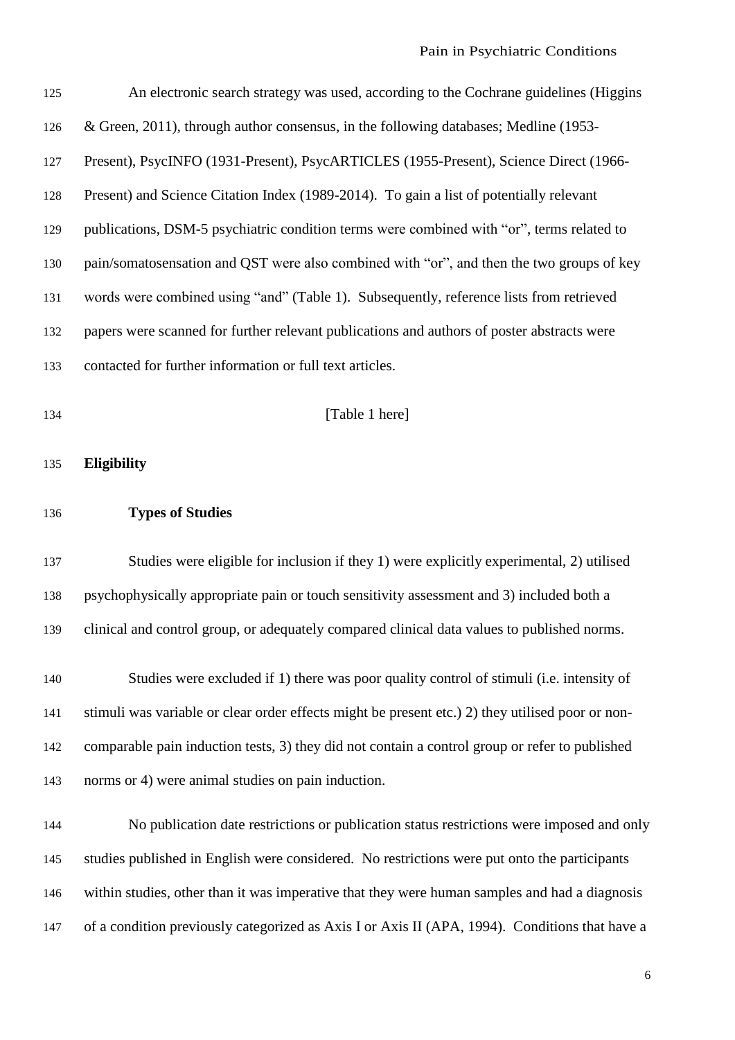An electronic search strategy was used, according to the Cochrane guidelines (Higgins & Green, 2011), through author consensus, in the following databases; Medline (1953-Present), PsycINFO (1931-Present), PsycARTICLES (1955-Present), Science Direct (1966-Present) and Science Citation Index (1989-2014). To gain a list of potentially relevant publications, DSM-5 psychiatric condition terms were combined with "or", terms related to pain/somatosensation and QST were also combined with "or", and then the two groups of key words were combined using "and" (Table 1). Subsequently, reference lists from retrieved papers were scanned for further relevant publications and authors of poster abstracts were contacted for further information or full text articles.

[Table 1 here]

## Eligibility

### Types of Studies

Studies were eligible for inclusion if they 1) were explicitly experimental, 2) utilised psychophysically appropriate pain or touch sensitivity assessment and 3) included both a clinical and control group, or adequately compared clinical data values to published norms.

Studies were excluded if 1) there was poor quality control of stimuli (i.e. intensity of stimuli was variable or clear order effects might be present etc.) 2) they utilised poor or non-comparable pain induction tests, 3) they did not contain a control group or refer to published norms or 4) were animal studies on pain induction.

No publication date restrictions or publication status restrictions were imposed and only studies published in English were considered. No restrictions were put onto the participants within studies, other than it was imperative that they were human samples and had a diagnosis of a condition previously categorized as Axis I or Axis II (APA, 1994). Conditions that have a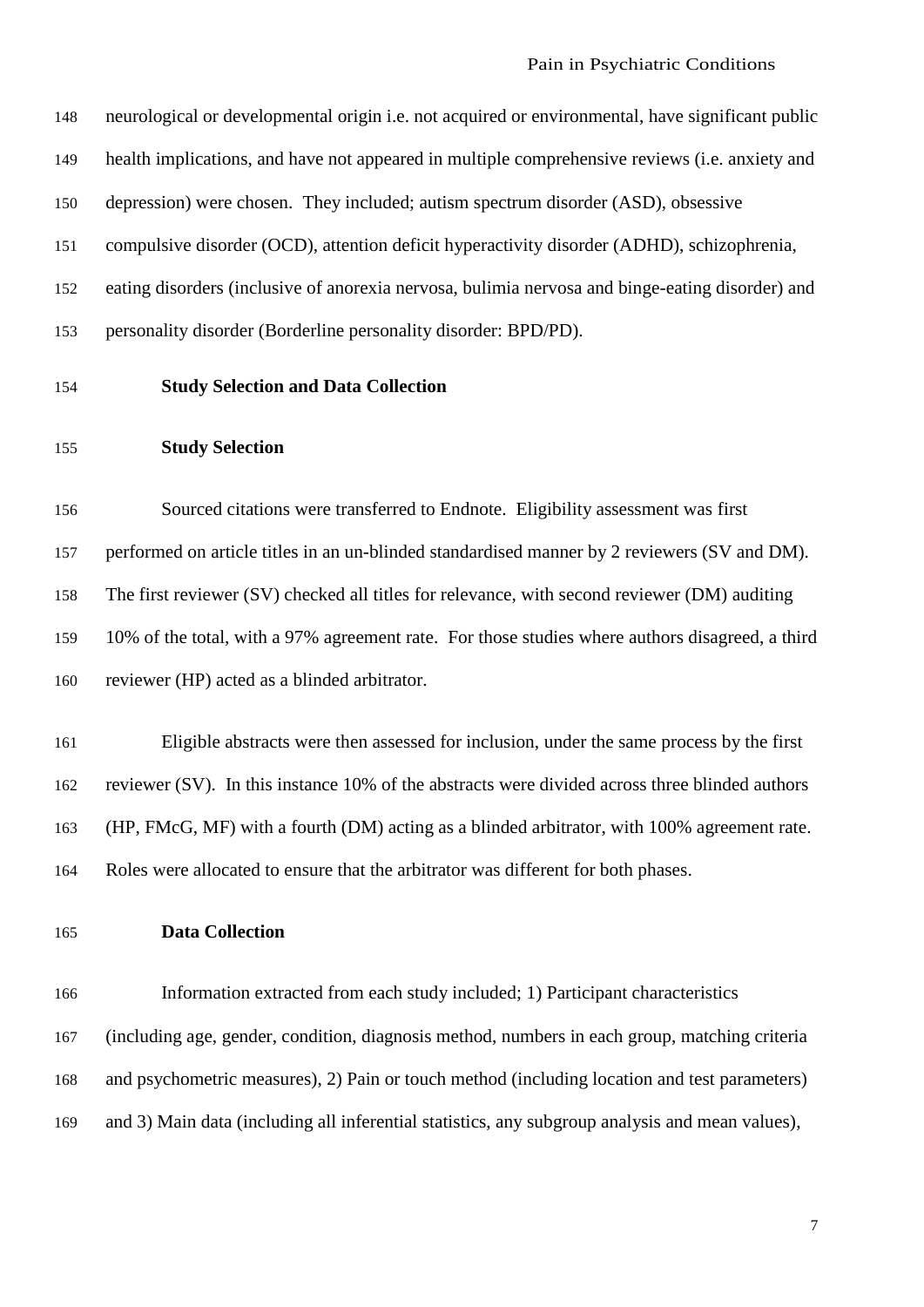neurological or developmental origin i.e. not acquired or environmental, have significant public health implications, and have not appeared in multiple comprehensive reviews (i.e. anxiety and depression) were chosen. They included; autism spectrum disorder (ASD), obsessive compulsive disorder (OCD), attention deficit hyperactivity disorder (ADHD), schizophrenia, eating disorders (inclusive of anorexia nervosa, bulimia nervosa and binge-eating disorder) and personality disorder (Borderline personality disorder: BPD/PD).

## Study Selection and Data Collection

### Study Selection

Sourced citations were transferred to Endnote. Eligibility assessment was first performed on article titles in an un-blinded standardised manner by 2 reviewers (SV and DM). The first reviewer (SV) checked all titles for relevance, with second reviewer (DM) auditing 10% of the total, with a 97% agreement rate. For those studies where authors disagreed, a third reviewer (HP) acted as a blinded arbitrator.

Eligible abstracts were then assessed for inclusion, under the same process by the first reviewer (SV). In this instance 10% of the abstracts were divided across three blinded authors (HP, FMcG, MF) with a fourth (DM) acting as a blinded arbitrator, with 100% agreement rate. Roles were allocated to ensure that the arbitrator was different for both phases.

### Data Collection

Information extracted from each study included; 1) Participant characteristics (including age, gender, condition, diagnosis method, numbers in each group, matching criteria and psychometric measures), 2) Pain or touch method (including location and test parameters) and 3) Main data (including all inferential statistics, any subgroup analysis and mean values),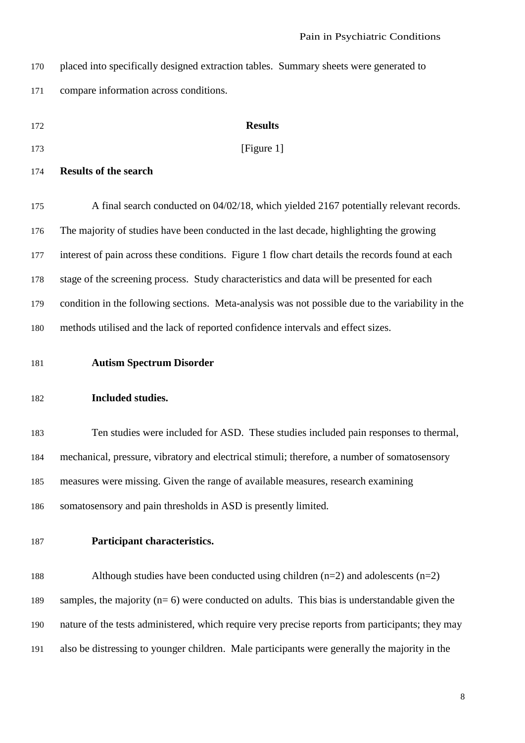placed into specifically designed extraction tables. Summary sheets were generated to compare information across conditions.

## Results

[Figure 1]

### Results of the search

A final search conducted on 04/02/18, which yielded 2167 potentially relevant records. The majority of studies have been conducted in the last decade, highlighting the growing interest of pain across these conditions. Figure 1 flow chart details the records found at each stage of the screening process. Study characteristics and data will be presented for each condition in the following sections. Meta-analysis was not possible due to the variability in the methods utilised and the lack of reported confidence intervals and effect sizes.

### Autism Spectrum Disorder

#### Included studies.

Ten studies were included for ASD. These studies included pain responses to thermal, mechanical, pressure, vibratory and electrical stimuli; therefore, a number of somatosensory measures were missing. Given the range of available measures, research examining somatosensory and pain thresholds in ASD is presently limited.

#### Participant characteristics.

Although studies have been conducted using children (n=2) and adolescents (n=2) samples, the majority (n= 6) were conducted on adults. This bias is understandable given the nature of the tests administered, which require very precise reports from participants; they may also be distressing to younger children. Male participants were generally the majority in the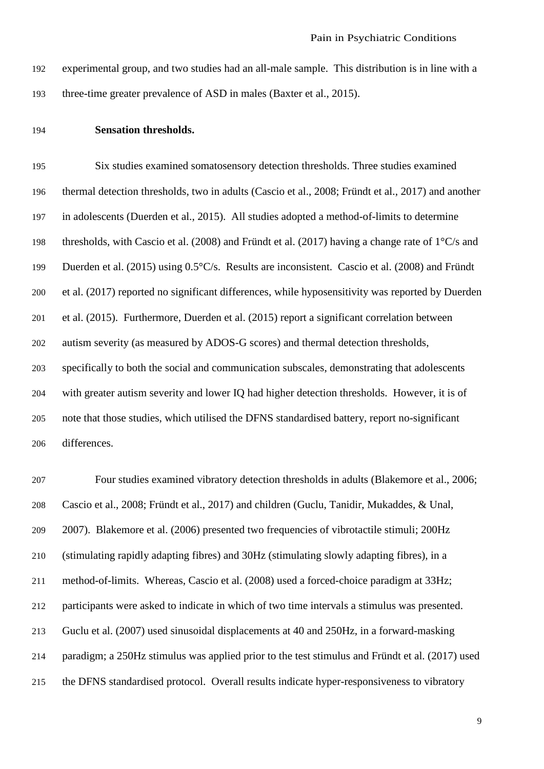experimental group, and two studies had an all-male sample. This distribution is in line with a three-time greater prevalence of ASD in males (Baxter et al., 2015).

**Sensation thresholds.**

Six studies examined somatosensory detection thresholds. Three studies examined thermal detection thresholds, two in adults (Cascio et al., 2008; Fründt et al., 2017) and another in adolescents (Duerden et al., 2015). All studies adopted a method-of-limits to determine thresholds, with Cascio et al. (2008) and Fründt et al. (2017) having a change rate of 1°C/s and Duerden et al. (2015) using 0.5°C/s. Results are inconsistent. Cascio et al. (2008) and Fründt et al. (2017) reported no significant differences, while hyposensitivity was reported by Duerden et al. (2015). Furthermore, Duerden et al. (2015) report a significant correlation between autism severity (as measured by ADOS-G scores) and thermal detection thresholds, specifically to both the social and communication subscales, demonstrating that adolescents with greater autism severity and lower IQ had higher detection thresholds. However, it is of note that those studies, which utilised the DFNS standardised battery, report no-significant differences.

Four studies examined vibratory detection thresholds in adults (Blakemore et al., 2006; Cascio et al., 2008; Fründt et al., 2017) and children (Guclu, Tanidir, Mukaddes, & Unal, 2007). Blakemore et al. (2006) presented two frequencies of vibrotactile stimuli; 200Hz (stimulating rapidly adapting fibres) and 30Hz (stimulating slowly adapting fibres), in a method-of-limits. Whereas, Cascio et al. (2008) used a forced-choice paradigm at 33Hz; participants were asked to indicate in which of two time intervals a stimulus was presented. Guclu et al. (2007) used sinusoidal displacements at 40 and 250Hz, in a forward-masking paradigm; a 250Hz stimulus was applied prior to the test stimulus and Fründt et al. (2017) used the DFNS standardised protocol. Overall results indicate hyper-responsiveness to vibratory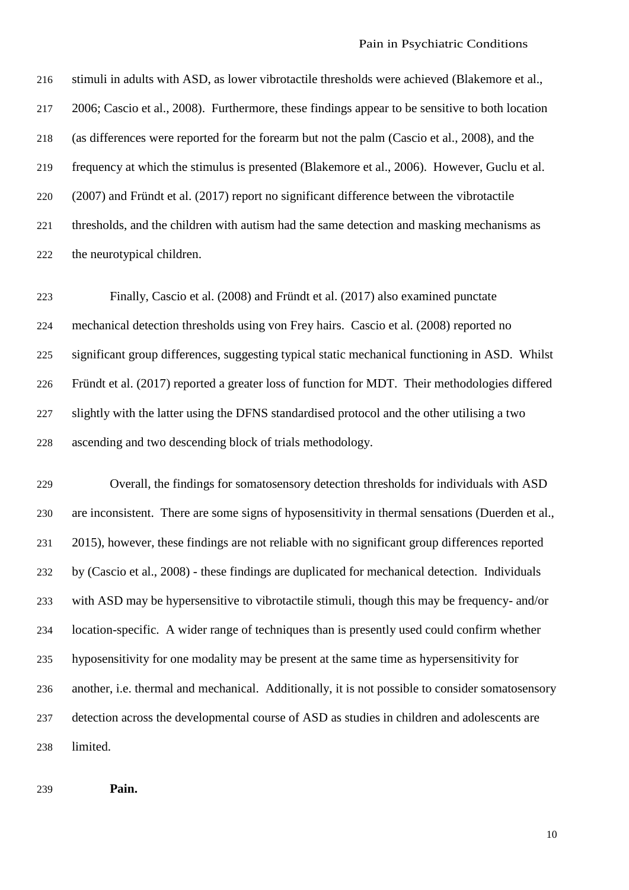stimuli in adults with ASD, as lower vibrotactile thresholds were achieved (Blakemore et al., 2006; Cascio et al., 2008). Furthermore, these findings appear to be sensitive to both location (as differences were reported for the forearm but not the palm (Cascio et al., 2008), and the frequency at which the stimulus is presented (Blakemore et al., 2006). However, Guclu et al. (2007) and Fründt et al. (2017) report no significant difference between the vibrotactile thresholds, and the children with autism had the same detection and masking mechanisms as the neurotypical children.

Finally, Cascio et al. (2008) and Fründt et al. (2017) also examined punctate mechanical detection thresholds using von Frey hairs. Cascio et al. (2008) reported no significant group differences, suggesting typical static mechanical functioning in ASD. Whilst Fründt et al. (2017) reported a greater loss of function for MDT. Their methodologies differed slightly with the latter using the DFNS standardised protocol and the other utilising a two ascending and two descending block of trials methodology.

Overall, the findings for somatosensory detection thresholds for individuals with ASD are inconsistent. There are some signs of hyposensitivity in thermal sensations (Duerden et al., 2015), however, these findings are not reliable with no significant group differences reported by (Cascio et al., 2008) - these findings are duplicated for mechanical detection. Individuals with ASD may be hypersensitive to vibrotactile stimuli, though this may be frequency- and/or location-specific. A wider range of techniques than is presently used could confirm whether hyposensitivity for one modality may be present at the same time as hypersensitivity for another, i.e. thermal and mechanical. Additionally, it is not possible to consider somatosensory detection across the developmental course of ASD as studies in children and adolescents are limited.

**Pain.**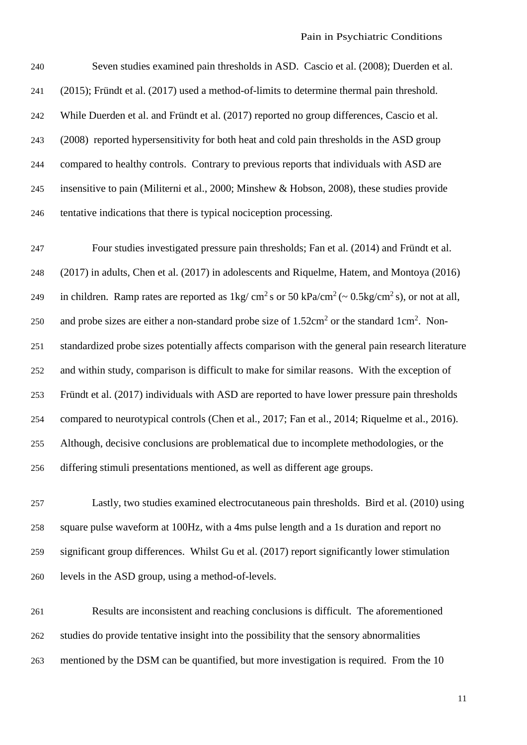Seven studies examined pain thresholds in ASD. Cascio et al. (2008); Duerden et al. (2015); Fründt et al. (2017) used a method-of-limits to determine thermal pain threshold. While Duerden et al. and Fründt et al. (2017) reported no group differences, Cascio et al. (2008) reported hypersensitivity for both heat and cold pain thresholds in the ASD group compared to healthy controls. Contrary to previous reports that individuals with ASD are insensitive to pain (Militerni et al., 2000; Minshew & Hobson, 2008), these studies provide tentative indications that there is typical nociception processing.

Four studies investigated pressure pain thresholds; Fan et al. (2014) and Fründt et al. (2017) in adults, Chen et al. (2017) in adolescents and Riquelme, Hatem, and Montoya (2016) in children. Ramp rates are reported as $1\text{kg}/\text{cm}^2\text{s}$ or $50\ \text{kPa}/\text{cm}^2$ ($\sim 0.5\text{kg}/\text{cm}^2\text{s}$), or not at all, and probe sizes are either a non-standard probe size of $1.52\text{cm}^2$ or the standard $1\text{cm}^2$. Non-standardized probe sizes potentially affects comparison with the general pain research literature and within study, comparison is difficult to make for similar reasons. With the exception of Fründt et al. (2017) individuals with ASD are reported to have lower pressure pain thresholds compared to neurotypical controls (Chen et al., 2017; Fan et al., 2014; Riquelme et al., 2016). Although, decisive conclusions are problematical due to incomplete methodologies, or the differing stimuli presentations mentioned, as well as different age groups.

Lastly, two studies examined electrocutaneous pain thresholds. Bird et al. (2010) using square pulse waveform at 100Hz, with a 4ms pulse length and a 1s duration and report no significant group differences. Whilst Gu et al. (2017) report significantly lower stimulation levels in the ASD group, using a method-of-levels.

Results are inconsistent and reaching conclusions is difficult. The aforementioned studies do provide tentative insight into the possibility that the sensory abnormalities mentioned by the DSM can be quantified, but more investigation is required. From the 10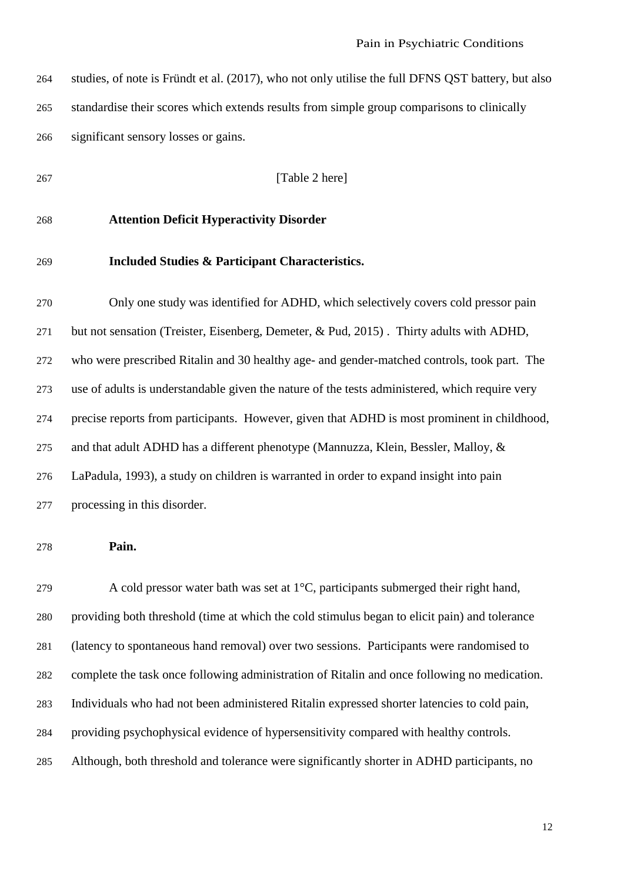studies, of note is Fründt et al. (2017), who not only utilise the full DFNS QST battery, but also standardise their scores which extends results from simple group comparisons to clinically significant sensory losses or gains.

[Table 2 here]

## Attention Deficit Hyperactivity Disorder

### Included Studies & Participant Characteristics.

Only one study was identified for ADHD, which selectively covers cold pressor pain but not sensation (Treister, Eisenberg, Demeter, & Pud, 2015) . Thirty adults with ADHD, who were prescribed Ritalin and 30 healthy age- and gender-matched controls, took part. The use of adults is understandable given the nature of the tests administered, which require very precise reports from participants. However, given that ADHD is most prominent in childhood, and that adult ADHD has a different phenotype (Mannuzza, Klein, Bessler, Malloy, & LaPadula, 1993), a study on children is warranted in order to expand insight into pain processing in this disorder.

### Pain.

A cold pressor water bath was set at 1°C, participants submerged their right hand, providing both threshold (time at which the cold stimulus began to elicit pain) and tolerance (latency to spontaneous hand removal) over two sessions. Participants were randomised to complete the task once following administration of Ritalin and once following no medication. Individuals who had not been administered Ritalin expressed shorter latencies to cold pain, providing psychophysical evidence of hypersensitivity compared with healthy controls. Although, both threshold and tolerance were significantly shorter in ADHD participants, no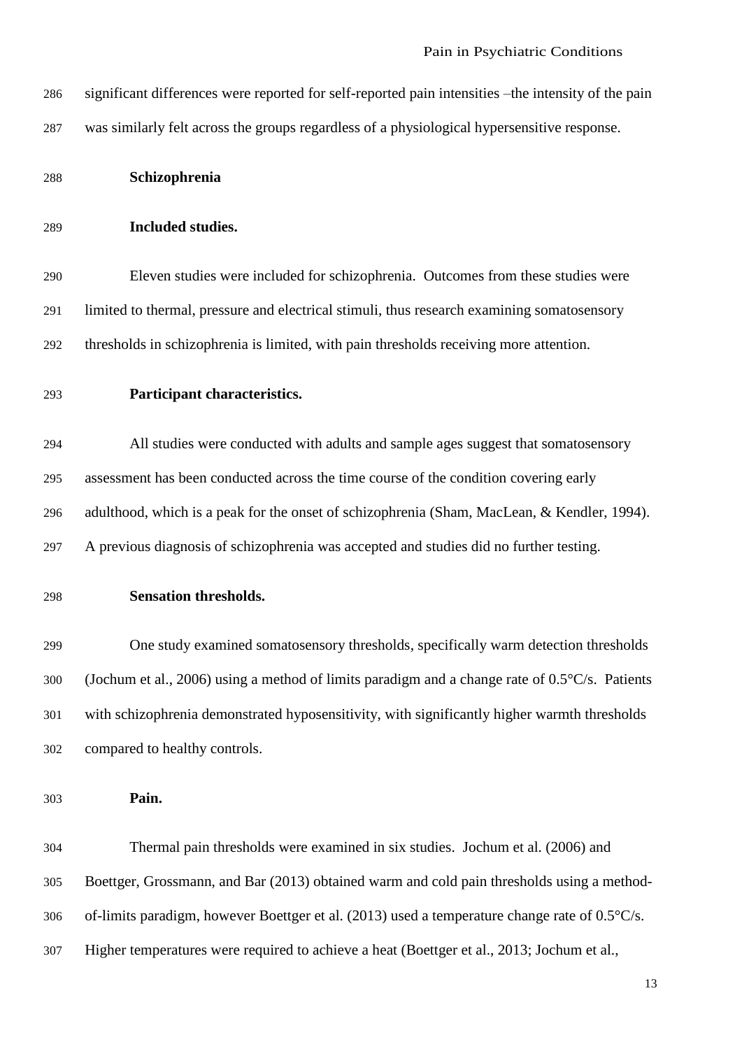significant differences were reported for self-reported pain intensities –the intensity of the pain was similarly felt across the groups regardless of a physiological hypersensitive response.

## Schizophrenia

### Included studies.

Eleven studies were included for schizophrenia. Outcomes from these studies were limited to thermal, pressure and electrical stimuli, thus research examining somatosensory thresholds in schizophrenia is limited, with pain thresholds receiving more attention.

### Participant characteristics.

All studies were conducted with adults and sample ages suggest that somatosensory assessment has been conducted across the time course of the condition covering early adulthood, which is a peak for the onset of schizophrenia (Sham, MacLean, & Kendler, 1994). A previous diagnosis of schizophrenia was accepted and studies did no further testing.

### Sensation thresholds.

One study examined somatosensory thresholds, specifically warm detection thresholds (Jochum et al., 2006) using a method of limits paradigm and a change rate of 0.5°C/s. Patients with schizophrenia demonstrated hyposensitivity, with significantly higher warmth thresholds compared to healthy controls.

### Pain.

Thermal pain thresholds were examined in six studies. Jochum et al. (2006) and Boettger, Grossmann, and Bar (2013) obtained warm and cold pain thresholds using a method-of-limits paradigm, however Boettger et al. (2013) used a temperature change rate of 0.5°C/s. Higher temperatures were required to achieve a heat (Boettger et al., 2013; Jochum et al.,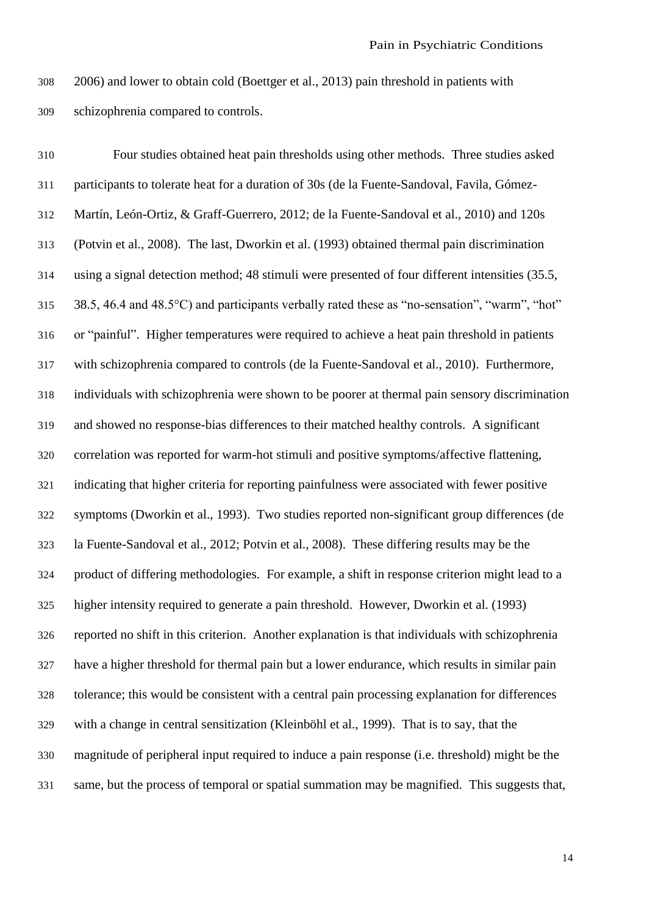2006) and lower to obtain cold (Boettger et al., 2013) pain threshold in patients with schizophrenia compared to controls.

Four studies obtained heat pain thresholds using other methods. Three studies asked participants to tolerate heat for a duration of 30s (de la Fuente-Sandoval, Favila, Gómez-Martín, León-Ortiz, & Graff-Guerrero, 2012; de la Fuente-Sandoval et al., 2010) and 120s (Potvin et al., 2008). The last, Dworkin et al. (1993) obtained thermal pain discrimination using a signal detection method; 48 stimuli were presented of four different intensities (35.5, 38.5, 46.4 and 48.5°C) and participants verbally rated these as "no-sensation", "warm", "hot" or "painful". Higher temperatures were required to achieve a heat pain threshold in patients with schizophrenia compared to controls (de la Fuente-Sandoval et al., 2010). Furthermore, individuals with schizophrenia were shown to be poorer at thermal pain sensory discrimination and showed no response-bias differences to their matched healthy controls. A significant correlation was reported for warm-hot stimuli and positive symptoms/affective flattening, indicating that higher criteria for reporting painfulness were associated with fewer positive symptoms (Dworkin et al., 1993). Two studies reported non-significant group differences (de la Fuente-Sandoval et al., 2012; Potvin et al., 2008). These differing results may be the product of differing methodologies. For example, a shift in response criterion might lead to a higher intensity required to generate a pain threshold. However, Dworkin et al. (1993) reported no shift in this criterion. Another explanation is that individuals with schizophrenia have a higher threshold for thermal pain but a lower endurance, which results in similar pain tolerance; this would be consistent with a central pain processing explanation for differences with a change in central sensitization (Kleinböhl et al., 1999). That is to say, that the magnitude of peripheral input required to induce a pain response (i.e. threshold) might be the same, but the process of temporal or spatial summation may be magnified. This suggests that,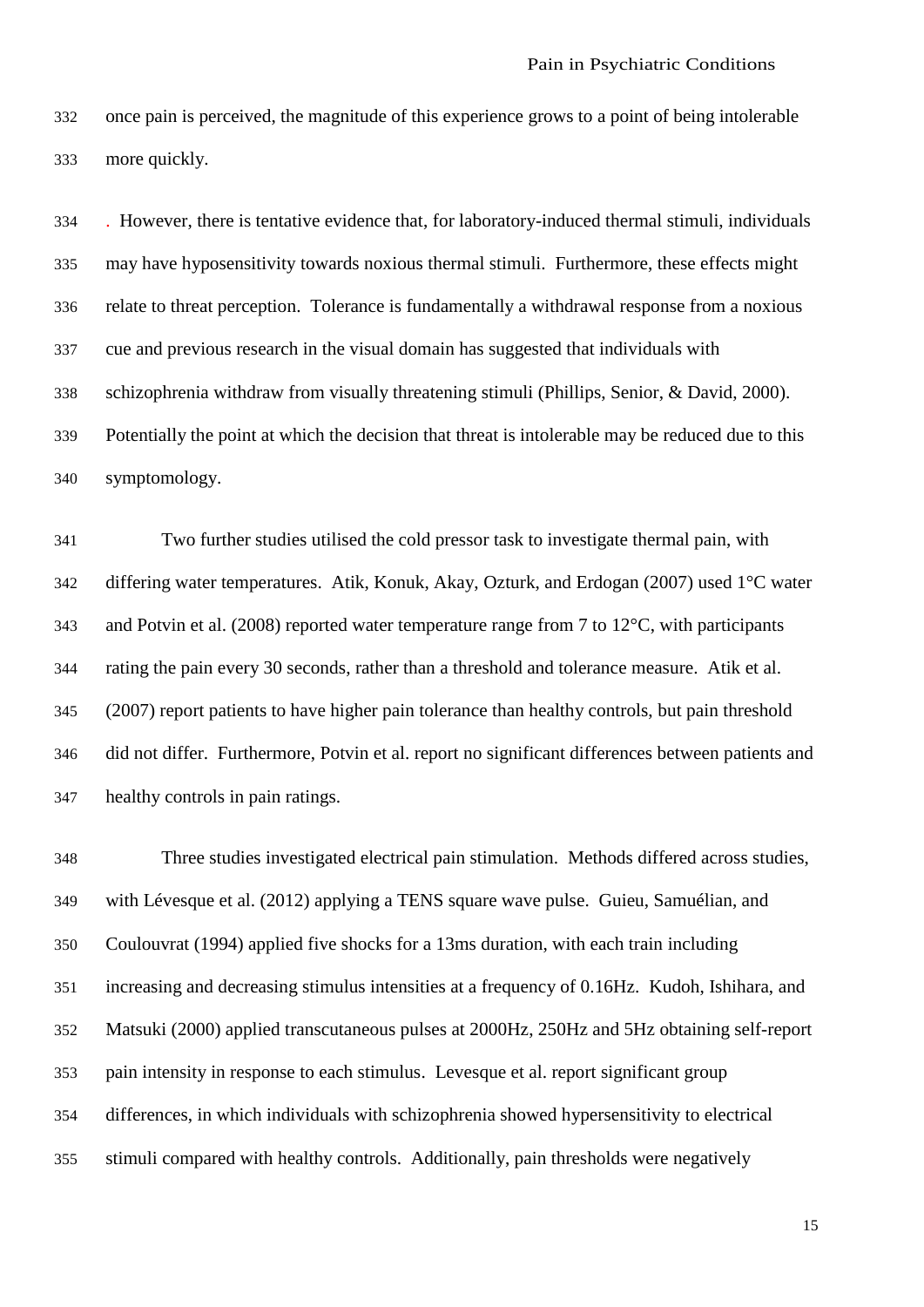once pain is perceived, the magnitude of this experience grows to a point of being intolerable more quickly.

. However, there is tentative evidence that, for laboratory-induced thermal stimuli, individuals may have hyposensitivity towards noxious thermal stimuli. Furthermore, these effects might relate to threat perception. Tolerance is fundamentally a withdrawal response from a noxious cue and previous research in the visual domain has suggested that individuals with schizophrenia withdraw from visually threatening stimuli (Phillips, Senior, & David, 2000). Potentially the point at which the decision that threat is intolerable may be reduced due to this symptomology.

Two further studies utilised the cold pressor task to investigate thermal pain, with differing water temperatures. Atik, Konuk, Akay, Ozturk, and Erdogan (2007) used 1°C water and Potvin et al. (2008) reported water temperature range from 7 to 12°C, with participants rating the pain every 30 seconds, rather than a threshold and tolerance measure. Atik et al. (2007) report patients to have higher pain tolerance than healthy controls, but pain threshold did not differ. Furthermore, Potvin et al. report no significant differences between patients and healthy controls in pain ratings.

Three studies investigated electrical pain stimulation. Methods differed across studies, with Lévesque et al. (2012) applying a TENS square wave pulse. Guieu, Samuélian, and Coulouvrat (1994) applied five shocks for a 13ms duration, with each train including increasing and decreasing stimulus intensities at a frequency of 0.16Hz. Kudoh, Ishihara, and Matsuki (2000) applied transcutaneous pulses at 2000Hz, 250Hz and 5Hz obtaining self-report pain intensity in response to each stimulus. Levesque et al. report significant group differences, in which individuals with schizophrenia showed hypersensitivity to electrical stimuli compared with healthy controls. Additionally, pain thresholds were negatively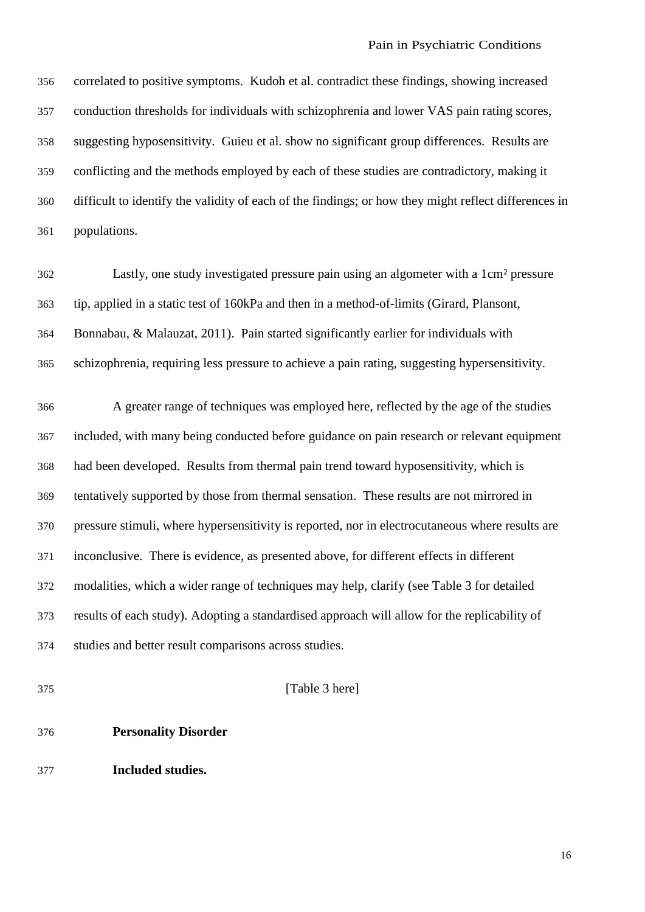correlated to positive symptoms. Kudoh et al. contradict these findings, showing increased conduction thresholds for individuals with schizophrenia and lower VAS pain rating scores, suggesting hyposensitivity. Guieu et al. show no significant group differences. Results are conflicting and the methods employed by each of these studies are contradictory, making it difficult to identify the validity of each of the findings; or how they might reflect differences in populations.

Lastly, one study investigated pressure pain using an algometer with a 1cm² pressure tip, applied in a static test of 160kPa and then in a method-of-limits (Girard, Plansont, Bonnabau, & Malauzat, 2011). Pain started significantly earlier for individuals with schizophrenia, requiring less pressure to achieve a pain rating, suggesting hypersensitivity.

A greater range of techniques was employed here, reflected by the age of the studies included, with many being conducted before guidance on pain research or relevant equipment had been developed. Results from thermal pain trend toward hyposensitivity, which is tentatively supported by those from thermal sensation. These results are not mirrored in pressure stimuli, where hypersensitivity is reported, nor in electrocutaneous where results are inconclusive. There is evidence, as presented above, for different effects in different modalities, which a wider range of techniques may help, clarify (see Table 3 for detailed results of each study). Adopting a standardised approach will allow for the replicability of studies and better result comparisons across studies.

[Table 3 here]

### Personality Disorder

#### Included studies.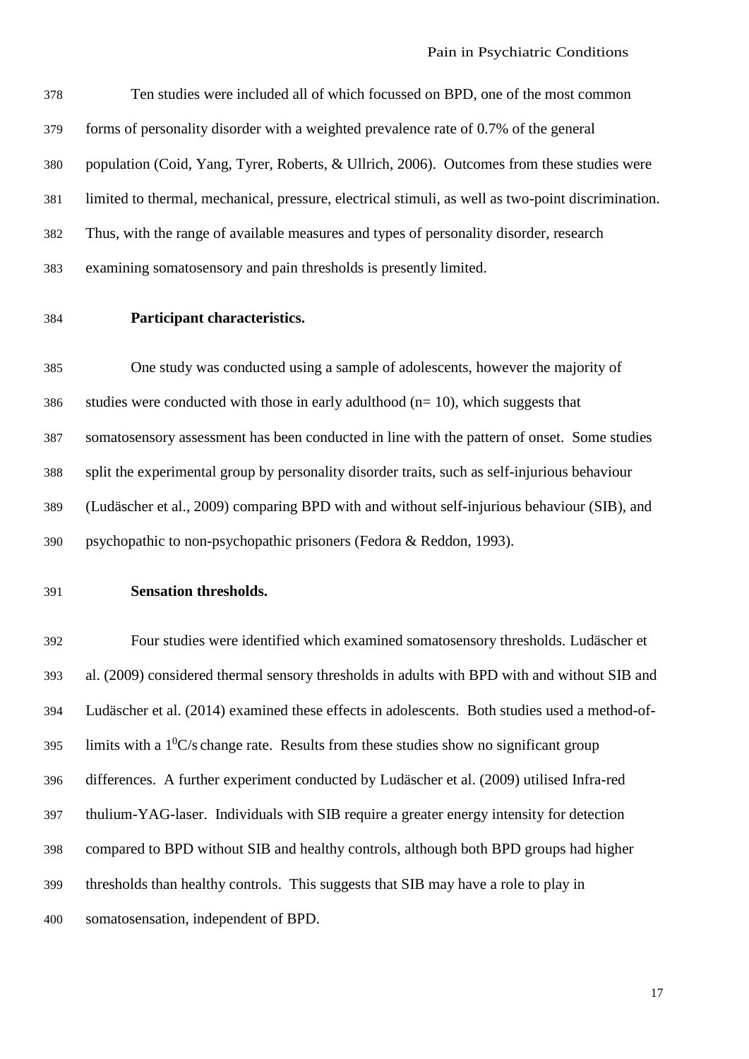Ten studies were included all of which focussed on BPD, one of the most common forms of personality disorder with a weighted prevalence rate of 0.7% of the general population (Coid, Yang, Tyrer, Roberts, & Ullrich, 2006). Outcomes from these studies were limited to thermal, mechanical, pressure, electrical stimuli, as well as two-point discrimination. Thus, with the range of available measures and types of personality disorder, research examining somatosensory and pain thresholds is presently limited.

**Participant characteristics.**

One study was conducted using a sample of adolescents, however the majority of studies were conducted with those in early adulthood (n= 10), which suggests that somatosensory assessment has been conducted in line with the pattern of onset. Some studies split the experimental group by personality disorder traits, such as self-injurious behaviour (Ludäscher et al., 2009) comparing BPD with and without self-injurious behaviour (SIB), and psychopathic to non-psychopathic prisoners (Fedora & Reddon, 1993).

**Sensation thresholds.**

Four studies were identified which examined somatosensory thresholds. Ludäscher et al. (2009) considered thermal sensory thresholds in adults with BPD with and without SIB and Ludäscher et al. (2014) examined these effects in adolescents. Both studies used a method-of-limits with a $1^0$C/s change rate. Results from these studies show no significant group differences. A further experiment conducted by Ludäscher et al. (2009) utilised Infra-red thulium-YAG-laser. Individuals with SIB require a greater energy intensity for detection compared to BPD without SIB and healthy controls, although both BPD groups had higher thresholds than healthy controls. This suggests that SIB may have a role to play in somatosensation, independent of BPD.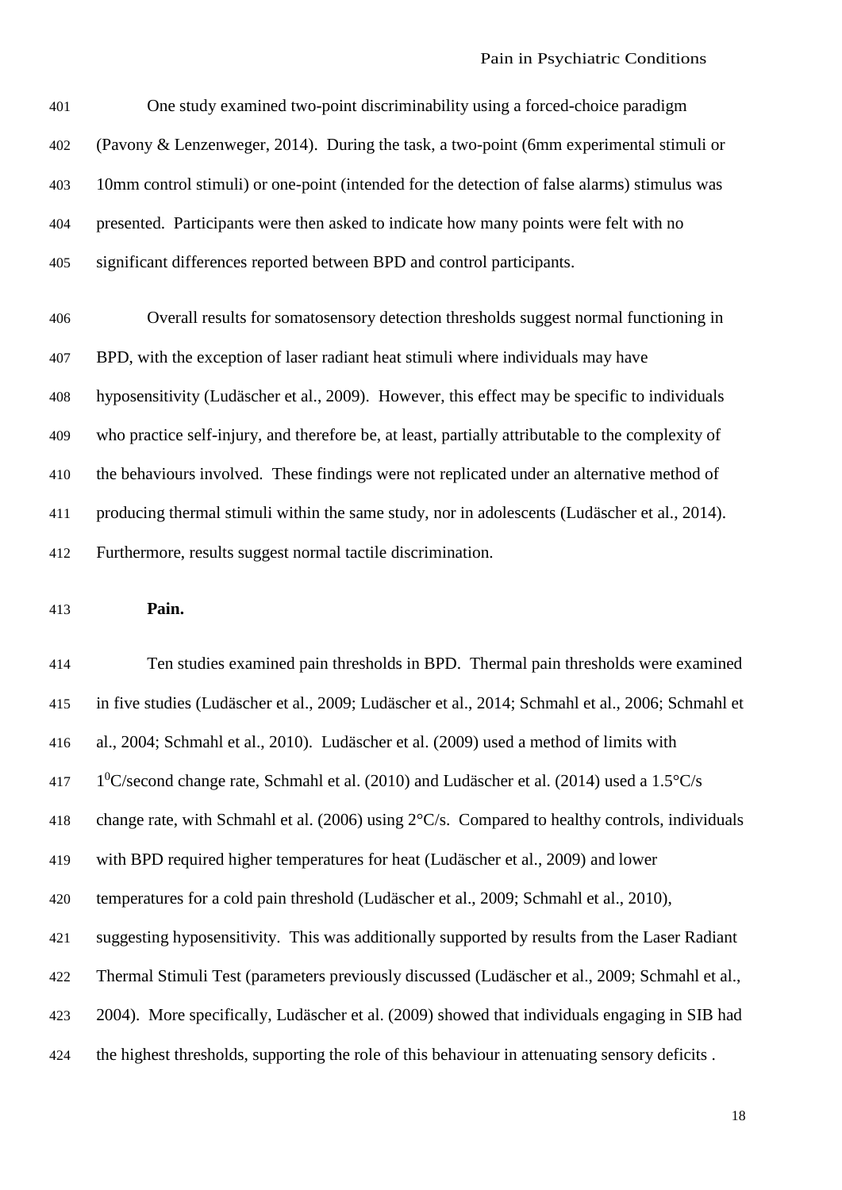One study examined two-point discriminability using a forced-choice paradigm (Pavony & Lenzenweger, 2014). During the task, a two-point (6mm experimental stimuli or 10mm control stimuli) or one-point (intended for the detection of false alarms) stimulus was presented. Participants were then asked to indicate how many points were felt with no significant differences reported between BPD and control participants.

Overall results for somatosensory detection thresholds suggest normal functioning in BPD, with the exception of laser radiant heat stimuli where individuals may have hyposensitivity (Ludäscher et al., 2009). However, this effect may be specific to individuals who practice self-injury, and therefore be, at least, partially attributable to the complexity of the behaviours involved. These findings were not replicated under an alternative method of producing thermal stimuli within the same study, nor in adolescents (Ludäscher et al., 2014). Furthermore, results suggest normal tactile discrimination.

**Pain.**

Ten studies examined pain thresholds in BPD. Thermal pain thresholds were examined in five studies (Ludäscher et al., 2009; Ludäscher et al., 2014; Schmahl et al., 2006; Schmahl et al., 2004; Schmahl et al., 2010). Ludäscher et al. (2009) used a method of limits with $1^0$C/second change rate, Schmahl et al. (2010) and Ludäscher et al. (2014) used a 1.5°C/s change rate, with Schmahl et al. (2006) using 2°C/s. Compared to healthy controls, individuals with BPD required higher temperatures for heat (Ludäscher et al., 2009) and lower temperatures for a cold pain threshold (Ludäscher et al., 2009; Schmahl et al., 2010), suggesting hyposensitivity. This was additionally supported by results from the Laser Radiant Thermal Stimuli Test (parameters previously discussed (Ludäscher et al., 2009; Schmahl et al., 2004). More specifically, Ludäscher et al. (2009) showed that individuals engaging in SIB had the highest thresholds, supporting the role of this behaviour in attenuating sensory deficits .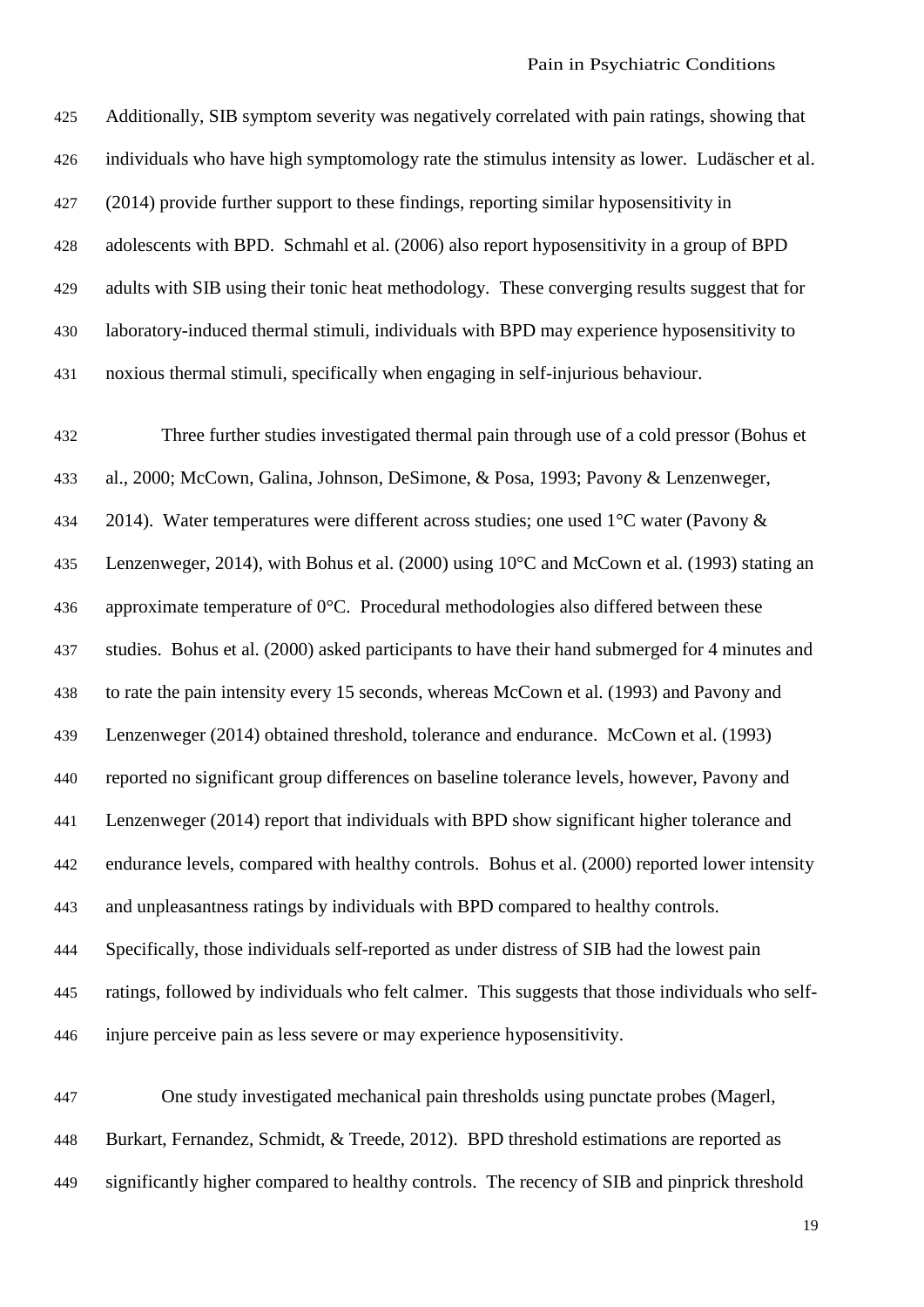Additionally, SIB symptom severity was negatively correlated with pain ratings, showing that individuals who have high symptomology rate the stimulus intensity as lower. Ludäscher et al. (2014) provide further support to these findings, reporting similar hyposensitivity in adolescents with BPD. Schmahl et al. (2006) also report hyposensitivity in a group of BPD adults with SIB using their tonic heat methodology. These converging results suggest that for laboratory-induced thermal stimuli, individuals with BPD may experience hyposensitivity to noxious thermal stimuli, specifically when engaging in self-injurious behaviour.

Three further studies investigated thermal pain through use of a cold pressor (Bohus et al., 2000; McCown, Galina, Johnson, DeSimone, & Posa, 1993; Pavony & Lenzenweger, 2014). Water temperatures were different across studies; one used 1°C water (Pavony & Lenzenweger, 2014), with Bohus et al. (2000) using 10°C and McCown et al. (1993) stating an approximate temperature of 0°C. Procedural methodologies also differed between these studies. Bohus et al. (2000) asked participants to have their hand submerged for 4 minutes and to rate the pain intensity every 15 seconds, whereas McCown et al. (1993) and Pavony and Lenzenweger (2014) obtained threshold, tolerance and endurance. McCown et al. (1993) reported no significant group differences on baseline tolerance levels, however, Pavony and Lenzenweger (2014) report that individuals with BPD show significant higher tolerance and endurance levels, compared with healthy controls. Bohus et al. (2000) reported lower intensity and unpleasantness ratings by individuals with BPD compared to healthy controls. Specifically, those individuals self-reported as under distress of SIB had the lowest pain ratings, followed by individuals who felt calmer. This suggests that those individuals who self-injure perceive pain as less severe or may experience hyposensitivity.

One study investigated mechanical pain thresholds using punctate probes (Magerl, Burkart, Fernandez, Schmidt, & Treede, 2012). BPD threshold estimations are reported as significantly higher compared to healthy controls. The recency of SIB and pinprick threshold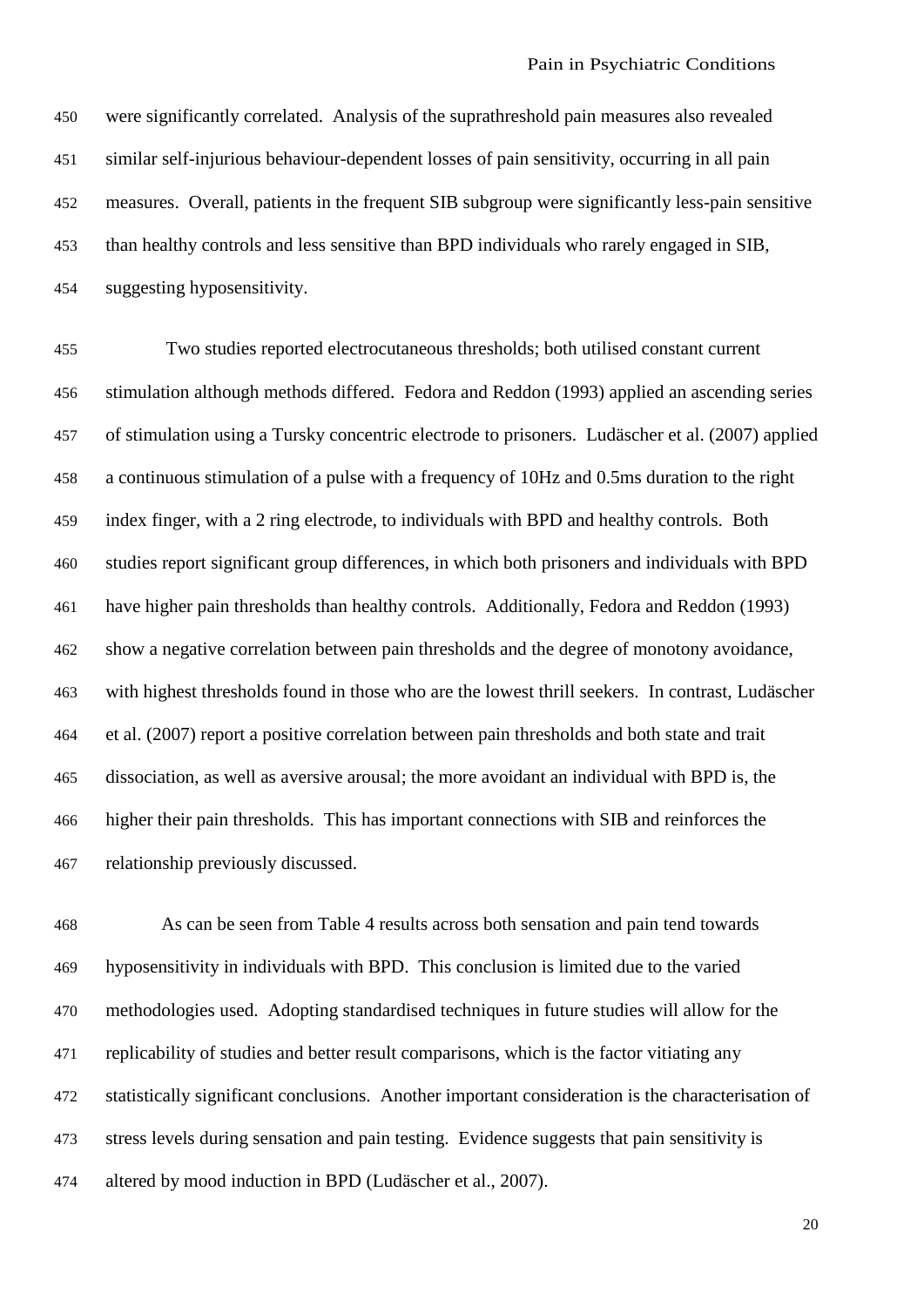were significantly correlated. Analysis of the suprathreshold pain measures also revealed similar self-injurious behaviour-dependent losses of pain sensitivity, occurring in all pain measures. Overall, patients in the frequent SIB subgroup were significantly less-pain sensitive than healthy controls and less sensitive than BPD individuals who rarely engaged in SIB, suggesting hyposensitivity.

Two studies reported electrocutaneous thresholds; both utilised constant current stimulation although methods differed. Fedora and Reddon (1993) applied an ascending series of stimulation using a Tursky concentric electrode to prisoners. Ludäscher et al. (2007) applied a continuous stimulation of a pulse with a frequency of 10Hz and 0.5ms duration to the right index finger, with a 2 ring electrode, to individuals with BPD and healthy controls. Both studies report significant group differences, in which both prisoners and individuals with BPD have higher pain thresholds than healthy controls. Additionally, Fedora and Reddon (1993) show a negative correlation between pain thresholds and the degree of monotony avoidance, with highest thresholds found in those who are the lowest thrill seekers. In contrast, Ludäscher et al. (2007) report a positive correlation between pain thresholds and both state and trait dissociation, as well as aversive arousal; the more avoidant an individual with BPD is, the higher their pain thresholds. This has important connections with SIB and reinforces the relationship previously discussed.

As can be seen from Table 4 results across both sensation and pain tend towards hyposensitivity in individuals with BPD. This conclusion is limited due to the varied methodologies used. Adopting standardised techniques in future studies will allow for the replicability of studies and better result comparisons, which is the factor vitiating any statistically significant conclusions. Another important consideration is the characterisation of stress levels during sensation and pain testing. Evidence suggests that pain sensitivity is altered by mood induction in BPD (Ludäscher et al., 2007).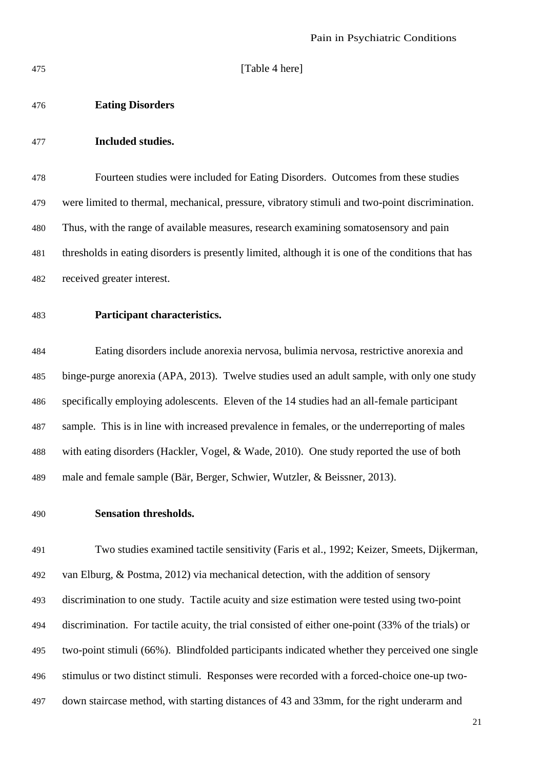[Table 4 here]

## Eating Disorders

### Included studies.

Fourteen studies were included for Eating Disorders. Outcomes from these studies were limited to thermal, mechanical, pressure, vibratory stimuli and two-point discrimination. Thus, with the range of available measures, research examining somatosensory and pain thresholds in eating disorders is presently limited, although it is one of the conditions that has received greater interest.

### Participant characteristics.

Eating disorders include anorexia nervosa, bulimia nervosa, restrictive anorexia and binge-purge anorexia (APA, 2013). Twelve studies used an adult sample, with only one study specifically employing adolescents. Eleven of the 14 studies had an all-female participant sample. This is in line with increased prevalence in females, or the underreporting of males with eating disorders (Hackler, Vogel, & Wade, 2010). One study reported the use of both male and female sample (Bär, Berger, Schwier, Wutzler, & Beissner, 2013).

### Sensation thresholds.

Two studies examined tactile sensitivity (Faris et al., 1992; Keizer, Smeets, Dijkerman, van Elburg, & Postma, 2012) via mechanical detection, with the addition of sensory discrimination to one study. Tactile acuity and size estimation were tested using two-point discrimination. For tactile acuity, the trial consisted of either one-point (33% of the trials) or two-point stimuli (66%). Blindfolded participants indicated whether they perceived one single stimulus or two distinct stimuli. Responses were recorded with a forced-choice one-up two-down staircase method, with starting distances of 43 and 33mm, for the right underarm and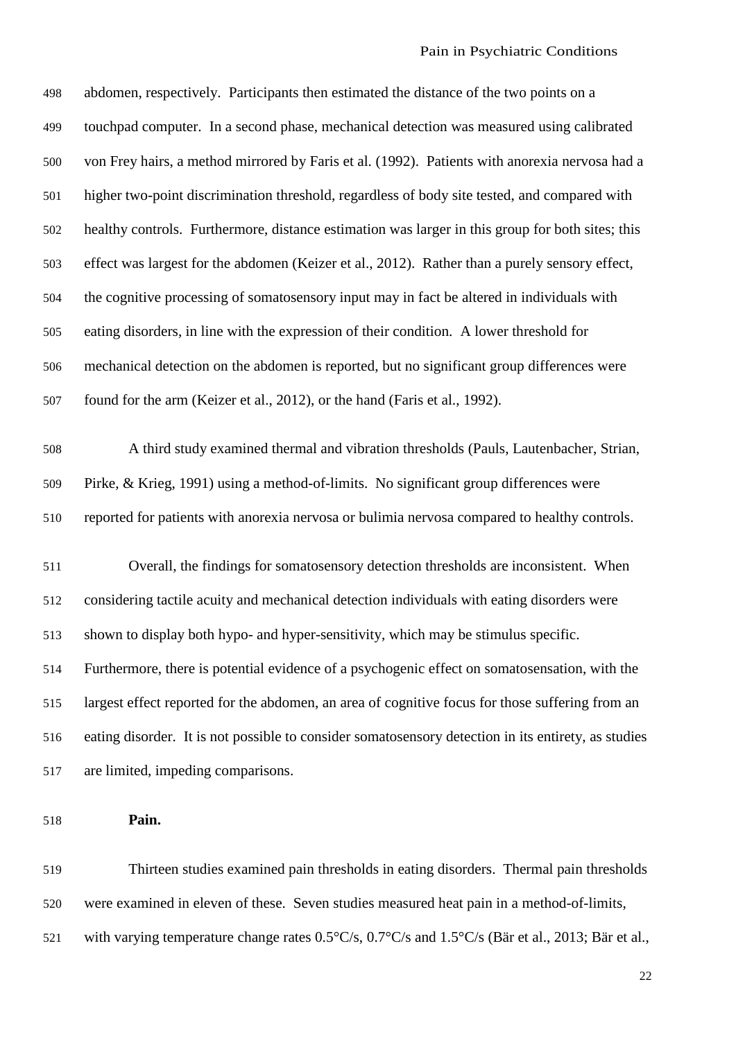abdomen, respectively. Participants then estimated the distance of the two points on a touchpad computer. In a second phase, mechanical detection was measured using calibrated von Frey hairs, a method mirrored by Faris et al. (1992). Patients with anorexia nervosa had a higher two-point discrimination threshold, regardless of body site tested, and compared with healthy controls. Furthermore, distance estimation was larger in this group for both sites; this effect was largest for the abdomen (Keizer et al., 2012). Rather than a purely sensory effect, the cognitive processing of somatosensory input may in fact be altered in individuals with eating disorders, in line with the expression of their condition. A lower threshold for mechanical detection on the abdomen is reported, but no significant group differences were found for the arm (Keizer et al., 2012), or the hand (Faris et al., 1992).

A third study examined thermal and vibration thresholds (Pauls, Lautenbacher, Strian, Pirke, & Krieg, 1991) using a method-of-limits. No significant group differences were reported for patients with anorexia nervosa or bulimia nervosa compared to healthy controls.

Overall, the findings for somatosensory detection thresholds are inconsistent. When considering tactile acuity and mechanical detection individuals with eating disorders were shown to display both hypo- and hyper-sensitivity, which may be stimulus specific. Furthermore, there is potential evidence of a psychogenic effect on somatosensation, with the largest effect reported for the abdomen, an area of cognitive focus for those suffering from an eating disorder. It is not possible to consider somatosensory detection in its entirety, as studies are limited, impeding comparisons.

**Pain.**

Thirteen studies examined pain thresholds in eating disorders. Thermal pain thresholds were examined in eleven of these. Seven studies measured heat pain in a method-of-limits, with varying temperature change rates 0.5°C/s, 0.7°C/s and 1.5°C/s (Bär et al., 2013; Bär et al.,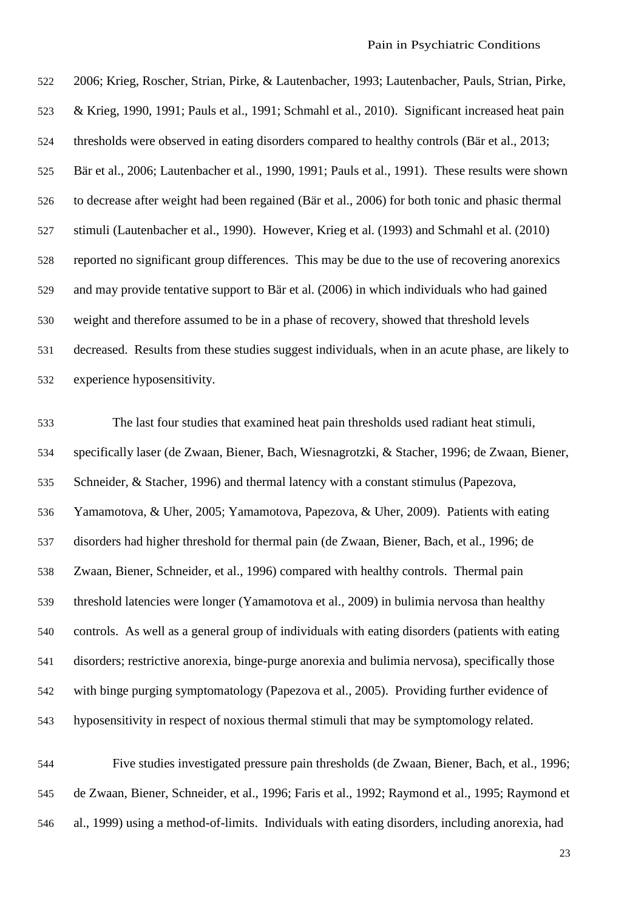2006; Krieg, Roscher, Strian, Pirke, & Lautenbacher, 1993; Lautenbacher, Pauls, Strian, Pirke, & Krieg, 1990, 1991; Pauls et al., 1991; Schmahl et al., 2010). Significant increased heat pain thresholds were observed in eating disorders compared to healthy controls (Bär et al., 2013; Bär et al., 2006; Lautenbacher et al., 1990, 1991; Pauls et al., 1991). These results were shown to decrease after weight had been regained (Bär et al., 2006) for both tonic and phasic thermal stimuli (Lautenbacher et al., 1990). However, Krieg et al. (1993) and Schmahl et al. (2010) reported no significant group differences. This may be due to the use of recovering anorexics and may provide tentative support to Bär et al. (2006) in which individuals who had gained weight and therefore assumed to be in a phase of recovery, showed that threshold levels decreased. Results from these studies suggest individuals, when in an acute phase, are likely to experience hyposensitivity.

The last four studies that examined heat pain thresholds used radiant heat stimuli, specifically laser (de Zwaan, Biener, Bach, Wiesnagrotzki, & Stacher, 1996; de Zwaan, Biener, Schneider, & Stacher, 1996) and thermal latency with a constant stimulus (Papezova, Yamamotova, & Uher, 2005; Yamamotova, Papezova, & Uher, 2009). Patients with eating disorders had higher threshold for thermal pain (de Zwaan, Biener, Bach, et al., 1996; de Zwaan, Biener, Schneider, et al., 1996) compared with healthy controls. Thermal pain threshold latencies were longer (Yamamotova et al., 2009) in bulimia nervosa than healthy controls. As well as a general group of individuals with eating disorders (patients with eating disorders; restrictive anorexia, binge-purge anorexia and bulimia nervosa), specifically those with binge purging symptomatology (Papezova et al., 2005). Providing further evidence of hyposensitivity in respect of noxious thermal stimuli that may be symptomology related.

Five studies investigated pressure pain thresholds (de Zwaan, Biener, Bach, et al., 1996; de Zwaan, Biener, Schneider, et al., 1996; Faris et al., 1992; Raymond et al., 1995; Raymond et al., 1999) using a method-of-limits. Individuals with eating disorders, including anorexia, had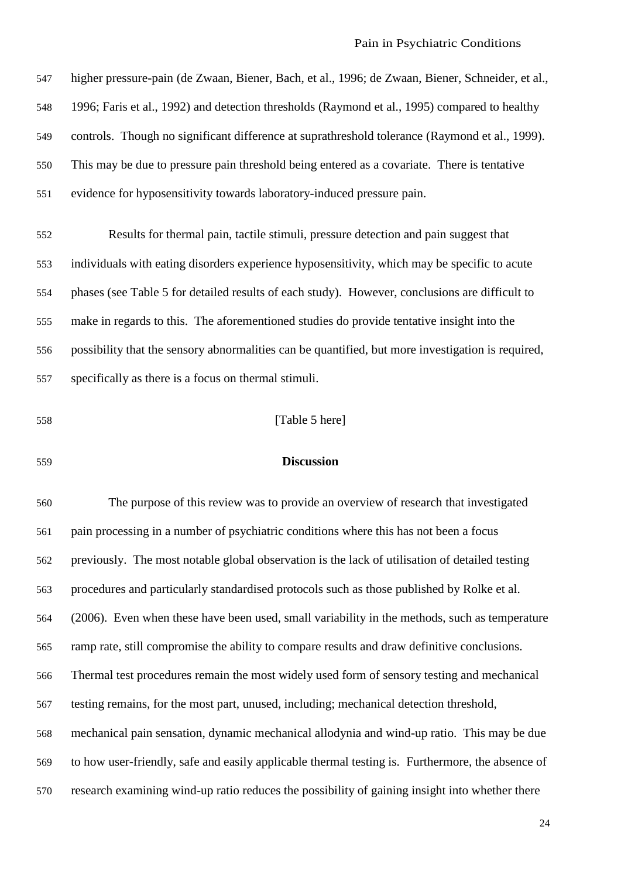higher pressure-pain (de Zwaan, Biener, Bach, et al., 1996; de Zwaan, Biener, Schneider, et al., 1996; Faris et al., 1992) and detection thresholds (Raymond et al., 1995) compared to healthy controls. Though no significant difference at suprathreshold tolerance (Raymond et al., 1999). This may be due to pressure pain threshold being entered as a covariate. There is tentative evidence for hyposensitivity towards laboratory-induced pressure pain.

Results for thermal pain, tactile stimuli, pressure detection and pain suggest that individuals with eating disorders experience hyposensitivity, which may be specific to acute phases (see Table 5 for detailed results of each study). However, conclusions are difficult to make in regards to this. The aforementioned studies do provide tentative insight into the possibility that the sensory abnormalities can be quantified, but more investigation is required, specifically as there is a focus on thermal stimuli.

[Table 5 here]

## Discussion

The purpose of this review was to provide an overview of research that investigated pain processing in a number of psychiatric conditions where this has not been a focus previously. The most notable global observation is the lack of utilisation of detailed testing procedures and particularly standardised protocols such as those published by Rolke et al. (2006). Even when these have been used, small variability in the methods, such as temperature ramp rate, still compromise the ability to compare results and draw definitive conclusions. Thermal test procedures remain the most widely used form of sensory testing and mechanical testing remains, for the most part, unused, including; mechanical detection threshold, mechanical pain sensation, dynamic mechanical allodynia and wind-up ratio. This may be due to how user-friendly, safe and easily applicable thermal testing is. Furthermore, the absence of research examining wind-up ratio reduces the possibility of gaining insight into whether there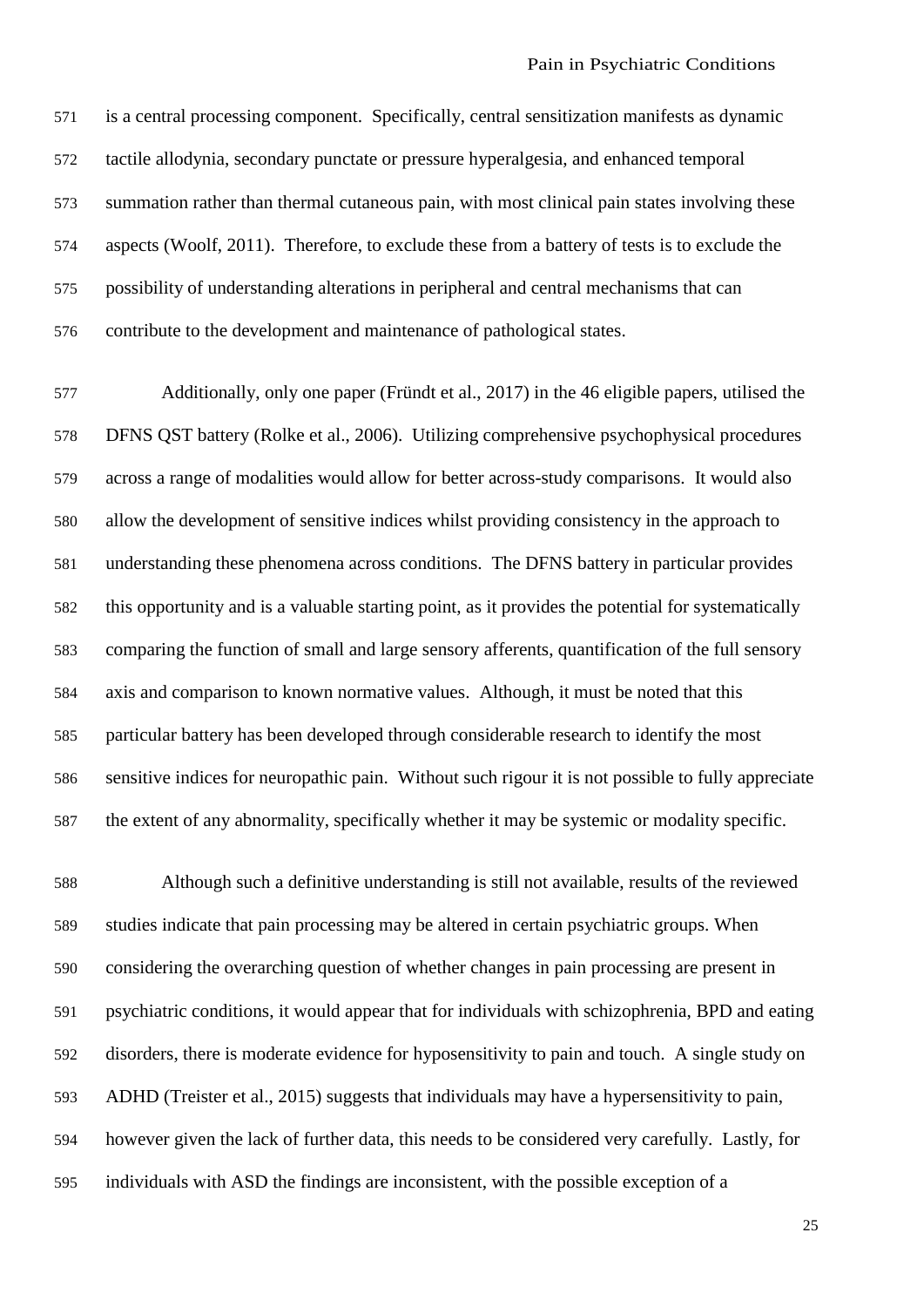is a central processing component. Specifically, central sensitization manifests as dynamic tactile allodynia, secondary punctate or pressure hyperalgesia, and enhanced temporal summation rather than thermal cutaneous pain, with most clinical pain states involving these aspects (Woolf, 2011). Therefore, to exclude these from a battery of tests is to exclude the possibility of understanding alterations in peripheral and central mechanisms that can contribute to the development and maintenance of pathological states.

Additionally, only one paper (Fründt et al., 2017) in the 46 eligible papers, utilised the DFNS QST battery (Rolke et al., 2006). Utilizing comprehensive psychophysical procedures across a range of modalities would allow for better across-study comparisons. It would also allow the development of sensitive indices whilst providing consistency in the approach to understanding these phenomena across conditions. The DFNS battery in particular provides this opportunity and is a valuable starting point, as it provides the potential for systematically comparing the function of small and large sensory afferents, quantification of the full sensory axis and comparison to known normative values. Although, it must be noted that this particular battery has been developed through considerable research to identify the most sensitive indices for neuropathic pain. Without such rigour it is not possible to fully appreciate the extent of any abnormality, specifically whether it may be systemic or modality specific.

Although such a definitive understanding is still not available, results of the reviewed studies indicate that pain processing may be altered in certain psychiatric groups. When considering the overarching question of whether changes in pain processing are present in psychiatric conditions, it would appear that for individuals with schizophrenia, BPD and eating disorders, there is moderate evidence for hyposensitivity to pain and touch. A single study on ADHD (Treister et al., 2015) suggests that individuals may have a hypersensitivity to pain, however given the lack of further data, this needs to be considered very carefully. Lastly, for individuals with ASD the findings are inconsistent, with the possible exception of a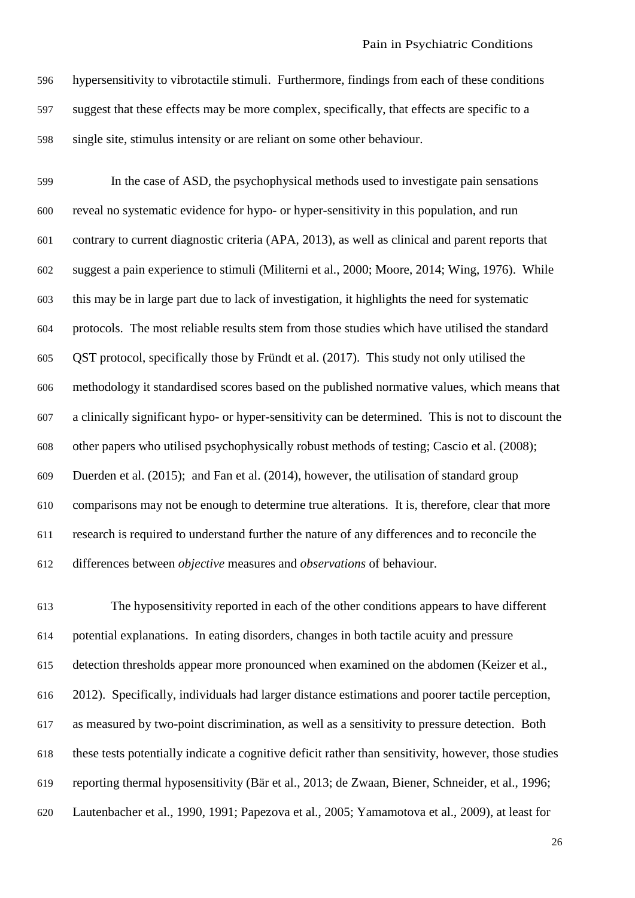hypersensitivity to vibrotactile stimuli. Furthermore, findings from each of these conditions suggest that these effects may be more complex, specifically, that effects are specific to a single site, stimulus intensity or are reliant on some other behaviour.

In the case of ASD, the psychophysical methods used to investigate pain sensations reveal no systematic evidence for hypo- or hyper-sensitivity in this population, and run contrary to current diagnostic criteria (APA, 2013), as well as clinical and parent reports that suggest a pain experience to stimuli (Militerni et al., 2000; Moore, 2014; Wing, 1976). While this may be in large part due to lack of investigation, it highlights the need for systematic protocols. The most reliable results stem from those studies which have utilised the standard QST protocol, specifically those by Fründt et al. (2017). This study not only utilised the methodology it standardised scores based on the published normative values, which means that a clinically significant hypo- or hyper-sensitivity can be determined. This is not to discount the other papers who utilised psychophysically robust methods of testing; Cascio et al. (2008); Duerden et al. (2015); and Fan et al. (2014), however, the utilisation of standard group comparisons may not be enough to determine true alterations. It is, therefore, clear that more research is required to understand further the nature of any differences and to reconcile the differences between *objective* measures and *observations* of behaviour.

The hyposensitivity reported in each of the other conditions appears to have different potential explanations. In eating disorders, changes in both tactile acuity and pressure detection thresholds appear more pronounced when examined on the abdomen (Keizer et al., 2012). Specifically, individuals had larger distance estimations and poorer tactile perception, as measured by two-point discrimination, as well as a sensitivity to pressure detection. Both these tests potentially indicate a cognitive deficit rather than sensitivity, however, those studies reporting thermal hyposensitivity (Bär et al., 2013; de Zwaan, Biener, Schneider, et al., 1996; Lautenbacher et al., 1990, 1991; Papezova et al., 2005; Yamamotova et al., 2009), at least for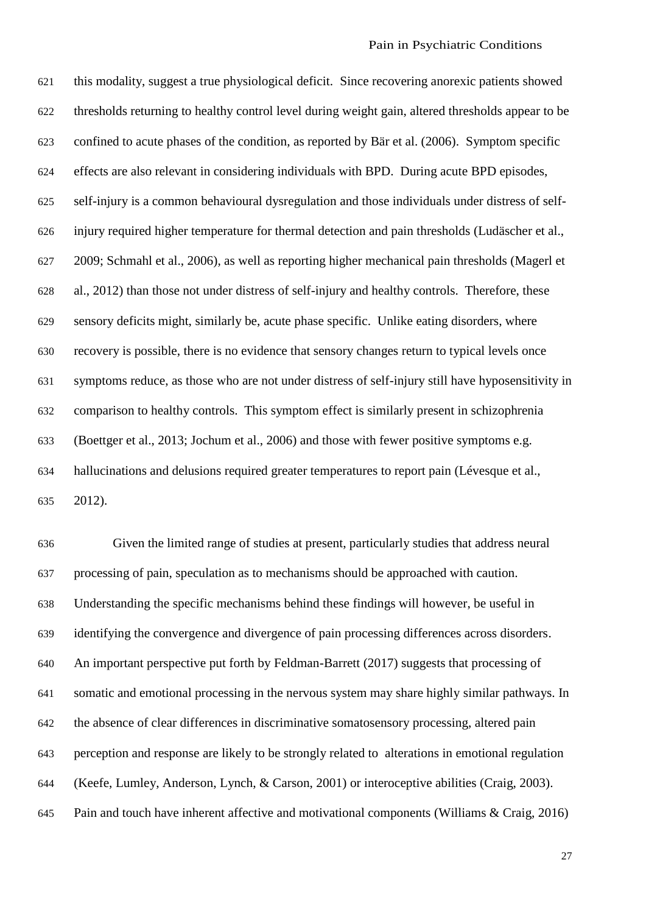this modality, suggest a true physiological deficit. Since recovering anorexic patients showed thresholds returning to healthy control level during weight gain, altered thresholds appear to be confined to acute phases of the condition, as reported by Bär et al. (2006). Symptom specific effects are also relevant in considering individuals with BPD. During acute BPD episodes, self-injury is a common behavioural dysregulation and those individuals under distress of self-injury required higher temperature for thermal detection and pain thresholds (Ludäscher et al., 2009; Schmahl et al., 2006), as well as reporting higher mechanical pain thresholds (Magerl et al., 2012) than those not under distress of self-injury and healthy controls. Therefore, these sensory deficits might, similarly be, acute phase specific. Unlike eating disorders, where recovery is possible, there is no evidence that sensory changes return to typical levels once symptoms reduce, as those who are not under distress of self-injury still have hyposensitivity in comparison to healthy controls. This symptom effect is similarly present in schizophrenia (Boettger et al., 2013; Jochum et al., 2006) and those with fewer positive symptoms e.g. hallucinations and delusions required greater temperatures to report pain (Lévesque et al., 2012).

Given the limited range of studies at present, particularly studies that address neural processing of pain, speculation as to mechanisms should be approached with caution. Understanding the specific mechanisms behind these findings will however, be useful in identifying the convergence and divergence of pain processing differences across disorders. An important perspective put forth by Feldman-Barrett (2017) suggests that processing of somatic and emotional processing in the nervous system may share highly similar pathways. In the absence of clear differences in discriminative somatosensory processing, altered pain perception and response are likely to be strongly related to alterations in emotional regulation (Keefe, Lumley, Anderson, Lynch, & Carson, 2001) or interoceptive abilities (Craig, 2003). Pain and touch have inherent affective and motivational components (Williams & Craig, 2016)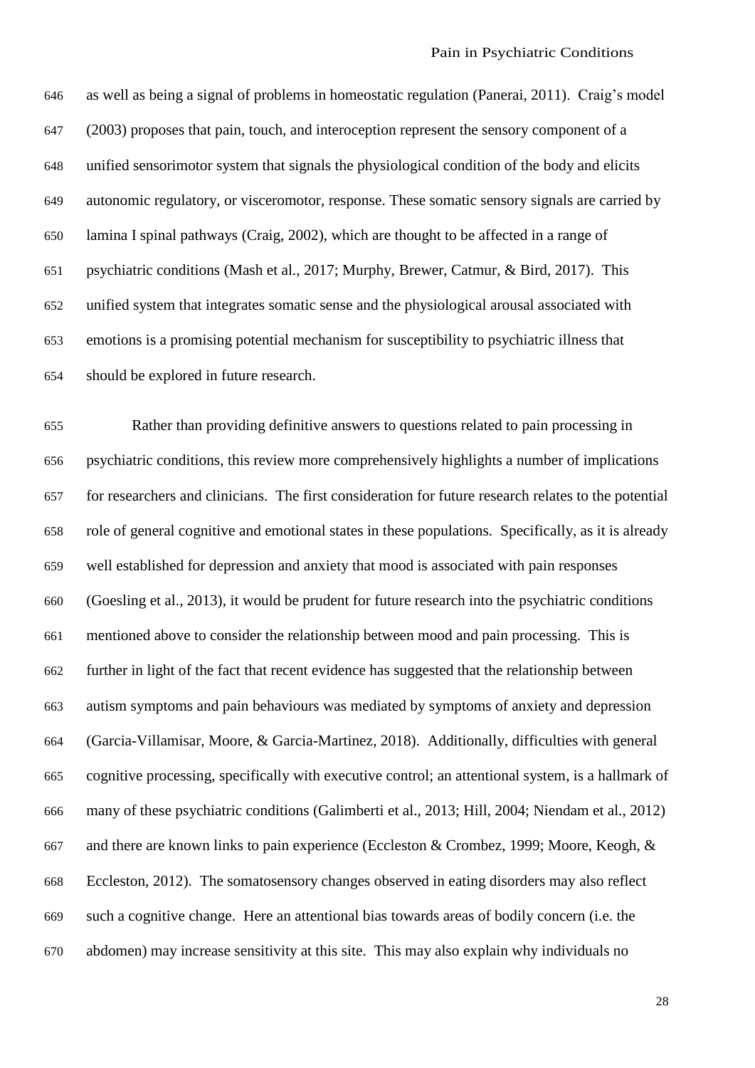as well as being a signal of problems in homeostatic regulation (Panerai, 2011). Craig's model (2003) proposes that pain, touch, and interoception represent the sensory component of a unified sensorimotor system that signals the physiological condition of the body and elicits autonomic regulatory, or visceromotor, response. These somatic sensory signals are carried by lamina I spinal pathways (Craig, 2002), which are thought to be affected in a range of psychiatric conditions (Mash et al., 2017; Murphy, Brewer, Catmur, & Bird, 2017). This unified system that integrates somatic sense and the physiological arousal associated with emotions is a promising potential mechanism for susceptibility to psychiatric illness that should be explored in future research.

Rather than providing definitive answers to questions related to pain processing in psychiatric conditions, this review more comprehensively highlights a number of implications for researchers and clinicians. The first consideration for future research relates to the potential role of general cognitive and emotional states in these populations. Specifically, as it is already well established for depression and anxiety that mood is associated with pain responses (Goesling et al., 2013), it would be prudent for future research into the psychiatric conditions mentioned above to consider the relationship between mood and pain processing. This is further in light of the fact that recent evidence has suggested that the relationship between autism symptoms and pain behaviours was mediated by symptoms of anxiety and depression (Garcia-Villamisar, Moore, & Garcia-Martinez, 2018). Additionally, difficulties with general cognitive processing, specifically with executive control; an attentional system, is a hallmark of many of these psychiatric conditions (Galimberti et al., 2013; Hill, 2004; Niendam et al., 2012) and there are known links to pain experience (Eccleston & Crombez, 1999; Moore, Keogh, & Eccleston, 2012). The somatosensory changes observed in eating disorders may also reflect such a cognitive change. Here an attentional bias towards areas of bodily concern (i.e. the abdomen) may increase sensitivity at this site. This may also explain why individuals no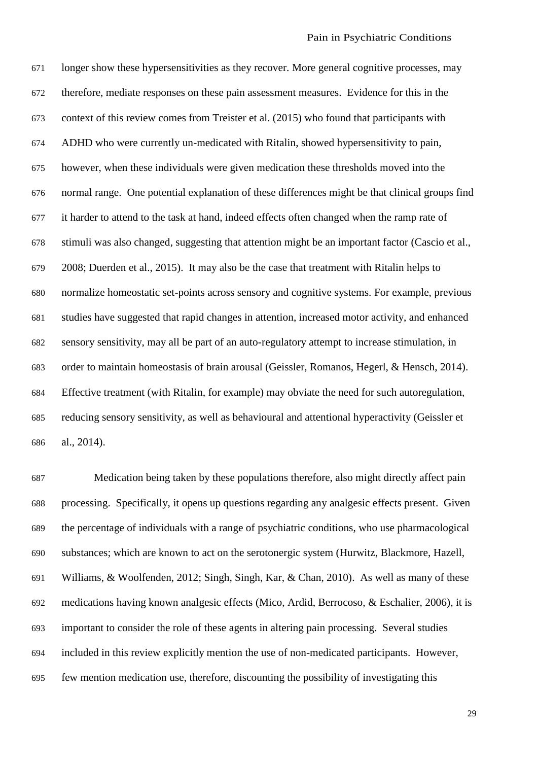longer show these hypersensitivities as they recover. More general cognitive processes, may therefore, mediate responses on these pain assessment measures. Evidence for this in the context of this review comes from Treister et al. (2015) who found that participants with ADHD who were currently un-medicated with Ritalin, showed hypersensitivity to pain, however, when these individuals were given medication these thresholds moved into the normal range. One potential explanation of these differences might be that clinical groups find it harder to attend to the task at hand, indeed effects often changed when the ramp rate of stimuli was also changed, suggesting that attention might be an important factor (Cascio et al., 2008; Duerden et al., 2015). It may also be the case that treatment with Ritalin helps to normalize homeostatic set-points across sensory and cognitive systems. For example, previous studies have suggested that rapid changes in attention, increased motor activity, and enhanced sensory sensitivity, may all be part of an auto-regulatory attempt to increase stimulation, in order to maintain homeostasis of brain arousal (Geissler, Romanos, Hegerl, & Hensch, 2014). Effective treatment (with Ritalin, for example) may obviate the need for such autoregulation, reducing sensory sensitivity, as well as behavioural and attentional hyperactivity (Geissler et al., 2014).

Medication being taken by these populations therefore, also might directly affect pain processing. Specifically, it opens up questions regarding any analgesic effects present. Given the percentage of individuals with a range of psychiatric conditions, who use pharmacological substances; which are known to act on the serotonergic system (Hurwitz, Blackmore, Hazell, Williams, & Woolfenden, 2012; Singh, Singh, Kar, & Chan, 2010). As well as many of these medications having known analgesic effects (Mico, Ardid, Berrocoso, & Eschalier, 2006), it is important to consider the role of these agents in altering pain processing. Several studies included in this review explicitly mention the use of non-medicated participants. However, few mention medication use, therefore, discounting the possibility of investigating this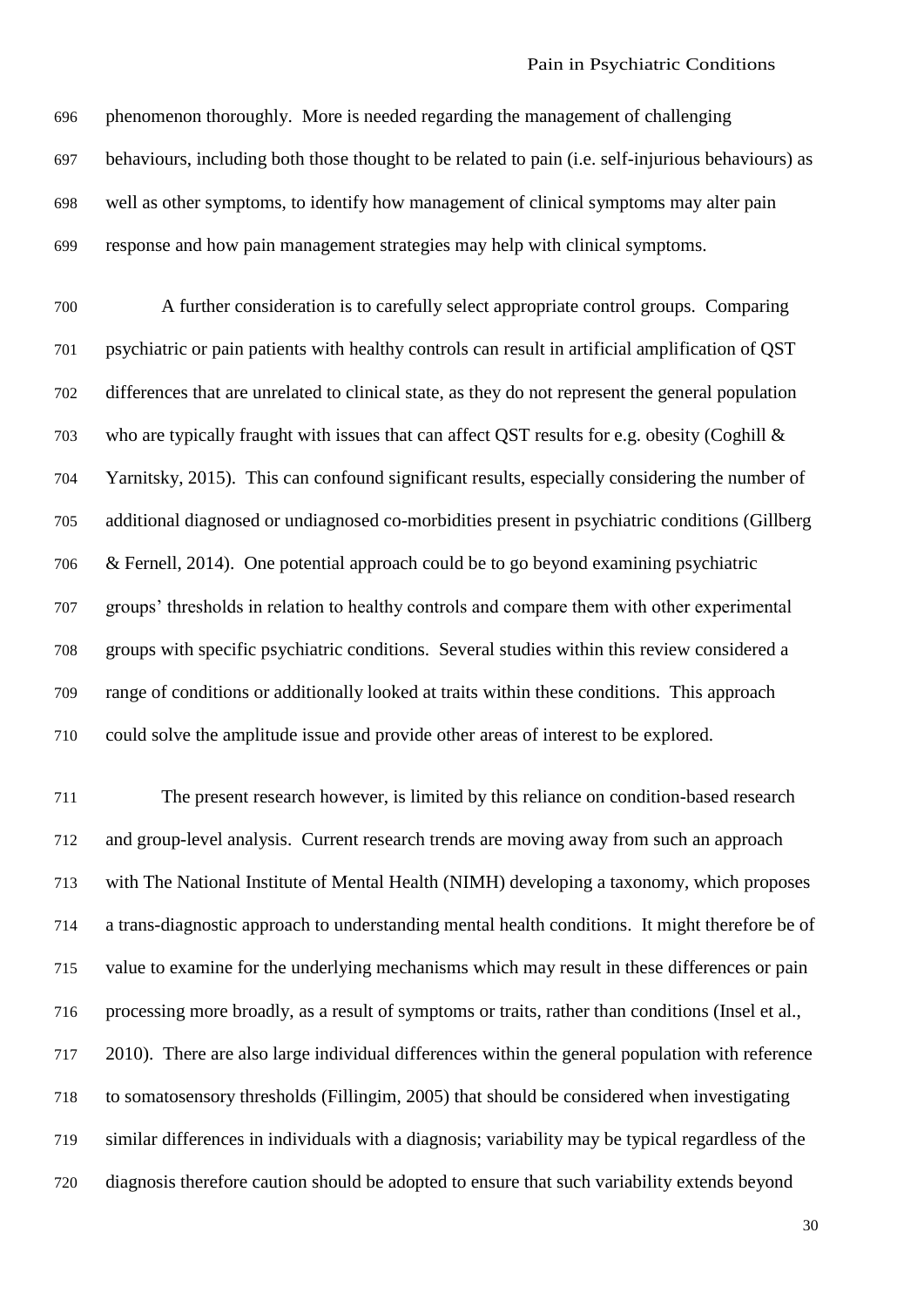phenomenon thoroughly. More is needed regarding the management of challenging behaviours, including both those thought to be related to pain (i.e. self-injurious behaviours) as well as other symptoms, to identify how management of clinical symptoms may alter pain response and how pain management strategies may help with clinical symptoms.

A further consideration is to carefully select appropriate control groups. Comparing psychiatric or pain patients with healthy controls can result in artificial amplification of QST differences that are unrelated to clinical state, as they do not represent the general population who are typically fraught with issues that can affect QST results for e.g. obesity (Coghill & Yarnitsky, 2015). This can confound significant results, especially considering the number of additional diagnosed or undiagnosed co-morbidities present in psychiatric conditions (Gillberg & Fernell, 2014). One potential approach could be to go beyond examining psychiatric groups' thresholds in relation to healthy controls and compare them with other experimental groups with specific psychiatric conditions. Several studies within this review considered a range of conditions or additionally looked at traits within these conditions. This approach could solve the amplitude issue and provide other areas of interest to be explored.

The present research however, is limited by this reliance on condition-based research and group-level analysis. Current research trends are moving away from such an approach with The National Institute of Mental Health (NIMH) developing a taxonomy, which proposes a trans-diagnostic approach to understanding mental health conditions. It might therefore be of value to examine for the underlying mechanisms which may result in these differences or pain processing more broadly, as a result of symptoms or traits, rather than conditions (Insel et al., 2010). There are also large individual differences within the general population with reference to somatosensory thresholds (Fillingim, 2005) that should be considered when investigating similar differences in individuals with a diagnosis; variability may be typical regardless of the diagnosis therefore caution should be adopted to ensure that such variability extends beyond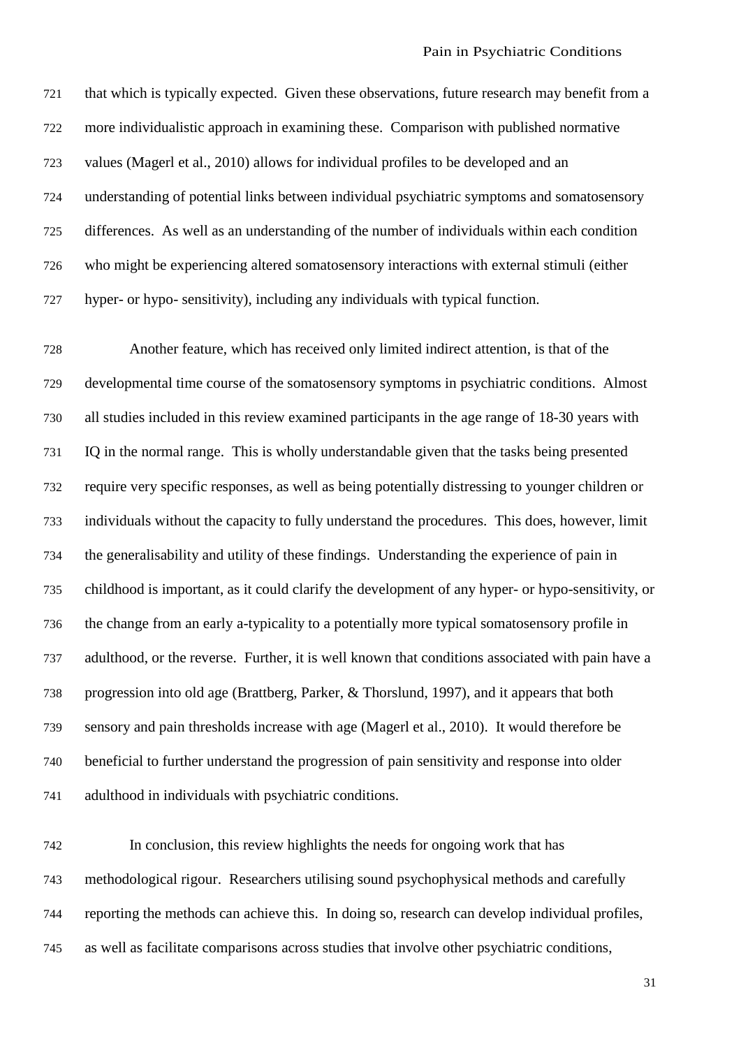that which is typically expected. Given these observations, future research may benefit from a more individualistic approach in examining these. Comparison with published normative values (Magerl et al., 2010) allows for individual profiles to be developed and an understanding of potential links between individual psychiatric symptoms and somatosensory differences. As well as an understanding of the number of individuals within each condition who might be experiencing altered somatosensory interactions with external stimuli (either hyper- or hypo- sensitivity), including any individuals with typical function.

Another feature, which has received only limited indirect attention, is that of the developmental time course of the somatosensory symptoms in psychiatric conditions. Almost all studies included in this review examined participants in the age range of 18-30 years with IQ in the normal range. This is wholly understandable given that the tasks being presented require very specific responses, as well as being potentially distressing to younger children or individuals without the capacity to fully understand the procedures. This does, however, limit the generalisability and utility of these findings. Understanding the experience of pain in childhood is important, as it could clarify the development of any hyper- or hypo-sensitivity, or the change from an early a-typicality to a potentially more typical somatosensory profile in adulthood, or the reverse. Further, it is well known that conditions associated with pain have a progression into old age (Brattberg, Parker, & Thorslund, 1997), and it appears that both sensory and pain thresholds increase with age (Magerl et al., 2010). It would therefore be beneficial to further understand the progression of pain sensitivity and response into older adulthood in individuals with psychiatric conditions.

In conclusion, this review highlights the needs for ongoing work that has methodological rigour. Researchers utilising sound psychophysical methods and carefully reporting the methods can achieve this. In doing so, research can develop individual profiles, as well as facilitate comparisons across studies that involve other psychiatric conditions,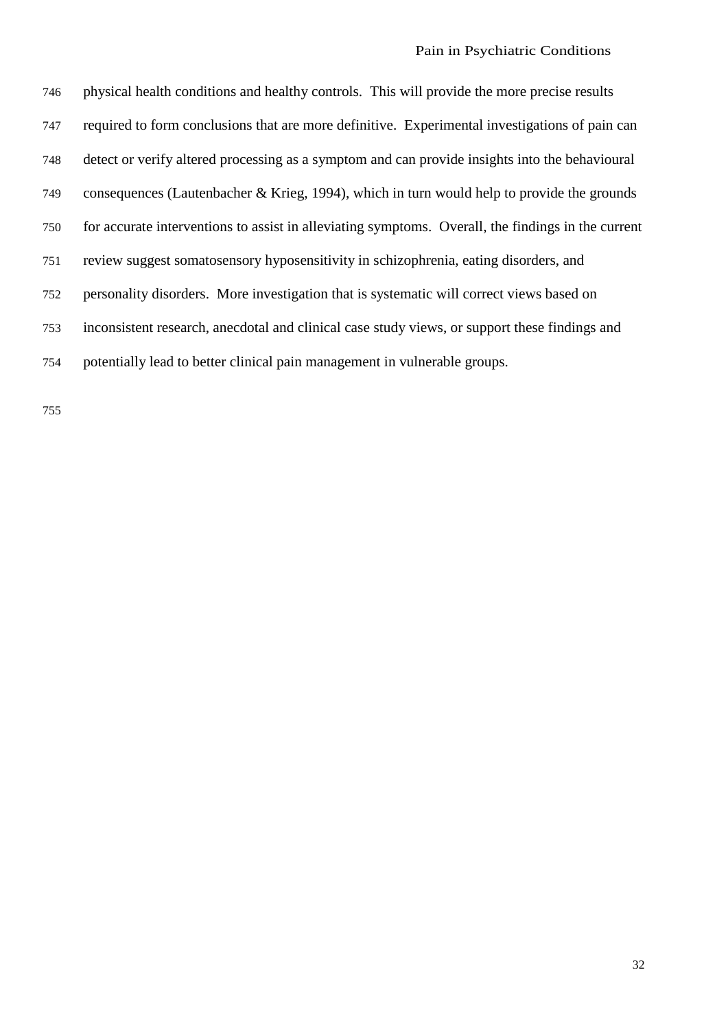physical health conditions and healthy controls. This will provide the more precise results required to form conclusions that are more definitive. Experimental investigations of pain can detect or verify altered processing as a symptom and can provide insights into the behavioural consequences (Lautenbacher & Krieg, 1994), which in turn would help to provide the grounds for accurate interventions to assist in alleviating symptoms. Overall, the findings in the current review suggest somatosensory hyposensitivity in schizophrenia, eating disorders, and personality disorders. More investigation that is systematic will correct views based on inconsistent research, anecdotal and clinical case study views, or support these findings and potentially lead to better clinical pain management in vulnerable groups.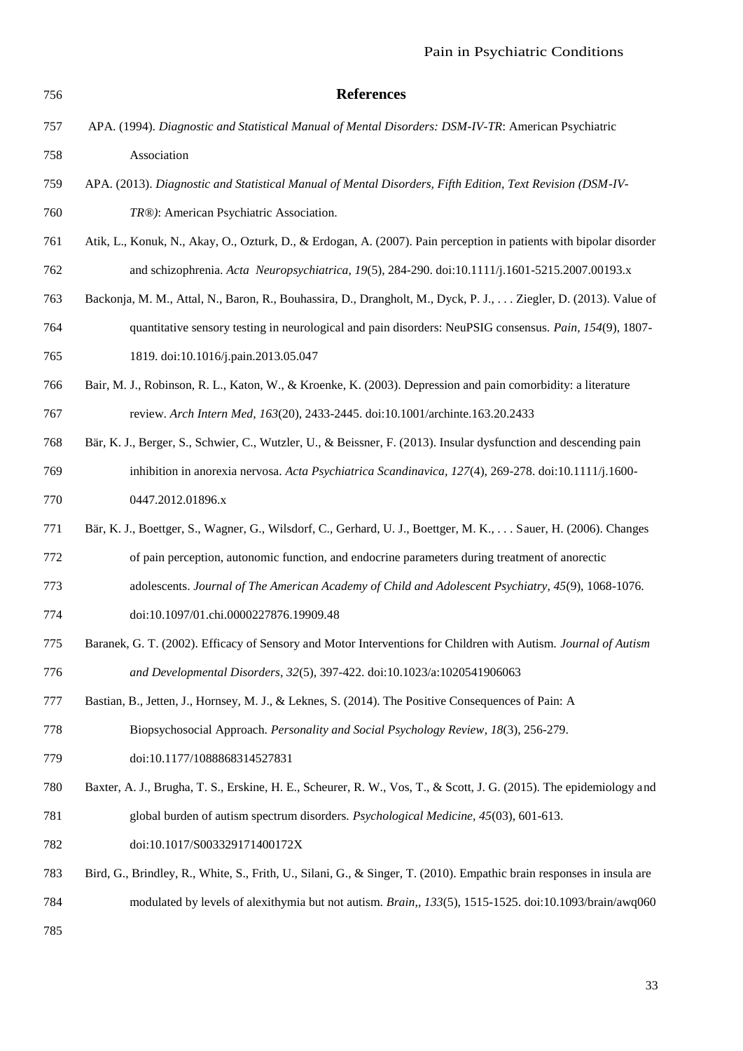## References

APA. (1994). *Diagnostic and Statistical Manual of Mental Disorders: DSM-IV-TR*: American Psychiatric Association

APA. (2013). *Diagnostic and Statistical Manual of Mental Disorders, Fifth Edition, Text Revision (DSM-IV-TR®)*: American Psychiatric Association.

Atik, L., Konuk, N., Akay, O., Ozturk, D., & Erdogan, A. (2007). Pain perception in patients with bipolar disorder and schizophrenia. *Acta Neuropsychiatrica, 19*(5), 284-290. doi:10.1111/j.1601-5215.2007.00193.x

Backonja, M. M., Attal, N., Baron, R., Bouhassira, D., Drangholt, M., Dyck, P. J., . . . Ziegler, D. (2013). Value of quantitative sensory testing in neurological and pain disorders: NeuPSIG consensus. *Pain, 154*(9), 1807-1819. doi:10.1016/j.pain.2013.05.047

Bair, M. J., Robinson, R. L., Katon, W., & Kroenke, K. (2003). Depression and pain comorbidity: a literature review. *Arch Intern Med, 163*(20), 2433-2445. doi:10.1001/archinte.163.20.2433

Bär, K. J., Berger, S., Schwier, C., Wutzler, U., & Beissner, F. (2013). Insular dysfunction and descending pain inhibition in anorexia nervosa. *Acta Psychiatrica Scandinavica, 127*(4), 269-278. doi:10.1111/j.1600-0447.2012.01896.x

Bär, K. J., Boettger, S., Wagner, G., Wilsdorf, C., Gerhard, U. J., Boettger, M. K., . . . Sauer, H. (2006). Changes of pain perception, autonomic function, and endocrine parameters during treatment of anorectic adolescents. *Journal of The American Academy of Child and Adolescent Psychiatry, 45*(9), 1068-1076. doi:10.1097/01.chi.0000227876.19909.48

Baranek, G. T. (2002). Efficacy of Sensory and Motor Interventions for Children with Autism. *Journal of Autism and Developmental Disorders, 32*(5), 397-422. doi:10.1023/a:1020541906063

Bastian, B., Jetten, J., Hornsey, M. J., & Leknes, S. (2014). The Positive Consequences of Pain: A Biopsychosocial Approach. *Personality and Social Psychology Review, 18*(3), 256-279. doi:10.1177/1088868314527831

Baxter, A. J., Brugha, T. S., Erskine, H. E., Scheurer, R. W., Vos, T., & Scott, J. G. (2015). The epidemiology and global burden of autism spectrum disorders. *Psychological Medicine, 45*(03), 601-613. doi:10.1017/S003329171400172X

Bird, G., Brindley, R., White, S., Frith, U., Silani, G., & Singer, T. (2010). Empathic brain responses in insula are modulated by levels of alexithymia but not autism. *Brain,, 133*(5), 1515-1525. doi:10.1093/brain/awq060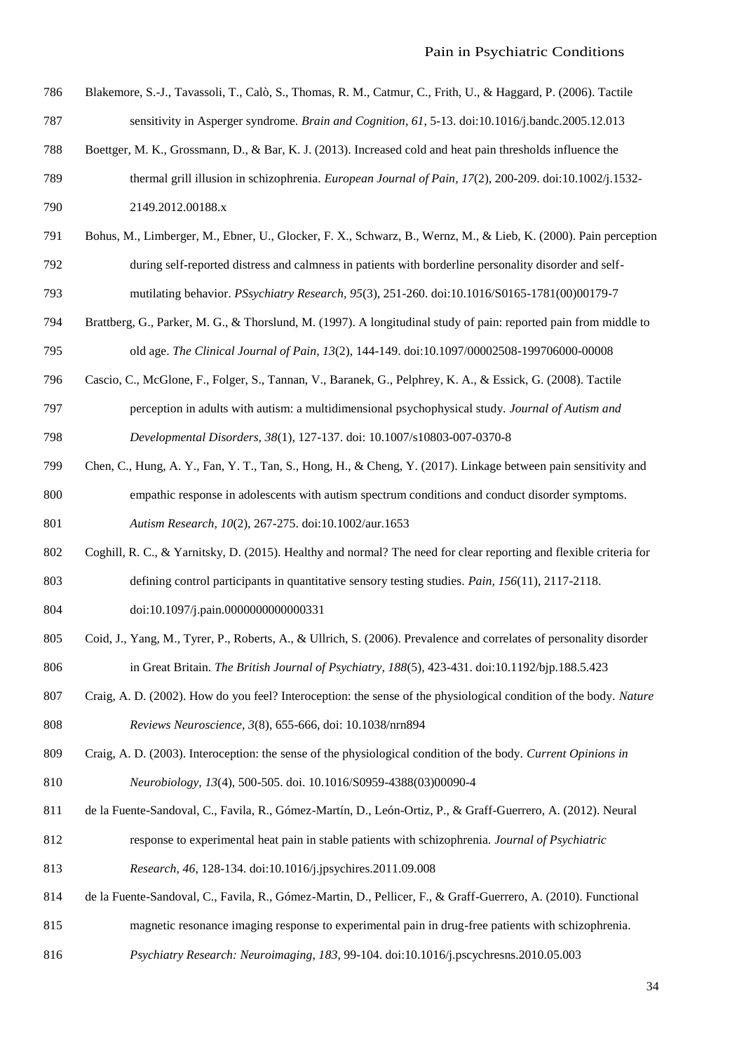Blakemore, S.-J., Tavassoli, T., Calò, S., Thomas, R. M., Catmur, C., Frith, U., & Haggard, P. (2006). Tactile sensitivity in Asperger syndrome. *Brain and Cognition, 61*, 5-13. doi:10.1016/j.bandc.2005.12.013

Boettger, M. K., Grossmann, D., & Bar, K. J. (2013). Increased cold and heat pain thresholds influence the thermal grill illusion in schizophrenia. *European Journal of Pain, 17*(2), 200-209. doi:10.1002/j.1532-2149.2012.00188.x

Bohus, M., Limberger, M., Ebner, U., Glocker, F. X., Schwarz, B., Wernz, M., & Lieb, K. (2000). Pain perception during self-reported distress and calmness in patients with borderline personality disorder and self-mutilating behavior. *PSsychiatry Research, 95*(3), 251-260. doi:10.1016/S0165-1781(00)00179-7

Brattberg, G., Parker, M. G., & Thorslund, M. (1997). A longitudinal study of pain: reported pain from middle to old age. *The Clinical Journal of Pain, 13*(2), 144-149. doi:10.1097/00002508-199706000-00008

Cascio, C., McGlone, F., Folger, S., Tannan, V., Baranek, G., Pelphrey, K. A., & Essick, G. (2008). Tactile perception in adults with autism: a multidimensional psychophysical study. *Journal of Autism and Developmental Disorders, 38*(1), 127-137. doi: 10.1007/s10803-007-0370-8

Chen, C., Hung, A. Y., Fan, Y. T., Tan, S., Hong, H., & Cheng, Y. (2017). Linkage between pain sensitivity and empathic response in adolescents with autism spectrum conditions and conduct disorder symptoms. *Autism Research, 10*(2), 267-275. doi:10.1002/aur.1653

Coghill, R. C., & Yarnitsky, D. (2015). Healthy and normal? The need for clear reporting and flexible criteria for defining control participants in quantitative sensory testing studies. *Pain, 156*(11), 2117-2118. doi:10.1097/j.pain.0000000000000331

Coid, J., Yang, M., Tyrer, P., Roberts, A., & Ullrich, S. (2006). Prevalence and correlates of personality disorder in Great Britain. *The British Journal of Psychiatry, 188*(5), 423-431. doi:10.1192/bjp.188.5.423

Craig, A. D. (2002). How do you feel? Interoception: the sense of the physiological condition of the body. *Nature Reviews Neuroscience, 3*(8), 655-666, doi: 10.1038/nrn894

Craig, A. D. (2003). Interoception: the sense of the physiological condition of the body. *Current Opinions in Neurobiology, 13*(4), 500-505. doi. 10.1016/S0959-4388(03)00090-4

de la Fuente-Sandoval, C., Favila, R., Gómez-Martín, D., León-Ortiz, P., & Graff-Guerrero, A. (2012). Neural response to experimental heat pain in stable patients with schizophrenia. *Journal of Psychiatric Research, 46*, 128-134. doi:10.1016/j.jpsychires.2011.09.008

de la Fuente-Sandoval, C., Favila, R., Gómez-Martin, D., Pellicer, F., & Graff-Guerrero, A. (2010). Functional magnetic resonance imaging response to experimental pain in drug-free patients with schizophrenia. *Psychiatry Research: Neuroimaging, 183*, 99-104. doi:10.1016/j.pscychresns.2010.05.003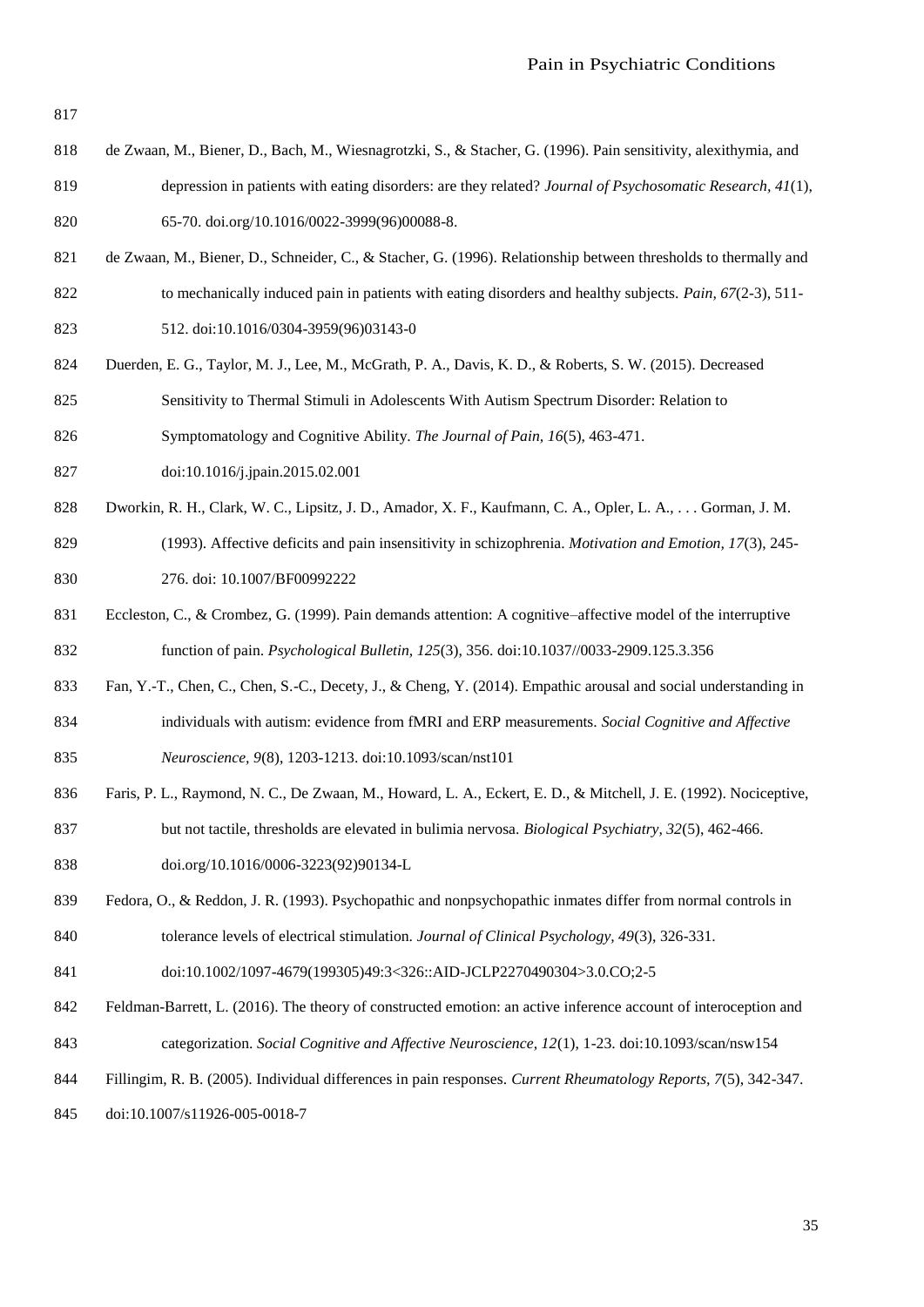de Zwaan, M., Biener, D., Bach, M., Wiesnagrotzki, S., & Stacher, G. (1996). Pain sensitivity, alexithymia, and depression in patients with eating disorders: are they related? *Journal of Psychosomatic Research, 41*(1), 65-70. doi.org/10.1016/0022-3999(96)00088-8.

de Zwaan, M., Biener, D., Schneider, C., & Stacher, G. (1996). Relationship between thresholds to thermally and to mechanically induced pain in patients with eating disorders and healthy subjects. *Pain, 67*(2-3), 511-512. doi:10.1016/0304-3959(96)03143-0

Duerden, E. G., Taylor, M. J., Lee, M., McGrath, P. A., Davis, K. D., & Roberts, S. W. (2015). Decreased Sensitivity to Thermal Stimuli in Adolescents With Autism Spectrum Disorder: Relation to Symptomatology and Cognitive Ability. *The Journal of Pain, 16*(5), 463-471. doi:10.1016/j.jpain.2015.02.001

Dworkin, R. H., Clark, W. C., Lipsitz, J. D., Amador, X. F., Kaufmann, C. A., Opler, L. A., . . . Gorman, J. M. (1993). Affective deficits and pain insensitivity in schizophrenia. *Motivation and Emotion, 17*(3), 245-276. doi: 10.1007/BF00992222

Eccleston, C., & Crombez, G. (1999). Pain demands attention: A cognitive–affective model of the interruptive function of pain. *Psychological Bulletin, 125*(3), 356. doi:10.1037//0033-2909.125.3.356

Fan, Y.-T., Chen, C., Chen, S.-C., Decety, J., & Cheng, Y. (2014). Empathic arousal and social understanding in individuals with autism: evidence from fMRI and ERP measurements. *Social Cognitive and Affective Neuroscience, 9*(8), 1203-1213. doi:10.1093/scan/nst101

Faris, P. L., Raymond, N. C., De Zwaan, M., Howard, L. A., Eckert, E. D., & Mitchell, J. E. (1992). Nociceptive, but not tactile, thresholds are elevated in bulimia nervosa. *Biological Psychiatry, 32*(5), 462-466. doi.org/10.1016/0006-3223(92)90134-L

Fedora, O., & Reddon, J. R. (1993). Psychopathic and nonpsychopathic inmates differ from normal controls in tolerance levels of electrical stimulation. *Journal of Clinical Psychology, 49*(3), 326-331. doi:10.1002/1097-4679(199305)49:3<326::AID-JCLP2270490304>3.0.CO;2-5

Feldman-Barrett, L. (2016). The theory of constructed emotion: an active inference account of interoception and categorization. *Social Cognitive and Affective Neuroscience, 12*(1), 1-23. doi:10.1093/scan/nsw154

Fillingim, R. B. (2005). Individual differences in pain responses. *Current Rheumatology Reports, 7*(5), 342-347. doi:10.1007/s11926-005-0018-7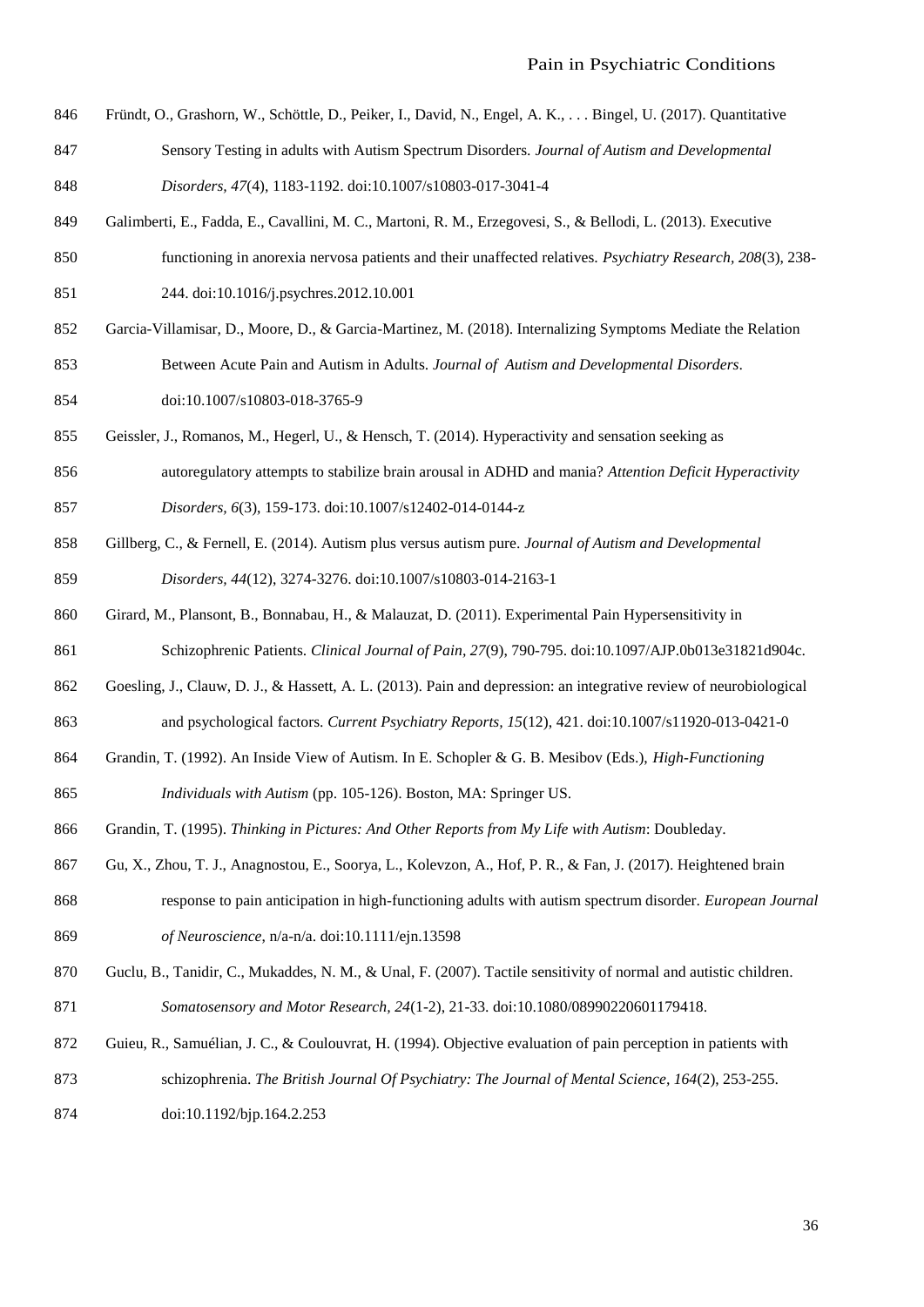Fründt, O., Grashorn, W., Schöttle, D., Peiker, I., David, N., Engel, A. K., . . . Bingel, U. (2017). Quantitative Sensory Testing in adults with Autism Spectrum Disorders. *Journal of Autism and Developmental Disorders, 47*(4), 1183-1192. doi:10.1007/s10803-017-3041-4

Galimberti, E., Fadda, E., Cavallini, M. C., Martoni, R. M., Erzegovesi, S., & Bellodi, L. (2013). Executive functioning in anorexia nervosa patients and their unaffected relatives. *Psychiatry Research, 208*(3), 238-244. doi:10.1016/j.psychres.2012.10.001

Garcia-Villamisar, D., Moore, D., & Garcia-Martinez, M. (2018). Internalizing Symptoms Mediate the Relation Between Acute Pain and Autism in Adults. *Journal of Autism and Developmental Disorders*. doi:10.1007/s10803-018-3765-9

Geissler, J., Romanos, M., Hegerl, U., & Hensch, T. (2014). Hyperactivity and sensation seeking as autoregulatory attempts to stabilize brain arousal in ADHD and mania? *Attention Deficit Hyperactivity Disorders, 6*(3), 159-173. doi:10.1007/s12402-014-0144-z

Gillberg, C., & Fernell, E. (2014). Autism plus versus autism pure. *Journal of Autism and Developmental Disorders, 44*(12), 3274-3276. doi:10.1007/s10803-014-2163-1

Girard, M., Plansont, B., Bonnabau, H., & Malauzat, D. (2011). Experimental Pain Hypersensitivity in Schizophrenic Patients. *Clinical Journal of Pain, 27*(9), 790-795. doi:10.1097/AJP.0b013e31821d904c.

Goesling, J., Clauw, D. J., & Hassett, A. L. (2013). Pain and depression: an integrative review of neurobiological and psychological factors. *Current Psychiatry Reports, 15*(12), 421. doi:10.1007/s11920-013-0421-0

Grandin, T. (1992). An Inside View of Autism. In E. Schopler & G. B. Mesibov (Eds.), *High-Functioning Individuals with Autism* (pp. 105-126). Boston, MA: Springer US.

Grandin, T. (1995). *Thinking in Pictures: And Other Reports from My Life with Autism*: Doubleday.

Gu, X., Zhou, T. J., Anagnostou, E., Soorya, L., Kolevzon, A., Hof, P. R., & Fan, J. (2017). Heightened brain response to pain anticipation in high-functioning adults with autism spectrum disorder. *European Journal of Neuroscience*, n/a-n/a. doi:10.1111/ejn.13598

Guclu, B., Tanidir, C., Mukaddes, N. M., & Unal, F. (2007). Tactile sensitivity of normal and autistic children. *Somatosensory and Motor Research, 24*(1-2), 21-33. doi:10.1080/08990220601179418.

Guieu, R., Samuélian, J. C., & Coulouvrat, H. (1994). Objective evaluation of pain perception in patients with schizophrenia. *The British Journal Of Psychiatry: The Journal of Mental Science, 164*(2), 253-255. doi:10.1192/bjp.164.2.253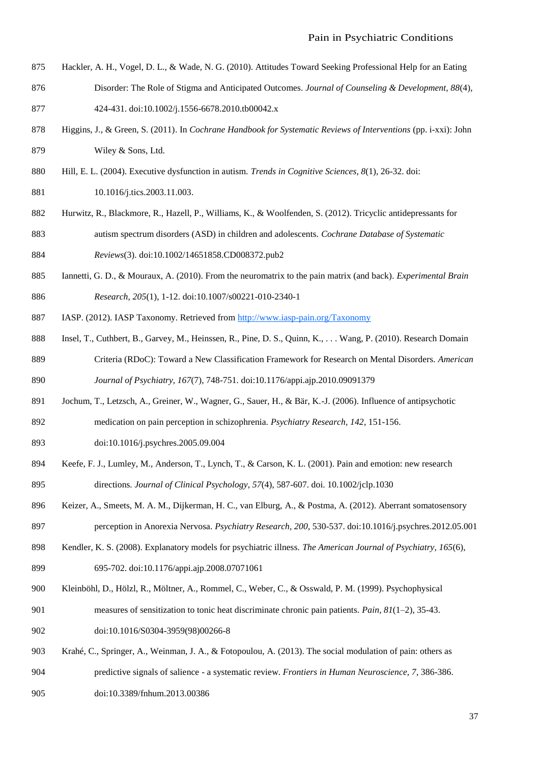Hackler, A. H., Vogel, D. L., & Wade, N. G. (2010). Attitudes Toward Seeking Professional Help for an Eating Disorder: The Role of Stigma and Anticipated Outcomes. *Journal of Counseling & Development, 88*(4), 424-431. doi:10.1002/j.1556-6678.2010.tb00042.x

Higgins, J., & Green, S. (2011). In *Cochrane Handbook for Systematic Reviews of Interventions* (pp. i-xxi): John Wiley & Sons, Ltd.

Hill, E. L. (2004). Executive dysfunction in autism. *Trends in Cognitive Sciences, 8*(1), 26-32. doi: 10.1016/j.tics.2003.11.003.

Hurwitz, R., Blackmore, R., Hazell, P., Williams, K., & Woolfenden, S. (2012). Tricyclic antidepressants for autism spectrum disorders (ASD) in children and adolescents. *Cochrane Database of Systematic Reviews*(3). doi:10.1002/14651858.CD008372.pub2

Iannetti, G. D., & Mouraux, A. (2010). From the neuromatrix to the pain matrix (and back). *Experimental Brain Research, 205*(1), 1-12. doi:10.1007/s00221-010-2340-1

IASP. (2012). IASP Taxonomy. Retrieved from http://www.iasp-pain.org/Taxonomy

Insel, T., Cuthbert, B., Garvey, M., Heinssen, R., Pine, D. S., Quinn, K., . . . Wang, P. (2010). Research Domain Criteria (RDoC): Toward a New Classification Framework for Research on Mental Disorders. *American Journal of Psychiatry, 167*(7), 748-751. doi:10.1176/appi.ajp.2010.09091379

Jochum, T., Letzsch, A., Greiner, W., Wagner, G., Sauer, H., & Bär, K.-J. (2006). Influence of antipsychotic medication on pain perception in schizophrenia. *Psychiatry Research, 142*, 151-156. doi:10.1016/j.psychres.2005.09.004

Keefe, F. J., Lumley, M., Anderson, T., Lynch, T., & Carson, K. L. (2001). Pain and emotion: new research directions. *Journal of Clinical Psychology, 57*(4), 587-607. doi. 10.1002/jclp.1030

Keizer, A., Smeets, M. A. M., Dijkerman, H. C., van Elburg, A., & Postma, A. (2012). Aberrant somatosensory perception in Anorexia Nervosa. *Psychiatry Research, 200*, 530-537. doi:10.1016/j.psychres.2012.05.001

Kendler, K. S. (2008). Explanatory models for psychiatric illness. *The American Journal of Psychiatry, 165*(6), 695-702. doi:10.1176/appi.ajp.2008.07071061

Kleinböhl, D., Hölzl, R., Möltner, A., Rommel, C., Weber, C., & Osswald, P. M. (1999). Psychophysical measures of sensitization to tonic heat discriminate chronic pain patients. *Pain, 81*(1–2), 35-43. doi:10.1016/S0304-3959(98)00266-8

Krahé, C., Springer, A., Weinman, J. A., & Fotopoulou, A. (2013). The social modulation of pain: others as predictive signals of salience - a systematic review. *Frontiers in Human Neuroscience, 7*, 386-386. doi:10.3389/fnhum.2013.00386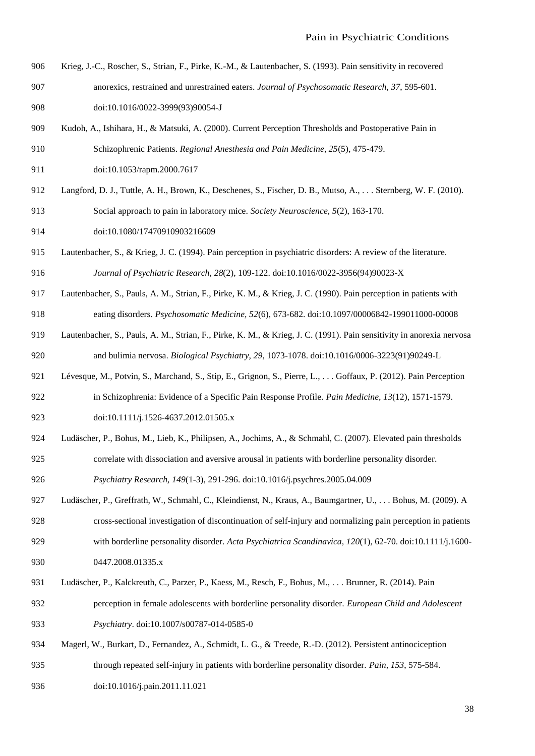Krieg, J.-C., Roscher, S., Strian, F., Pirke, K.-M., & Lautenbacher, S. (1993). Pain sensitivity in recovered anorexics, restrained and unrestrained eaters. *Journal of Psychosomatic Research, 37*, 595-601. doi:10.1016/0022-3999(93)90054-J

Kudoh, A., Ishihara, H., & Matsuki, A. (2000). Current Perception Thresholds and Postoperative Pain in Schizophrenic Patients. *Regional Anesthesia and Pain Medicine, 25*(5), 475-479. doi:10.1053/rapm.2000.7617

Langford, D. J., Tuttle, A. H., Brown, K., Deschenes, S., Fischer, D. B., Mutso, A., . . . Sternberg, W. F. (2010). Social approach to pain in laboratory mice. *Society Neuroscience, 5*(2), 163-170. doi:10.1080/17470910903216609

Lautenbacher, S., & Krieg, J. C. (1994). Pain perception in psychiatric disorders: A review of the literature. *Journal of Psychiatric Research, 28*(2), 109-122. doi:10.1016/0022-3956(94)90023-X

Lautenbacher, S., Pauls, A. M., Strian, F., Pirke, K. M., & Krieg, J. C. (1990). Pain perception in patients with eating disorders. *Psychosomatic Medicine, 52*(6), 673-682. doi:10.1097/00006842-199011000-00008

Lautenbacher, S., Pauls, A. M., Strian, F., Pirke, K. M., & Krieg, J. C. (1991). Pain sensitivity in anorexia nervosa and bulimia nervosa. *Biological Psychiatry, 29*, 1073-1078. doi:10.1016/0006-3223(91)90249-L

Lévesque, M., Potvin, S., Marchand, S., Stip, E., Grignon, S., Pierre, L., . . . Goffaux, P. (2012). Pain Perception in Schizophrenia: Evidence of a Specific Pain Response Profile. *Pain Medicine, 13*(12), 1571-1579. doi:10.1111/j.1526-4637.2012.01505.x

Ludäscher, P., Bohus, M., Lieb, K., Philipsen, A., Jochims, A., & Schmahl, C. (2007). Elevated pain thresholds correlate with dissociation and aversive arousal in patients with borderline personality disorder. *Psychiatry Research, 149*(1-3), 291-296. doi:10.1016/j.psychres.2005.04.009

Ludäscher, P., Greffrath, W., Schmahl, C., Kleindienst, N., Kraus, A., Baumgartner, U., . . . Bohus, M. (2009). A cross-sectional investigation of discontinuation of self-injury and normalizing pain perception in patients with borderline personality disorder. *Acta Psychiatrica Scandinavica, 120*(1), 62-70. doi:10.1111/j.1600-0447.2008.01335.x

Ludäscher, P., Kalckreuth, C., Parzer, P., Kaess, M., Resch, F., Bohus, M., . . . Brunner, R. (2014). Pain perception in female adolescents with borderline personality disorder. *European Child and Adolescent Psychiatry*. doi:10.1007/s00787-014-0585-0

Magerl, W., Burkart, D., Fernandez, A., Schmidt, L. G., & Treede, R.-D. (2012). Persistent antinociception through repeated self-injury in patients with borderline personality disorder. *Pain, 153*, 575-584. doi:10.1016/j.pain.2011.11.021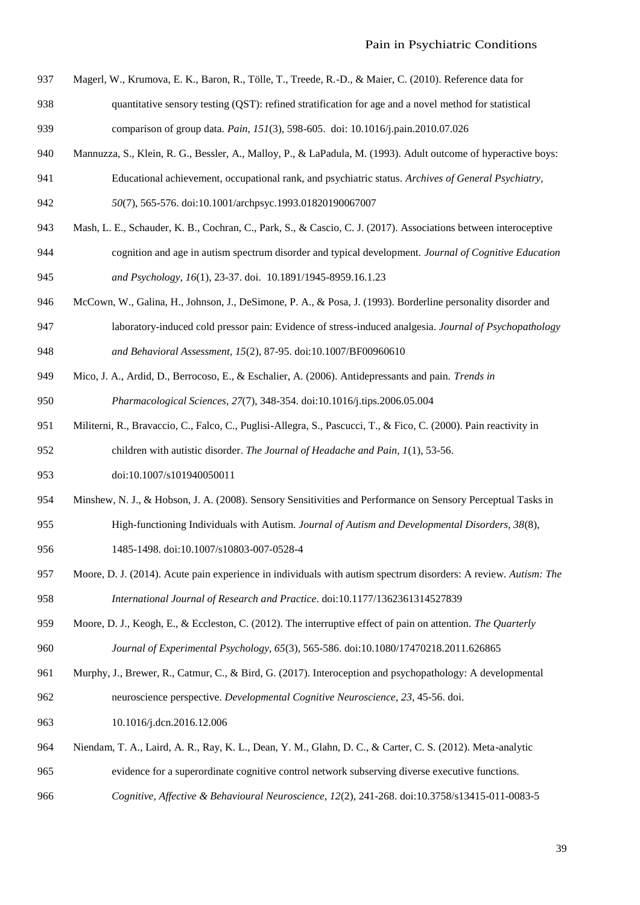Magerl, W., Krumova, E. K., Baron, R., Tölle, T., Treede, R.-D., & Maier, C. (2010). Reference data for quantitative sensory testing (QST): refined stratification for age and a novel method for statistical comparison of group data. *Pain, 151*(3), 598-605. doi: 10.1016/j.pain.2010.07.026

Mannuzza, S., Klein, R. G., Bessler, A., Malloy, P., & LaPadula, M. (1993). Adult outcome of hyperactive boys: Educational achievement, occupational rank, and psychiatric status. *Archives of General Psychiatry, 50*(7), 565-576. doi:10.1001/archpsyc.1993.01820190067007

Mash, L. E., Schauder, K. B., Cochran, C., Park, S., & Cascio, C. J. (2017). Associations between interoceptive cognition and age in autism spectrum disorder and typical development. *Journal of Cognitive Education and Psychology, 16*(1), 23-37. doi. 10.1891/1945-8959.16.1.23

McCown, W., Galina, H., Johnson, J., DeSimone, P. A., & Posa, J. (1993). Borderline personality disorder and laboratory-induced cold pressor pain: Evidence of stress-induced analgesia. *Journal of Psychopathology and Behavioral Assessment, 15*(2), 87-95. doi:10.1007/BF00960610

Mico, J. A., Ardid, D., Berrocoso, E., & Eschalier, A. (2006). Antidepressants and pain. *Trends in Pharmacological Sciences, 27*(7), 348-354. doi:10.1016/j.tips.2006.05.004

Militerni, R., Bravaccio, C., Falco, C., Puglisi-Allegra, S., Pascucci, T., & Fico, C. (2000). Pain reactivity in children with autistic disorder. *The Journal of Headache and Pain, 1*(1), 53-56. doi:10.1007/s101940050011

Minshew, N. J., & Hobson, J. A. (2008). Sensory Sensitivities and Performance on Sensory Perceptual Tasks in High-functioning Individuals with Autism. *Journal of Autism and Developmental Disorders, 38*(8), 1485-1498. doi:10.1007/s10803-007-0528-4

Moore, D. J. (2014). Acute pain experience in individuals with autism spectrum disorders: A review. *Autism: The International Journal of Research and Practice*. doi:10.1177/1362361314527839

Moore, D. J., Keogh, E., & Eccleston, C. (2012). The interruptive effect of pain on attention. *The Quarterly Journal of Experimental Psychology, 65*(3), 565-586. doi:10.1080/17470218.2011.626865

Murphy, J., Brewer, R., Catmur, C., & Bird, G. (2017). Interoception and psychopathology: A developmental neuroscience perspective. *Developmental Cognitive Neuroscience, 23*, 45-56. doi. 10.1016/j.dcn.2016.12.006

Niendam, T. A., Laird, A. R., Ray, K. L., Dean, Y. M., Glahn, D. C., & Carter, C. S. (2012). Meta-analytic evidence for a superordinate cognitive control network subserving diverse executive functions. *Cognitive, Affective & Behavioural Neuroscience, 12*(2), 241-268. doi:10.3758/s13415-011-0083-5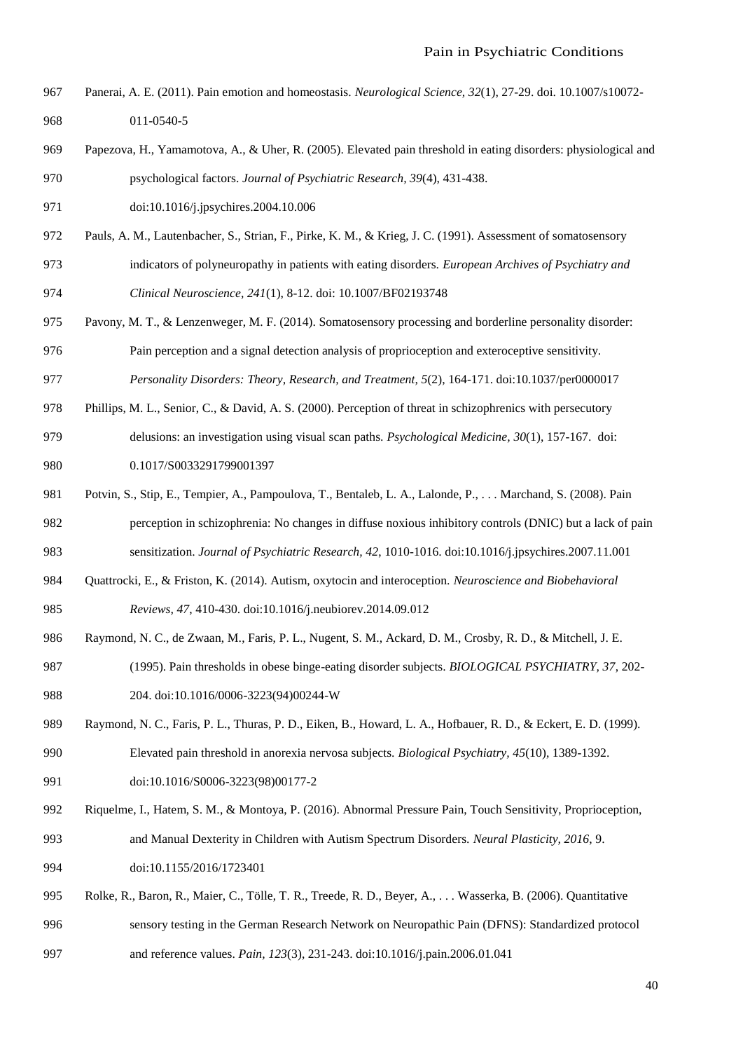Panerai, A. E. (2011). Pain emotion and homeostasis. *Neurological Science, 32*(1), 27-29. doi. 10.1007/s10072-011-0540-5

Papezova, H., Yamamotova, A., & Uher, R. (2005). Elevated pain threshold in eating disorders: physiological and psychological factors. *Journal of Psychiatric Research, 39*(4), 431-438. doi:10.1016/j.jpsychires.2004.10.006

Pauls, A. M., Lautenbacher, S., Strian, F., Pirke, K. M., & Krieg, J. C. (1991). Assessment of somatosensory indicators of polyneuropathy in patients with eating disorders. *European Archives of Psychiatry and Clinical Neuroscience, 241*(1), 8-12. doi: 10.1007/BF02193748

Pavony, M. T., & Lenzenweger, M. F. (2014). Somatosensory processing and borderline personality disorder: Pain perception and a signal detection analysis of proprioception and exteroceptive sensitivity. *Personality Disorders: Theory, Research, and Treatment, 5*(2), 164-171. doi:10.1037/per0000017

Phillips, M. L., Senior, C., & David, A. S. (2000). Perception of threat in schizophrenics with persecutory delusions: an investigation using visual scan paths. *Psychological Medicine, 30*(1), 157-167. doi: 0.1017/S0033291799001397

Potvin, S., Stip, E., Tempier, A., Pampoulova, T., Bentaleb, L. A., Lalonde, P., . . . Marchand, S. (2008). Pain perception in schizophrenia: No changes in diffuse noxious inhibitory controls (DNIC) but a lack of pain sensitization. *Journal of Psychiatric Research, 42*, 1010-1016. doi:10.1016/j.jpsychires.2007.11.001

Quattrocki, E., & Friston, K. (2014). Autism, oxytocin and interoception. *Neuroscience and Biobehavioral Reviews, 47*, 410-430. doi:10.1016/j.neubiorev.2014.09.012

Raymond, N. C., de Zwaan, M., Faris, P. L., Nugent, S. M., Ackard, D. M., Crosby, R. D., & Mitchell, J. E. (1995). Pain thresholds in obese binge-eating disorder subjects. *BIOLOGICAL PSYCHIATRY, 37*, 202-204. doi:10.1016/0006-3223(94)00244-W

Raymond, N. C., Faris, P. L., Thuras, P. D., Eiken, B., Howard, L. A., Hofbauer, R. D., & Eckert, E. D. (1999). Elevated pain threshold in anorexia nervosa subjects. *Biological Psychiatry, 45*(10), 1389-1392. doi:10.1016/S0006-3223(98)00177-2

Riquelme, I., Hatem, S. M., & Montoya, P. (2016). Abnormal Pressure Pain, Touch Sensitivity, Proprioception, and Manual Dexterity in Children with Autism Spectrum Disorders. *Neural Plasticity, 2016*, 9. doi:10.1155/2016/1723401

Rolke, R., Baron, R., Maier, C., Tölle, T. R., Treede, R. D., Beyer, A., . . . Wasserka, B. (2006). Quantitative sensory testing in the German Research Network on Neuropathic Pain (DFNS): Standardized protocol and reference values. *Pain, 123*(3), 231-243. doi:10.1016/j.pain.2006.01.041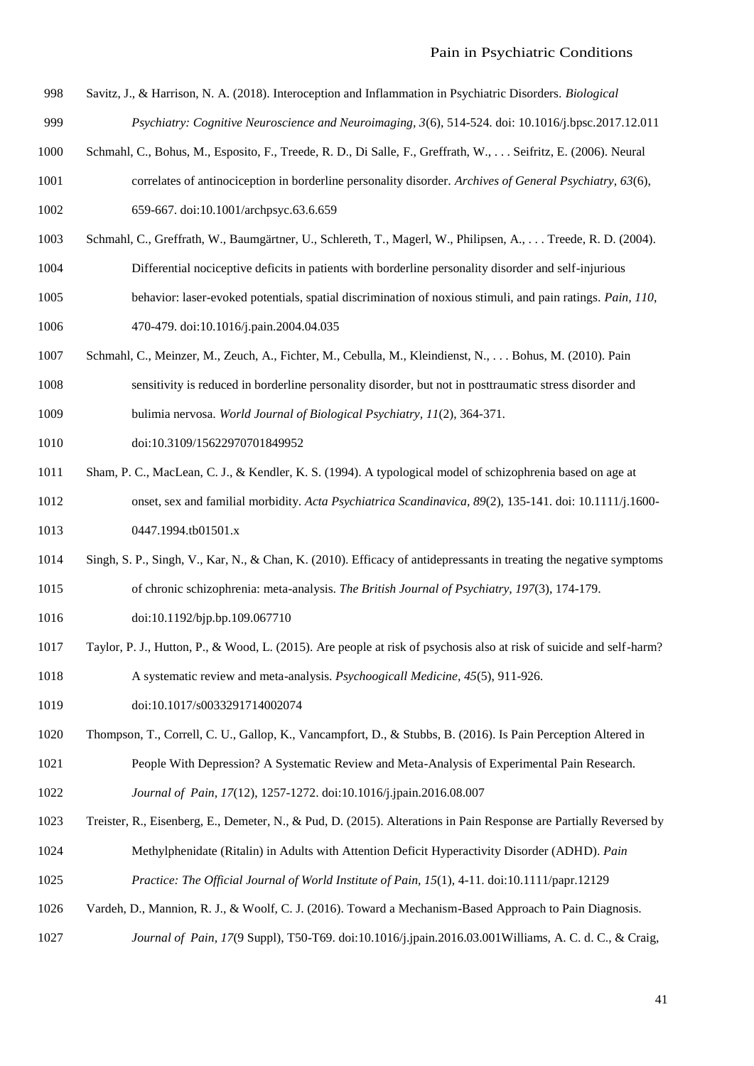Savitz, J., & Harrison, N. A. (2018). Interoception and Inflammation in Psychiatric Disorders. *Biological Psychiatry: Cognitive Neuroscience and Neuroimaging, 3*(6), 514-524. doi: 10.1016/j.bpsc.2017.12.011

Schmahl, C., Bohus, M., Esposito, F., Treede, R. D., Di Salle, F., Greffrath, W., . . . Seifritz, E. (2006). Neural correlates of antinociception in borderline personality disorder. *Archives of General Psychiatry, 63*(6), 659-667. doi:10.1001/archpsyc.63.6.659

Schmahl, C., Greffrath, W., Baumgärtner, U., Schlereth, T., Magerl, W., Philipsen, A., . . . Treede, R. D. (2004). Differential nociceptive deficits in patients with borderline personality disorder and self-injurious behavior: laser-evoked potentials, spatial discrimination of noxious stimuli, and pain ratings. *Pain, 110*, 470-479. doi:10.1016/j.pain.2004.04.035

Schmahl, C., Meinzer, M., Zeuch, A., Fichter, M., Cebulla, M., Kleindienst, N., . . . Bohus, M. (2010). Pain sensitivity is reduced in borderline personality disorder, but not in posttraumatic stress disorder and bulimia nervosa. *World Journal of Biological Psychiatry, 11*(2), 364-371. doi:10.3109/15622970701849952

Sham, P. C., MacLean, C. J., & Kendler, K. S. (1994). A typological model of schizophrenia based on age at onset, sex and familial morbidity. *Acta Psychiatrica Scandinavica, 89*(2), 135-141. doi: 10.1111/j.1600-0447.1994.tb01501.x

Singh, S. P., Singh, V., Kar, N., & Chan, K. (2010). Efficacy of antidepressants in treating the negative symptoms of chronic schizophrenia: meta-analysis. *The British Journal of Psychiatry, 197*(3), 174-179. doi:10.1192/bjp.bp.109.067710

Taylor, P. J., Hutton, P., & Wood, L. (2015). Are people at risk of psychosis also at risk of suicide and self-harm? A systematic review and meta-analysis. *Psychoogicall Medicine, 45*(5), 911-926. doi:10.1017/s0033291714002074

Thompson, T., Correll, C. U., Gallop, K., Vancampfort, D., & Stubbs, B. (2016). Is Pain Perception Altered in People With Depression? A Systematic Review and Meta-Analysis of Experimental Pain Research. *Journal of Pain, 17*(12), 1257-1272. doi:10.1016/j.jpain.2016.08.007

Treister, R., Eisenberg, E., Demeter, N., & Pud, D. (2015). Alterations in Pain Response are Partially Reversed by Methylphenidate (Ritalin) in Adults with Attention Deficit Hyperactivity Disorder (ADHD). *Pain Practice: The Official Journal of World Institute of Pain, 15*(1), 4-11. doi:10.1111/papr.12129

Vardeh, D., Mannion, R. J., & Woolf, C. J. (2016). Toward a Mechanism-Based Approach to Pain Diagnosis. *Journal of Pain, 17*(9 Suppl), T50-T69. doi:10.1016/j.jpain.2016.03.001Williams, A. C. d. C., & Craig,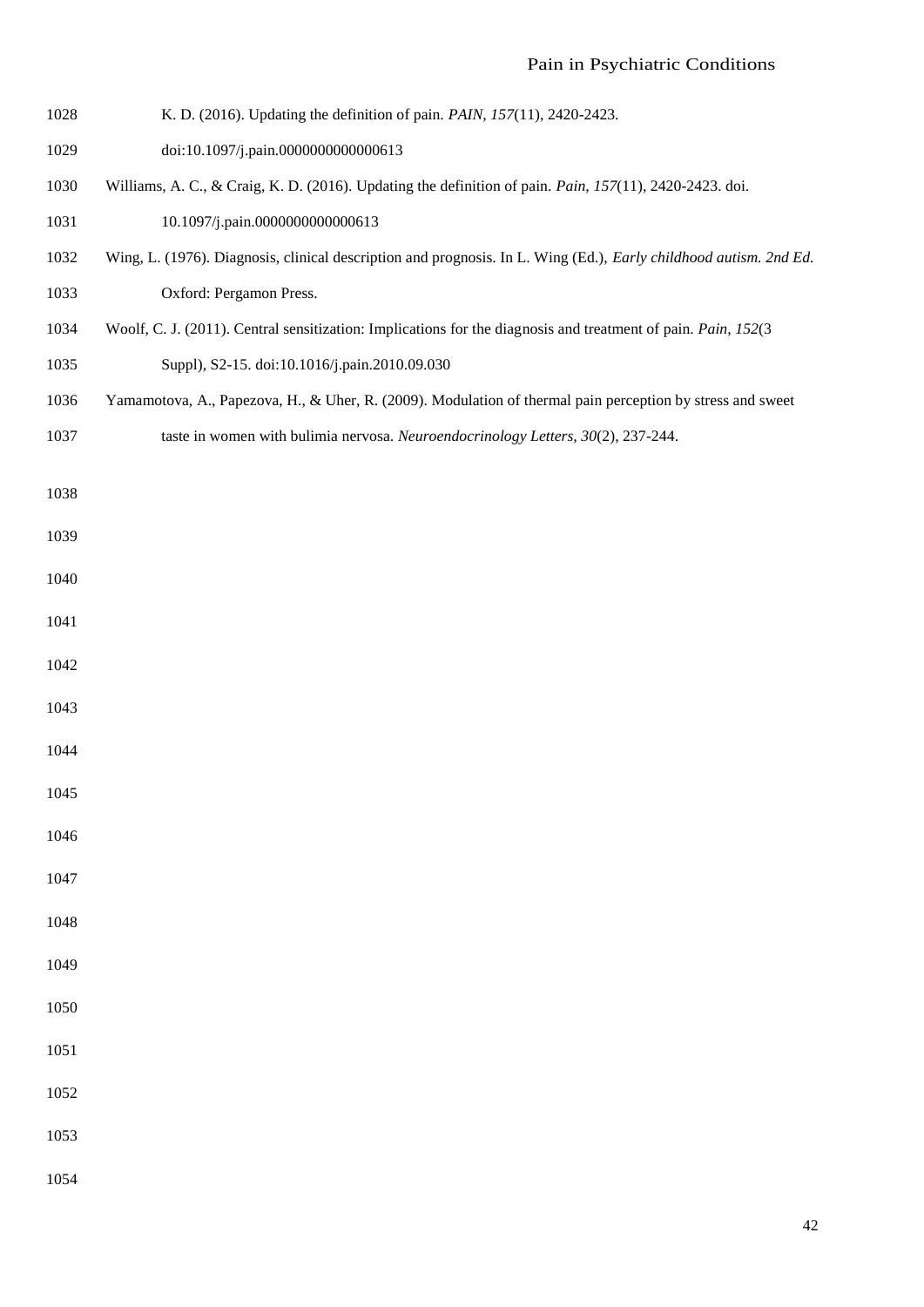K. D. (2016). Updating the definition of pain. *PAIN, 157*(11), 2420-2423. doi:10.1097/j.pain.0000000000000613

Williams, A. C., & Craig, K. D. (2016). Updating the definition of pain. *Pain, 157*(11), 2420-2423. doi. 10.1097/j.pain.0000000000000613

Wing, L. (1976). Diagnosis, clinical description and prognosis. In L. Wing (Ed.), *Early childhood autism. 2nd Ed.* Oxford: Pergamon Press.

Woolf, C. J. (2011). Central sensitization: Implications for the diagnosis and treatment of pain. *Pain, 152*(3 Suppl), S2-15. doi:10.1016/j.pain.2010.09.030

Yamamotova, A., Papezova, H., & Uher, R. (2009). Modulation of thermal pain perception by stress and sweet taste in women with bulimia nervosa. *Neuroendocrinology Letters, 30*(2), 237-244.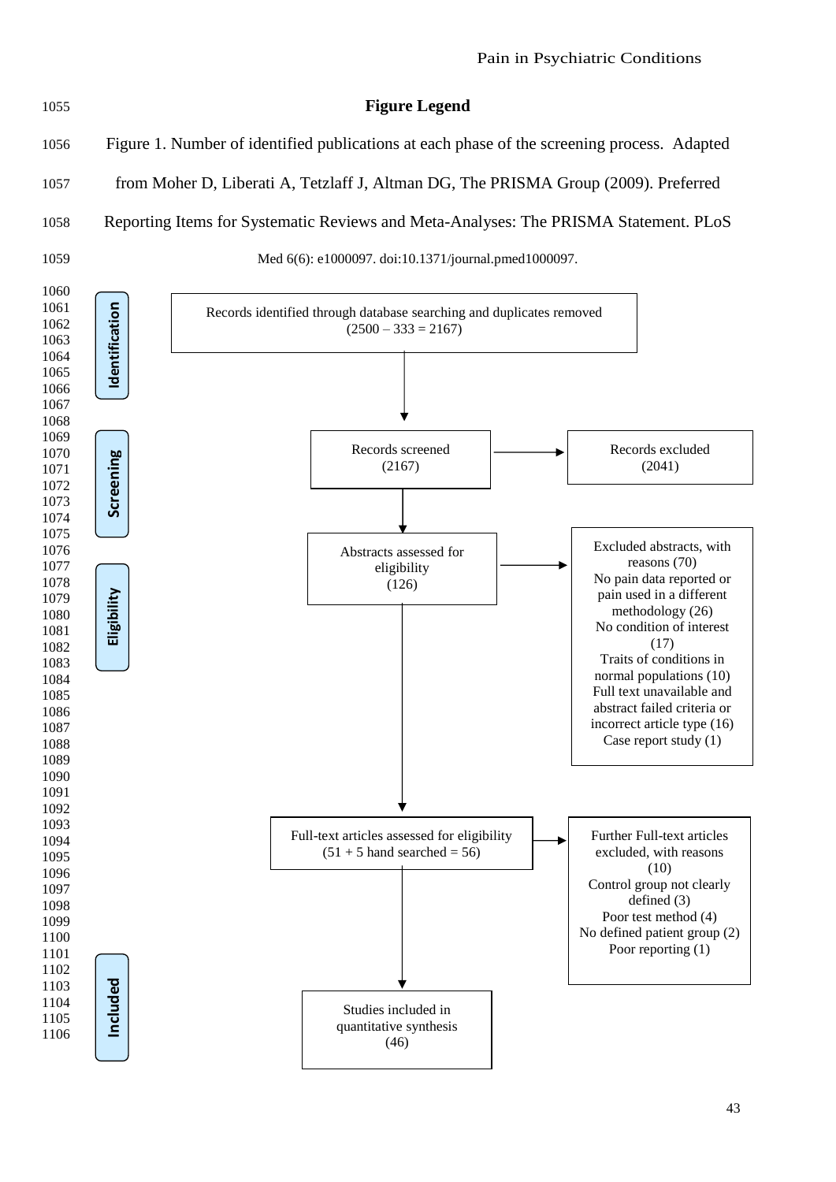## Figure Legend

Figure 1. Number of identified publications at each phase of the screening process. Adapted from Moher D, Liberati A, Tetzlaff J, Altman DG, The PRISMA Group (2009). Preferred Reporting Items for Systematic Reviews and Meta-Analyses: The PRISMA Statement. PLoS Med 6(6): e1000097. doi:10.1371/journal.pmed1000097.

**Identification**

Records identified through database searching and duplicates removed (2500 – 333 = 2167)

**Screening**

Records screened (2167)

Records excluded (2041)

**Eligibility**

Abstracts assessed for eligibility (126)

Excluded abstracts, with reasons (70)
No pain data reported or pain used in a different methodology (26)
No condition of interest (17)
Traits of conditions in normal populations (10)
Full text unavailable and abstract failed criteria or incorrect article type (16)
Case report study (1)

Full-text articles assessed for eligibility (51 + 5 hand searched = 56)

Further Full-text articles excluded, with reasons (10)
Control group not clearly defined (3)
Poor test method (4)
No defined patient group (2)
Poor reporting (1)

**Included**

Studies included in quantitative synthesis (46)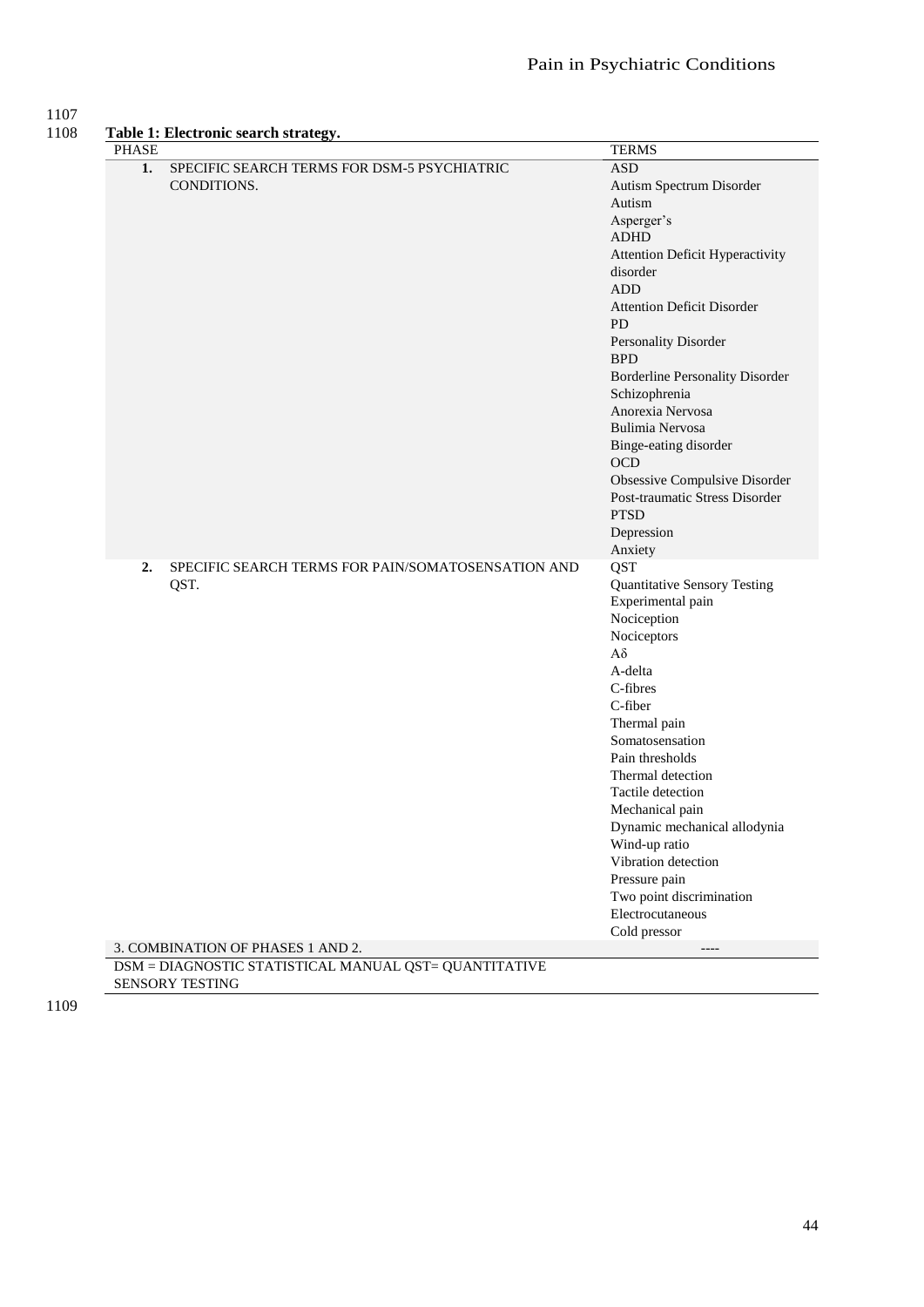**Table 1: Electronic search strategy.**

| PHASE | | TERMS |
|---|---|---|
| **1.** | SPECIFIC SEARCH TERMS FOR DSM-5 PSYCHIATRIC CONDITIONS. | ASD<br>Autism Spectrum Disorder<br>Autism<br>Asperger's<br>ADHD<br>Attention Deficit Hyperactivity disorder<br>ADD<br>Attention Deficit Disorder<br>PD<br>Personality Disorder<br>BPD<br>Borderline Personality Disorder<br>Schizophrenia<br>Anorexia Nervosa<br>Bulimia Nervosa<br>Binge-eating disorder<br>OCD<br>Obsessive Compulsive Disorder<br>Post-traumatic Stress Disorder<br>PTSD<br>Depression<br>Anxiety |
| **2.** | SPECIFIC SEARCH TERMS FOR PAIN/SOMATOSENSATION AND QST. | QST<br>Quantitative Sensory Testing<br>Experimental pain<br>Nociception<br>Nociceptors<br>Aδ<br>A-delta<br>C-fibres<br>C-fiber<br>Thermal pain<br>Somatosensation<br>Pain thresholds<br>Thermal detection<br>Tactile detection<br>Mechanical pain<br>Dynamic mechanical allodynia<br>Wind-up ratio<br>Vibration detection<br>Pressure pain<br>Two point discrimination<br>Electrocutaneous<br>Cold pressor |
| 3. COMBINATION OF PHASES 1 AND 2. | | ---- |

DSM = DIAGNOSTIC STATISTICAL MANUAL QST= QUANTITATIVE SENSORY TESTING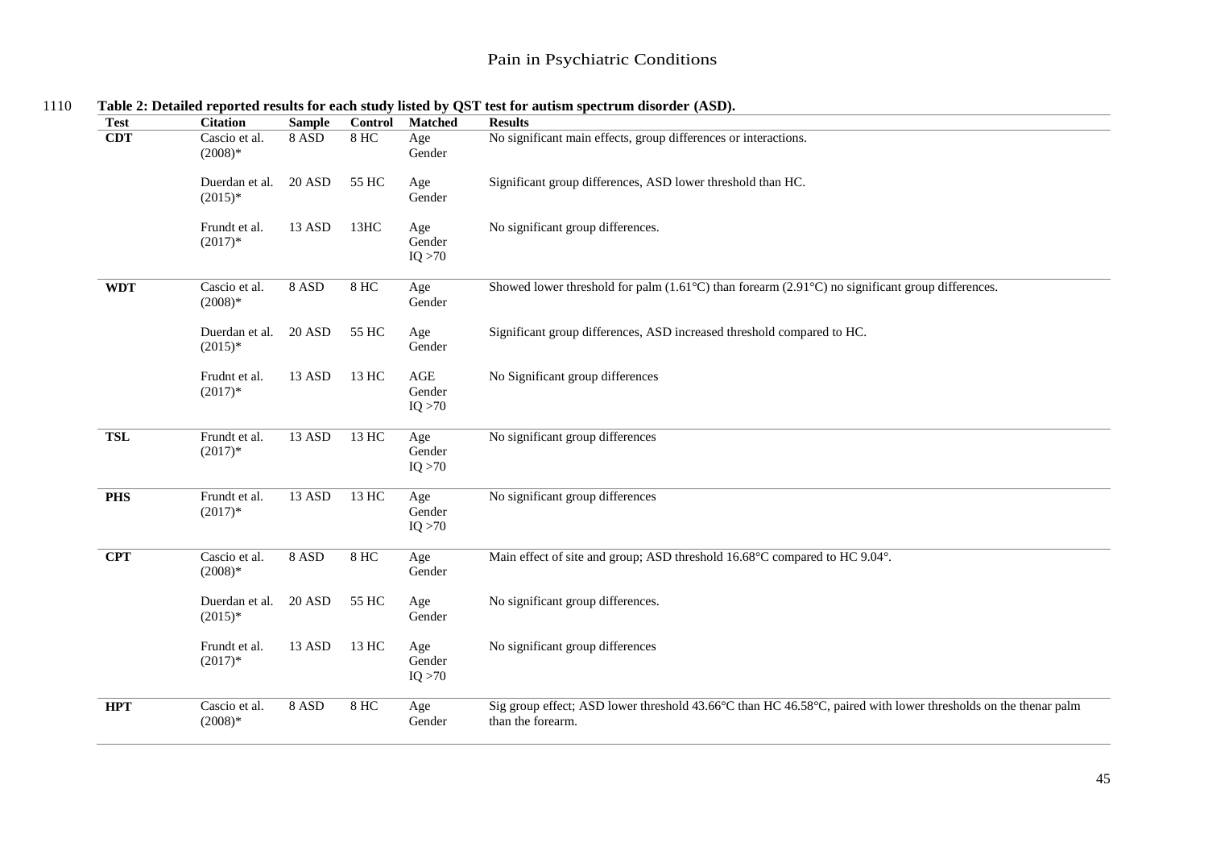**Table 2: Detailed reported results for each study listed by QST test for autism spectrum disorder (ASD).**

| Test | Citation | Sample | Control | Matched | Results |
|---|---|---|---|---|---|
| **CDT** | Cascio et al. (2008)* | 8 ASD | 8 HC | Age Gender | No significant main effects, group differences or interactions. |
| | Duerdan et al. (2015)* | 20 ASD | 55 HC | Age Gender | Significant group differences, ASD lower threshold than HC. |
| | Frundt et al. (2017)* | 13 ASD | 13HC | Age Gender IQ >70 | No significant group differences. |
| **WDT** | Cascio et al. (2008)* | 8 ASD | 8 HC | Age Gender | Showed lower threshold for palm (1.61°C) than forearm (2.91°C) no significant group differences. |
| | Duerdan et al. (2015)* | 20 ASD | 55 HC | Age Gender | Significant group differences, ASD increased threshold compared to HC. |
| | Frudnt et al. (2017)* | 13 ASD | 13 HC | AGE Gender IQ >70 | No Significant group differences |
| **TSL** | Frundt et al. (2017)* | 13 ASD | 13 HC | Age Gender IQ >70 | No significant group differences |
| **PHS** | Frundt et al. (2017)* | 13 ASD | 13 HC | Age Gender IQ >70 | No significant group differences |
| **CPT** | Cascio et al. (2008)* | 8 ASD | 8 HC | Age Gender | Main effect of site and group; ASD threshold 16.68°C compared to HC 9.04°. |
| | Duerdan et al. (2015)* | 20 ASD | 55 HC | Age Gender | No significant group differences. |
| | Frundt et al. (2017)* | 13 ASD | 13 HC | Age Gender IQ >70 | No significant group differences |
| **HPT** | Cascio et al. (2008)* | 8 ASD | 8 HC | Age Gender | Sig group effect; ASD lower threshold 43.66°C than HC 46.58°C, paired with lower thresholds on the thenar palm than the forearm. |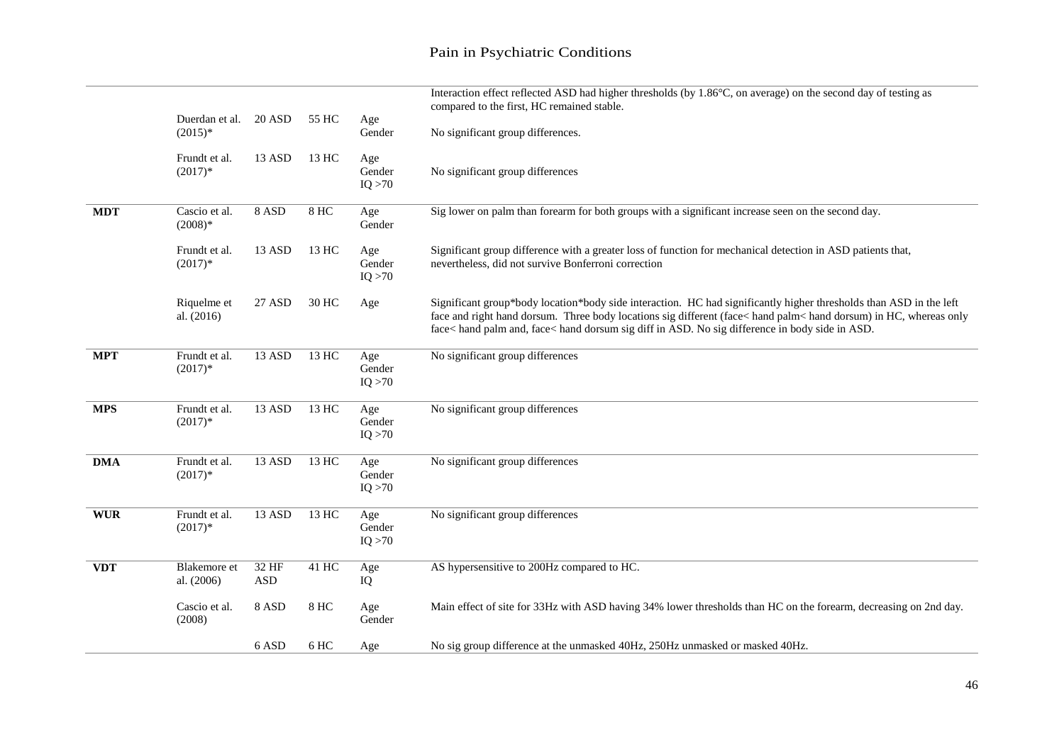|  |  |  |  |  |  |
|---|---|---|---|---|---|
|  |  |  |  |  | Interaction effect reflected ASD had higher thresholds (by 1.86°C, on average) on the second day of testing as compared to the first, HC remained stable. |
|  | Duerdan et al. (2015)* | 20 ASD | 55 HC | Age Gender | No significant group differences. |
|  | Frundt et al. (2017)* | 13 ASD | 13 HC | Age Gender IQ >70 | No significant group differences |
| **MDT** | Cascio et al. (2008)* | 8 ASD | 8 HC | Age Gender | Sig lower on palm than forearm for both groups with a significant increase seen on the second day. |
|  | Frundt et al. (2017)* | 13 ASD | 13 HC | Age Gender IQ >70 | Significant group difference with a greater loss of function for mechanical detection in ASD patients that, nevertheless, did not survive Bonferroni correction |
|  | Riquelme et al. (2016) | 27 ASD | 30 HC | Age | Significant group*body location*body side interaction. HC had significantly higher thresholds than ASD in the left face and right hand dorsum. Three body locations sig different (face< hand palm< hand dorsum) in HC, whereas only face< hand palm and, face< hand dorsum sig diff in ASD. No sig difference in body side in ASD. |
| **MPT** | Frundt et al. (2017)* | 13 ASD | 13 HC | Age Gender IQ >70 | No significant group differences |
| **MPS** | Frundt et al. (2017)* | 13 ASD | 13 HC | Age Gender IQ >70 | No significant group differences |
| **DMA** | Frundt et al. (2017)* | 13 ASD | 13 HC | Age Gender IQ >70 | No significant group differences |
| **WUR** | Frundt et al. (2017)* | 13 ASD | 13 HC | Age Gender IQ >70 | No significant group differences |
| **VDT** | Blakemore et al. (2006) | 32 HF ASD | 41 HC | Age IQ | AS hypersensitive to 200Hz compared to HC. |
|  | Cascio et al. (2008) | 8 ASD | 8 HC | Age Gender | Main effect of site for 33Hz with ASD having 34% lower thresholds than HC on the forearm, decreasing on 2nd day. |
|  |  | 6 ASD | 6 HC | Age | No sig group difference at the unmasked 40Hz, 250Hz unmasked or masked 40Hz. |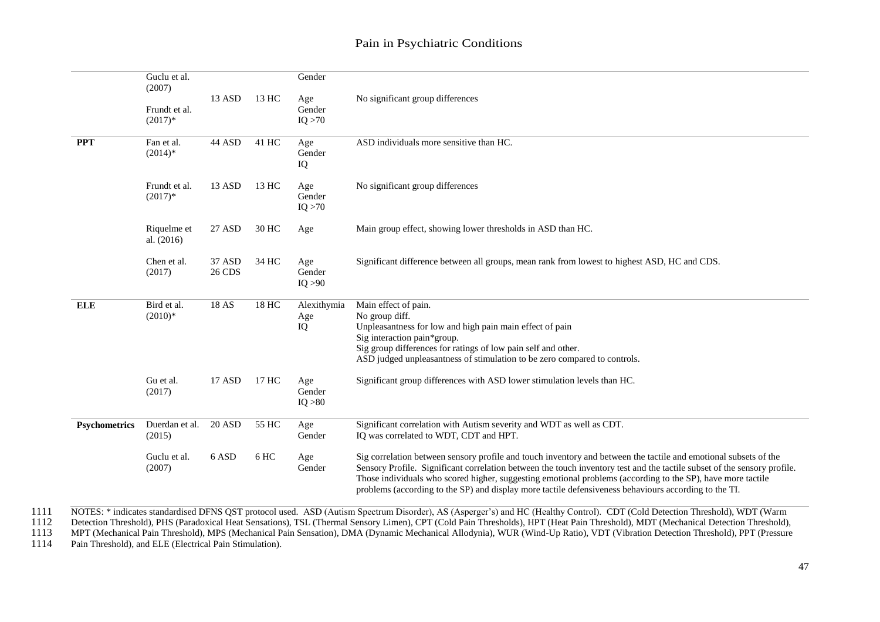| | | | | | |
|---|---|---|---|---|---|
| | Guclu et al. (2007) | | | Gender | |
| | Frundt et al. (2017)* | 13 ASD | 13 HC | Age<br>Gender<br>IQ >70 | No significant group differences |
| **PPT** | Fan et al. (2014)* | 44 ASD | 41 HC | Age<br>Gender<br>IQ | ASD individuals more sensitive than HC. |
| | Frundt et al. (2017)* | 13 ASD | 13 HC | Age<br>Gender<br>IQ >70 | No significant group differences |
| | Riquelme et al. (2016) | 27 ASD | 30 HC | Age | Main group effect, showing lower thresholds in ASD than HC. |
| | Chen et al. (2017) | 37 ASD<br>26 CDS | 34 HC | Age<br>Gender<br>IQ >90 | Significant difference between all groups, mean rank from lowest to highest ASD, HC and CDS. |
| **ELE** | Bird et al. (2010)* | 18 AS | 18 HC | Alexithymia<br>Age<br>IQ | Main effect of pain.<br>No group diff.<br>Unpleasantness for low and high pain main effect of pain<br>Sig interaction pain*group.<br>Sig group differences for ratings of low pain self and other.<br>ASD judged unpleasantness of stimulation to be zero compared to controls. |
| | Gu et al. (2017) | 17 ASD | 17 HC | Age<br>Gender<br>IQ >80 | Significant group differences with ASD lower stimulation levels than HC. |
| **Psychometrics** | Duerdan et al. (2015) | 20 ASD | 55 HC | Age<br>Gender | Significant correlation with Autism severity and WDT as well as CDT.<br>IQ was correlated to WDT, CDT and HPT. |
| | Guclu et al. (2007) | 6 ASD | 6 HC | Age<br>Gender | Sig correlation between sensory profile and touch inventory and between the tactile and emotional subsets of the Sensory Profile. Significant correlation between the touch inventory test and the tactile subset of the sensory profile. Those individuals who scored higher, suggesting emotional problems (according to the SP), have more tactile problems (according to the SP) and display more tactile defensiveness behaviours according to the TI. |

1111 NOTES: * indicates standardised DFNS QST protocol used. ASD (Autism Spectrum Disorder), AS (Asperger's) and HC (Healthy Control). CDT (Cold Detection Threshold), WDT (Warm
1112 Detection Threshold), PHS (Paradoxical Heat Sensations), TSL (Thermal Sensory Limen), CPT (Cold Pain Thresholds), HPT (Heat Pain Threshold), MDT (Mechanical Detection Threshold),
1113 MPT (Mechanical Pain Threshold), MPS (Mechanical Pain Sensation), DMA (Dynamic Mechanical Allodynia), WUR (Wind-Up Ratio), VDT (Vibration Detection Threshold), PPT (Pressure
1114 Pain Threshold), and ELE (Electrical Pain Stimulation).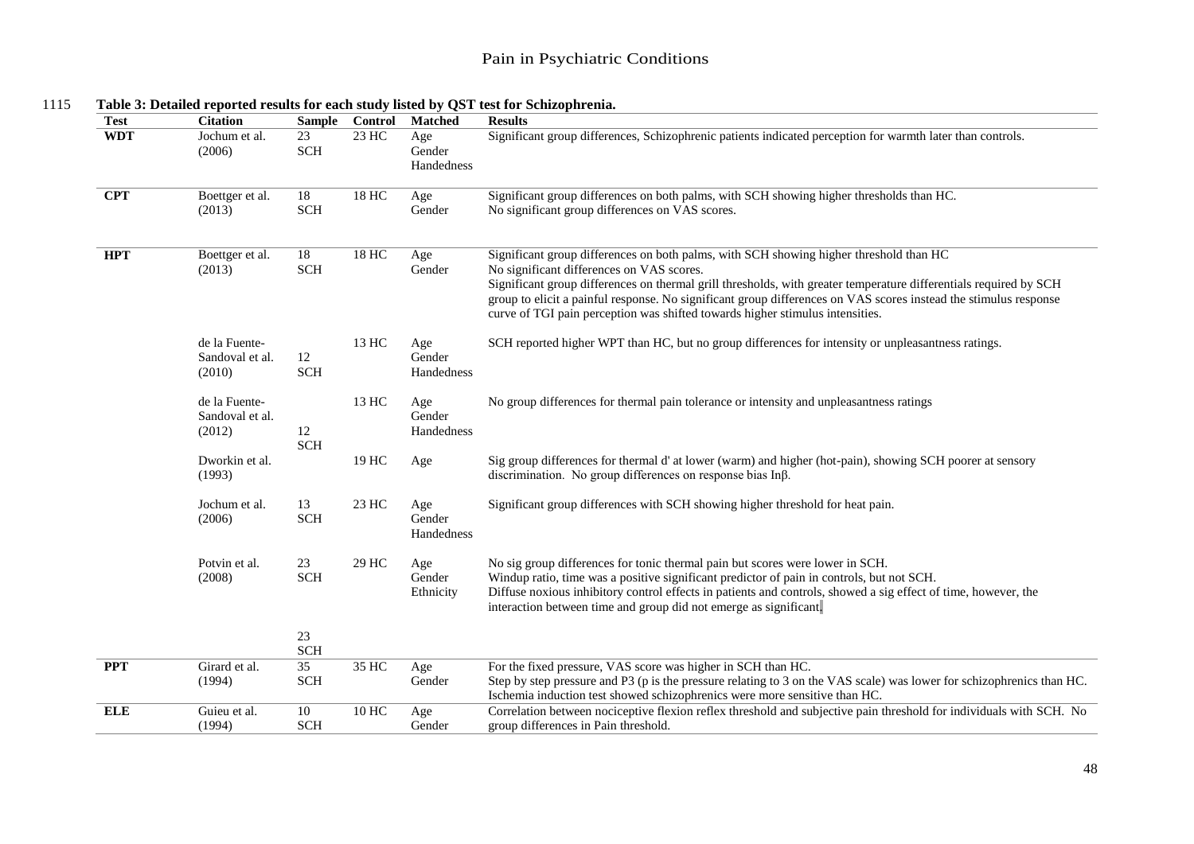**Table 3: Detailed reported results for each study listed by QST test for Schizophrenia.**

| Test | Citation | Sample | Control | Matched | Results |
|---|---|---|---|---|---|
| **WDT** | Jochum et al. (2006) | 23 SCH | 23 HC | Age Gender Handedness | Significant group differences, Schizophrenic patients indicated perception for warmth later than controls. |
| **CPT** | Boettger et al. (2013) | 18 SCH | 18 HC | Age Gender | Significant group differences on both palms, with SCH showing higher thresholds than HC. No significant group differences on VAS scores. |
| **HPT** | Boettger et al. (2013) | 18 SCH | 18 HC | Age Gender | Significant group differences on both palms, with SCH showing higher threshold than HC No significant group differences on VAS scores. Significant group differences on thermal grill thresholds, with greater temperature differentials required by SCH group to elicit a painful response. No significant group differences on VAS scores instead the stimulus response curve of TGI pain perception was shifted towards higher stimulus intensities. |
| | de la Fuente-Sandoval et al. (2010) | 12 SCH | 13 HC | Age Gender Handedness | SCH reported higher WPT than HC, but no group differences for intensity or unpleasantness ratings. |
| | de la Fuente-Sandoval et al. (2012) | 12 SCH | 13 HC | Age Gender Handedness | No group differences for thermal pain tolerance or intensity and unpleasantness ratings |
| | Dworkin et al. (1993) | | 19 HC | Age | Sig group differences for thermal d' at lower (warm) and higher (hot-pain), showing SCH poorer at sensory discrimination. No group differences on response bias Inβ. |
| | Jochum et al. (2006) | 13 SCH | 23 HC | Age Gender Handedness | Significant group differences with SCH showing higher threshold for heat pain. |
| | Potvin et al. (2008) | 23 SCH | 29 HC | Age Gender Ethnicity | No sig group differences for tonic thermal pain but scores were lower in SCH. Windup ratio, time was a positive significant predictor of pain in controls, but not SCH. Diffuse noxious inhibitory control effects in patients and controls, showed a sig effect of time, however, the interaction between time and group did not emerge as significant. |
| | | 23 SCH | | | |
| **PPT** | Girard et al. (1994) | 35 SCH | 35 HC | Age Gender | For the fixed pressure, VAS score was higher in SCH than HC. Step by step pressure and P3 (p is the pressure relating to 3 on the VAS scale) was lower for schizophrenics than HC. Ischemia induction test showed schizophrenics were more sensitive than HC. |
| **ELE** | Guieu et al. (1994) | 10 SCH | 10 HC | Age Gender | Correlation between nociceptive flexion reflex threshold and subjective pain threshold for individuals with SCH. No group differences in Pain threshold. |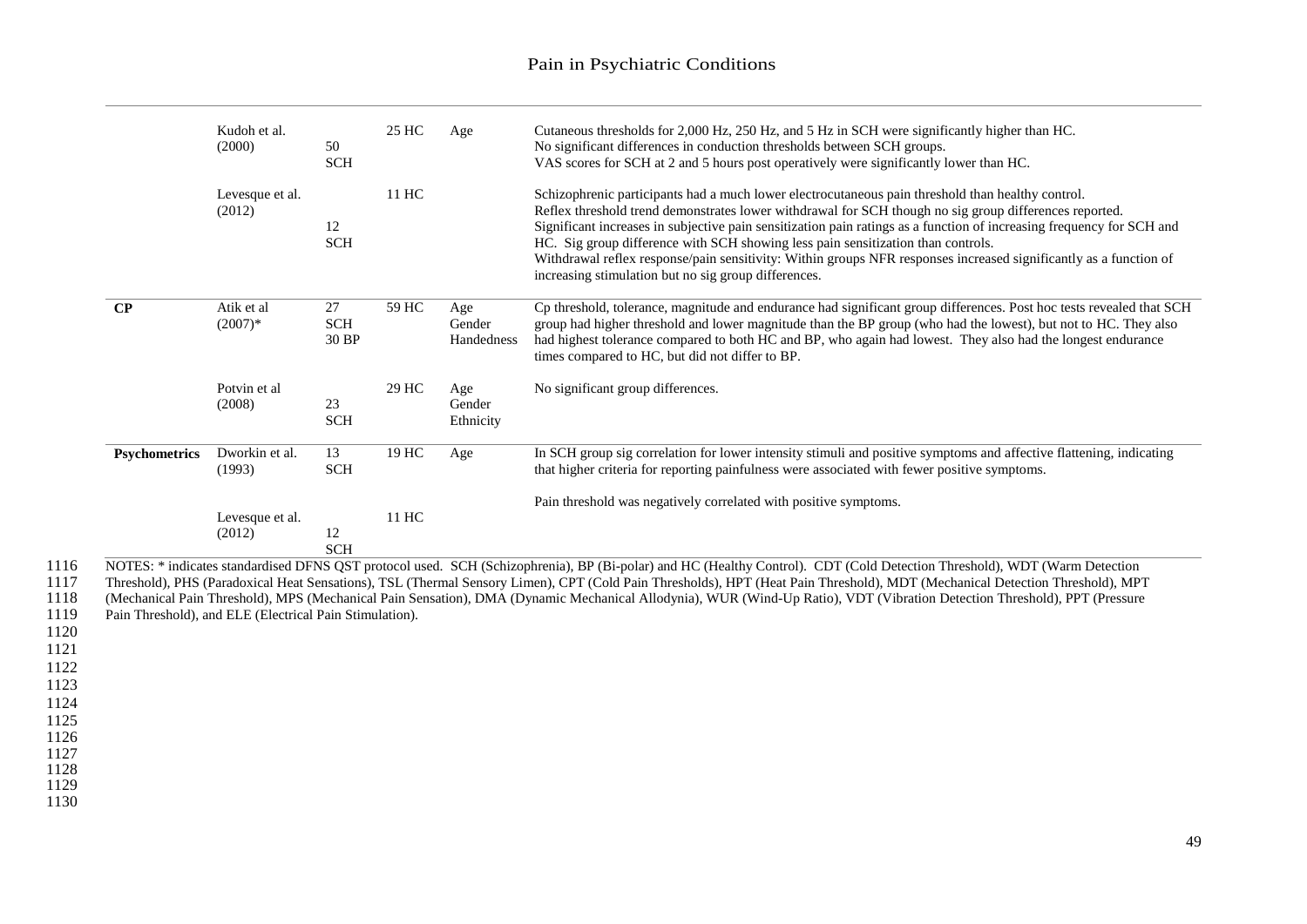| | | | | | |
|---|---|---|---|---|---|
| | Kudoh et al. (2000) | 50 SCH | 25 HC | Age | Cutaneous thresholds for 2,000 Hz, 250 Hz, and 5 Hz in SCH were significantly higher than HC. No significant differences in conduction thresholds between SCH groups. VAS scores for SCH at 2 and 5 hours post operatively were significantly lower than HC. |
| | Levesque et al. (2012) | 12 SCH | 11 HC | | Schizophrenic participants had a much lower electrocutaneous pain threshold than healthy control. Reflex threshold trend demonstrates lower withdrawal for SCH though no sig group differences reported. Significant increases in subjective pain sensitization pain ratings as a function of increasing frequency for SCH and HC. Sig group difference with SCH showing less pain sensitization than controls. Withdrawal reflex response/pain sensitivity: Within groups NFR responses increased significantly as a function of increasing stimulation but no sig group differences. |
| **CP** | Atik et al (2007)* | 27 SCH 30 BP | 59 HC | Age Gender Handedness | Cp threshold, tolerance, magnitude and endurance had significant group differences. Post hoc tests revealed that SCH group had higher threshold and lower magnitude than the BP group (who had the lowest), but not to HC. They also had highest tolerance compared to both HC and BP, who again had lowest. They also had the longest endurance times compared to HC, but did not differ to BP. |
| | Potvin et al (2008) | 23 SCH | 29 HC | Age Gender Ethnicity | No significant group differences. |
| **Psychometrics** | Dworkin et al. (1993) | 13 SCH | 19 HC | Age | In SCH group sig correlation for lower intensity stimuli and positive symptoms and affective flattening, indicating that higher criteria for reporting painfulness were associated with fewer positive symptoms. |
| | Levesque et al. (2012) | 12 SCH | 11 HC | | Pain threshold was negatively correlated with positive symptoms. |

NOTES: * indicates standardised DFNS QST protocol used. SCH (Schizophrenia), BP (Bi-polar) and HC (Healthy Control). CDT (Cold Detection Threshold), WDT (Warm Detection Threshold), PHS (Paradoxical Heat Sensations), TSL (Thermal Sensory Limen), CPT (Cold Pain Thresholds), HPT (Heat Pain Threshold), MDT (Mechanical Detection Threshold), MPT (Mechanical Pain Threshold), MPS (Mechanical Pain Sensation), DMA (Dynamic Mechanical Allodynia), WUR (Wind-Up Ratio), VDT (Vibration Detection Threshold), PPT (Pressure Pain Threshold), and ELE (Electrical Pain Stimulation).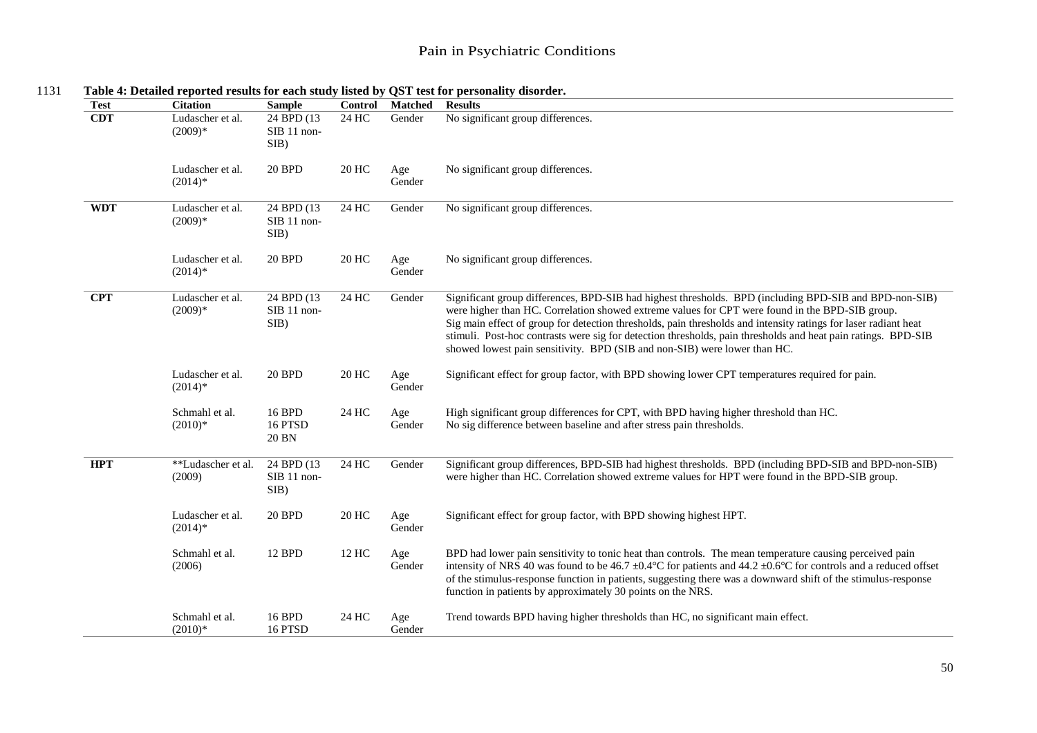**Table 4: Detailed reported results for each study listed by QST test for personality disorder.**

| Test | Citation | Sample | Control | Matched | Results |
|---|---|---|---|---|---|
| **CDT** | Ludascher et al. (2009)* | 24 BPD (13 SIB 11 non-SIB) | 24 HC | Gender | No significant group differences. |
| | Ludascher et al. (2014)* | 20 BPD | 20 HC | Age Gender | No significant group differences. |
| **WDT** | Ludascher et al. (2009)* | 24 BPD (13 SIB 11 non-SIB) | 24 HC | Gender | No significant group differences. |
| | Ludascher et al. (2014)* | 20 BPD | 20 HC | Age Gender | No significant group differences. |
| **CPT** | Ludascher et al. (2009)* | 24 BPD (13 SIB 11 non-SIB) | 24 HC | Gender | Significant group differences, BPD-SIB had highest thresholds. BPD (including BPD-SIB and BPD-non-SIB) were higher than HC. Correlation showed extreme values for CPT were found in the BPD-SIB group. Sig main effect of group for detection thresholds, pain thresholds and intensity ratings for laser radiant heat stimuli. Post-hoc contrasts were sig for detection thresholds, pain thresholds and heat pain ratings. BPD-SIB showed lowest pain sensitivity. BPD (SIB and non-SIB) were lower than HC. |
| | Ludascher et al. (2014)* | 20 BPD | 20 HC | Age Gender | Significant effect for group factor, with BPD showing lower CPT temperatures required for pain. |
| | Schmahl et al. (2010)* | 16 BPD 16 PTSD 20 BN | 24 HC | Age Gender | High significant group differences for CPT, with BPD having higher threshold than HC. No sig difference between baseline and after stress pain thresholds. |
| **HPT** | **Ludascher et al. (2009) | 24 BPD (13 SIB 11 non-SIB) | 24 HC | Gender | Significant group differences, BPD-SIB had highest thresholds. BPD (including BPD-SIB and BPD-non-SIB) were higher than HC. Correlation showed extreme values for HPT were found in the BPD-SIB group. |
| | Ludascher et al. (2014)* | 20 BPD | 20 HC | Age Gender | Significant effect for group factor, with BPD showing highest HPT. |
| | Schmahl et al. (2006) | 12 BPD | 12 HC | Age Gender | BPD had lower pain sensitivity to tonic heat than controls. The mean temperature causing perceived pain intensity of NRS 40 was found to be 46.7 ±0.4°C for patients and 44.2 ±0.6°C for controls and a reduced offset of the stimulus-response function in patients, suggesting there was a downward shift of the stimulus-response function in patients by approximately 30 points on the NRS. |
| | Schmahl et al. (2010)* | 16 BPD 16 PTSD | 24 HC | Age Gender | Trend towards BPD having higher thresholds than HC, no significant main effect. |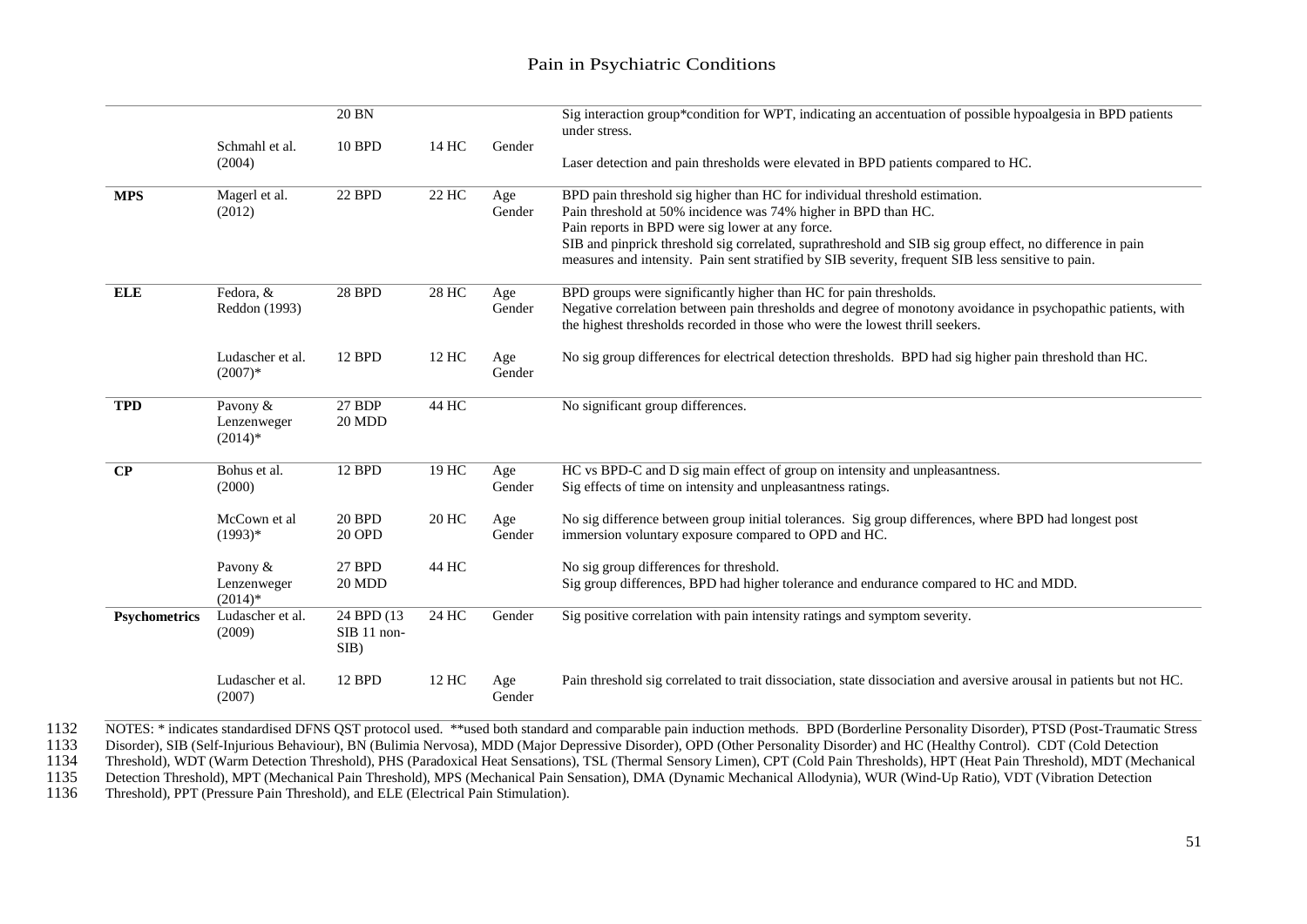| | | | | | |
|---|---|---|---|---|---|
| | | 20 BN | | | Sig interaction group*condition for WPT, indicating an accentuation of possible hypoalgesia in BPD patients under stress. |
| | Schmahl et al. (2004) | 10 BPD | 14 HC | Gender | Laser detection and pain thresholds were elevated in BPD patients compared to HC. |
| **MPS** | Magerl et al. (2012) | 22 BPD | 22 HC | Age Gender | BPD pain threshold sig higher than HC for individual threshold estimation. Pain threshold at 50% incidence was 74% higher in BPD than HC. Pain reports in BPD were sig lower at any force. SIB and pinprick threshold sig correlated, suprathreshold and SIB sig group effect, no difference in pain measures and intensity. Pain sent stratified by SIB severity, frequent SIB less sensitive to pain. |
| **ELE** | Fedora, & Reddon (1993) | 28 BPD | 28 HC | Age Gender | BPD groups were significantly higher than HC for pain thresholds. Negative correlation between pain thresholds and degree of monotony avoidance in psychopathic patients, with the highest thresholds recorded in those who were the lowest thrill seekers. |
| | Ludascher et al. (2007)* | 12 BPD | 12 HC | Age Gender | No sig group differences for electrical detection thresholds. BPD had sig higher pain threshold than HC. |
| **TPD** | Pavony & Lenzenweger (2014)* | 27 BDP 20 MDD | 44 HC | | No significant group differences. |
| **CP** | Bohus et al. (2000) | 12 BPD | 19 HC | Age Gender | HC vs BPD-C and D sig main effect of group on intensity and unpleasantness. Sig effects of time on intensity and unpleasantness ratings. |
| | McCown et al (1993)* | 20 BPD 20 OPD | 20 HC | Age Gender | No sig difference between group initial tolerances. Sig group differences, where BPD had longest post immersion voluntary exposure compared to OPD and HC. |
| | Pavony & Lenzenweger (2014)* | 27 BPD 20 MDD | 44 HC | | No sig group differences for threshold. Sig group differences, BPD had higher tolerance and endurance compared to HC and MDD. |
| **Psychometrics** | Ludascher et al. (2009) | 24 BPD (13 SIB 11 non-SIB) | 24 HC | Gender | Sig positive correlation with pain intensity ratings and symptom severity. |
| | Ludascher et al. (2007) | 12 BPD | 12 HC | Age Gender | Pain threshold sig correlated to trait dissociation, state dissociation and aversive arousal in patients but not HC. |

NOTES: * indicates standardised DFNS QST protocol used. **used both standard and comparable pain induction methods. BPD (Borderline Personality Disorder), PTSD (Post-Traumatic Stress Disorder), SIB (Self-Injurious Behaviour), BN (Bulimia Nervosa), MDD (Major Depressive Disorder), OPD (Other Personality Disorder) and HC (Healthy Control). CDT (Cold Detection Threshold), WDT (Warm Detection Threshold), PHS (Paradoxical Heat Sensations), TSL (Thermal Sensory Limen), CPT (Cold Pain Thresholds), HPT (Heat Pain Threshold), MDT (Mechanical Detection Threshold), MPT (Mechanical Pain Threshold), MPS (Mechanical Pain Sensation), DMA (Dynamic Mechanical Allodynia), WUR (Wind-Up Ratio), VDT (Vibration Detection Threshold), PPT (Pressure Pain Threshold), and ELE (Electrical Pain Stimulation).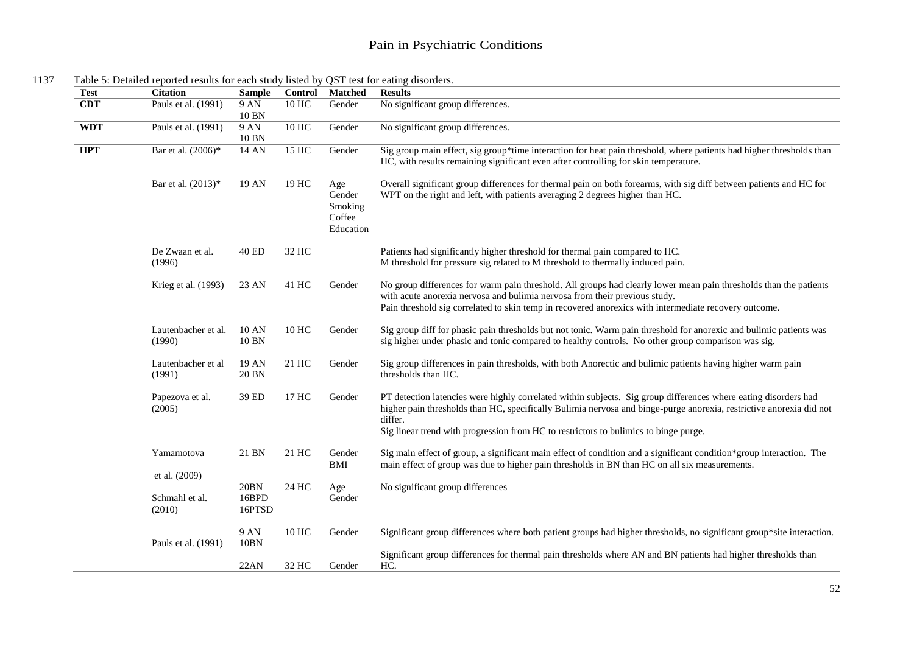1137 Table 5: Detailed reported results for each study listed by QST test for eating disorders.

| Test | Citation | Sample | Control | Matched | Results |
|---|---|---|---|---|---|
| **CDT** | Pauls et al. (1991) | 9 AN 10 BN | 10 HC | Gender | No significant group differences. |
| **WDT** | Pauls et al. (1991) | 9 AN 10 BN | 10 HC | Gender | No significant group differences. |
| **HPT** | Bar et al. (2006)* | 14 AN | 15 HC | Gender | Sig group main effect, sig group*time interaction for heat pain threshold, where patients had higher thresholds than HC, with results remaining significant even after controlling for skin temperature. |
| | Bar et al. (2013)* | 19 AN | 19 HC | Age Gender Smoking Coffee Education | Overall significant group differences for thermal pain on both forearms, with sig diff between patients and HC for WPT on the right and left, with patients averaging 2 degrees higher than HC. |
| | De Zwaan et al. (1996) | 40 ED | 32 HC | | Patients had significantly higher threshold for thermal pain compared to HC. M threshold for pressure sig related to M threshold to thermally induced pain. |
| | Krieg et al. (1993) | 23 AN | 41 HC | Gender | No group differences for warm pain threshold. All groups had clearly lower mean pain thresholds than the patients with acute anorexia nervosa and bulimia nervosa from their previous study. Pain threshold sig correlated to skin temp in recovered anorexics with intermediate recovery outcome. |
| | Lautenbacher et al. (1990) | 10 AN 10 BN | 10 HC | Gender | Sig group diff for phasic pain thresholds but not tonic. Warm pain threshold for anorexic and bulimic patients was sig higher under phasic and tonic compared to healthy controls. No other group comparison was sig. |
| | Lautenbacher et al (1991) | 19 AN 20 BN | 21 HC | Gender | Sig group differences in pain thresholds, with both Anorectic and bulimic patients having higher warm pain thresholds than HC. |
| | Papezova et al. (2005) | 39 ED | 17 HC | Gender | PT detection latencies were highly correlated within subjects. Sig group differences where eating disorders had higher pain thresholds than HC, specifically Bulimia nervosa and binge-purge anorexia, restrictive anorexia did not differ. Sig linear trend with progression from HC to restrictors to bulimics to binge purge. |
| | Yamamotova et al. (2009) | 21 BN | 21 HC | Gender BMI | Sig main effect of group, a significant main effect of condition and a significant condition*group interaction. The main effect of group was due to higher pain thresholds in BN than HC on all six measurements. |
| | Schmahl et al. (2010) | 20BN 16BPD 16PTSD | 24 HC | Age Gender | No significant group differences |
| | Pauls et al. (1991) | 9 AN 10BN | 10 HC | Gender | Significant group differences where both patient groups had higher thresholds, no significant group*site interaction. |
| | | 22AN | 32 HC | Gender | Significant group differences for thermal pain thresholds where AN and BN patients had higher thresholds than HC. |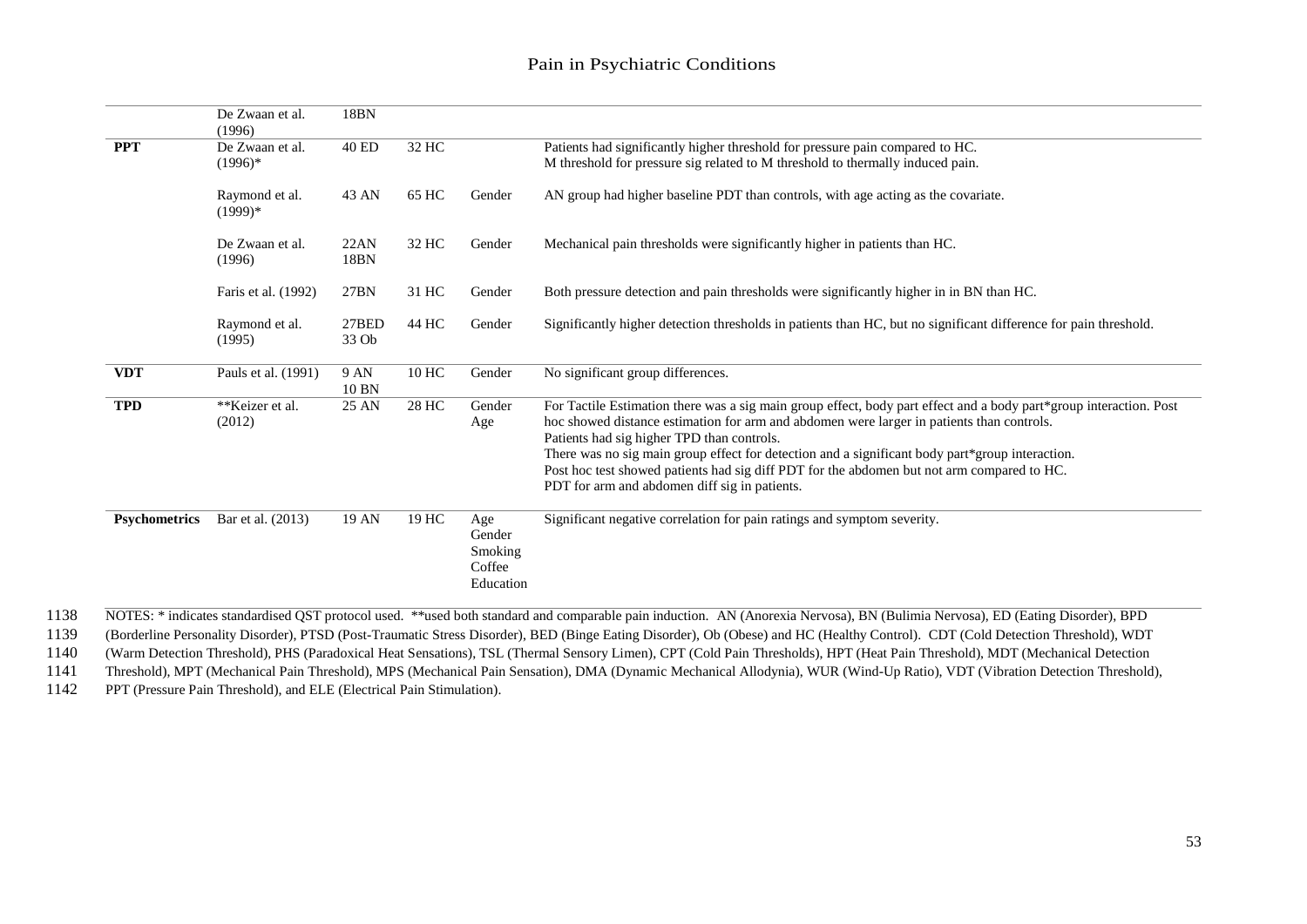| | | | | | |
|---|---|---|---|---|---|
| | De Zwaan et al. (1996) | 18BN | | | |
| **PPT** | De Zwaan et al. (1996)* | 40 ED | 32 HC | | Patients had significantly higher threshold for pressure pain compared to HC. M threshold for pressure sig related to M threshold to thermally induced pain. |
| | Raymond et al. (1999)* | 43 AN | 65 HC | Gender | AN group had higher baseline PDT than controls, with age acting as the covariate. |
| | De Zwaan et al. (1996) | 22AN 18BN | 32 HC | Gender | Mechanical pain thresholds were significantly higher in patients than HC. |
| | Faris et al. (1992) | 27BN | 31 HC | Gender | Both pressure detection and pain thresholds were significantly higher in in BN than HC. |
| | Raymond et al. (1995) | 27BED 33 Ob | 44 HC | Gender | Significantly higher detection thresholds in patients than HC, but no significant difference for pain threshold. |
| **VDT** | Pauls et al. (1991) | 9 AN 10 BN | 10 HC | Gender | No significant group differences. |
| **TPD** | **Keizer et al. (2012) | 25 AN | 28 HC | Gender Age | For Tactile Estimation there was a sig main group effect, body part effect and a body part*group interaction. Post hoc showed distance estimation for arm and abdomen were larger in patients than controls. Patients had sig higher TPD than controls. There was no sig main group effect for detection and a significant body part*group interaction. Post hoc test showed patients had sig diff PDT for the abdomen but not arm compared to HC. PDT for arm and abdomen diff sig in patients. |
| **Psychometrics** | Bar et al. (2013) | 19 AN | 19 HC | Age Gender Smoking Coffee Education | Significant negative correlation for pain ratings and symptom severity. |

NOTES: * indicates standardised QST protocol used. **used both standard and comparable pain induction. AN (Anorexia Nervosa), BN (Bulimia Nervosa), ED (Eating Disorder), BPD (Borderline Personality Disorder), PTSD (Post-Traumatic Stress Disorder), BED (Binge Eating Disorder), Ob (Obese) and HC (Healthy Control). CDT (Cold Detection Threshold), WDT (Warm Detection Threshold), PHS (Paradoxical Heat Sensations), TSL (Thermal Sensory Limen), CPT (Cold Pain Thresholds), HPT (Heat Pain Threshold), MDT (Mechanical Detection Threshold), MPT (Mechanical Pain Threshold), MPS (Mechanical Pain Sensation), DMA (Dynamic Mechanical Allodynia), WUR (Wind-Up Ratio), VDT (Vibration Detection Threshold), PPT (Pressure Pain Threshold), and ELE (Electrical Pain Stimulation).